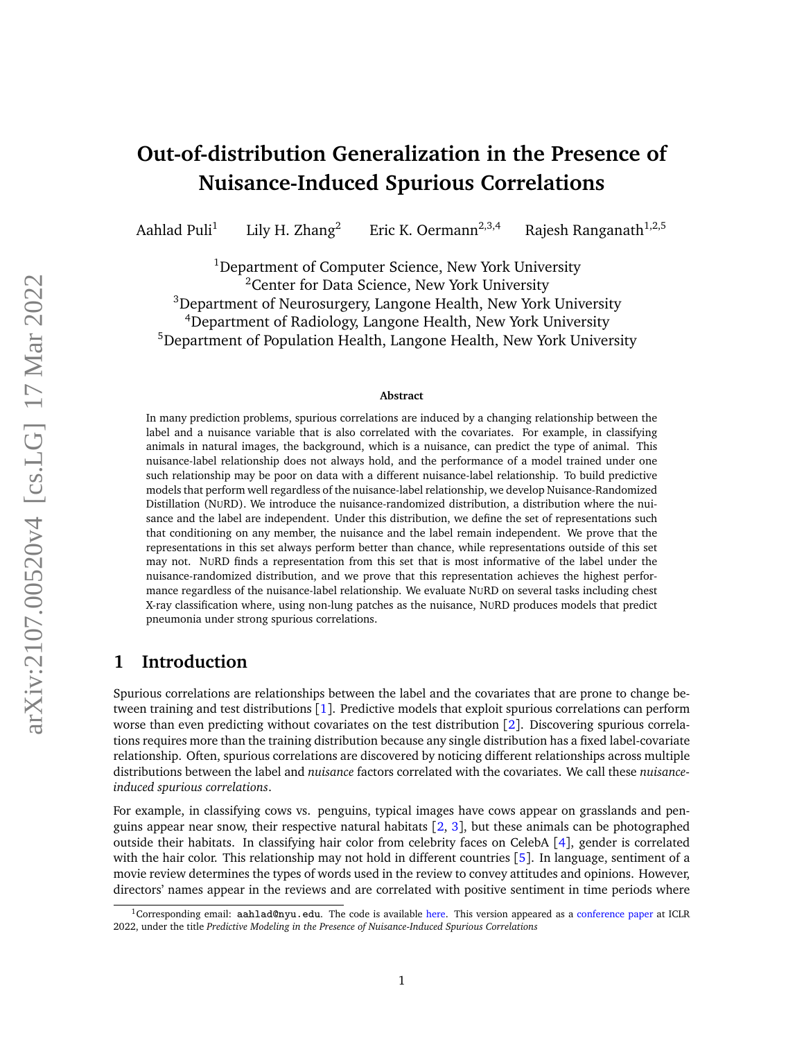# Out-of-distribution Generalization in the Presence of Nuisance-Induced Spurious Correlations

Aahlad Puli[1] Lily H. Zhang[2] Eric K. Oermann[2,3,4] Rajesh Ranganath[1,2,5]

[1]Department of Computer Science, New York University
[2]Center for Data Science, New York University
[3]Department of Neurosurgery, Langone Health, New York University
[4]Department of Radiology, Langone Health, New York University
[5]Department of Population Health, Langone Health, New York University

**Abstract**

In many prediction problems, spurious correlations are induced by a changing relationship between the label and a nuisance variable that is also correlated with the covariates. For example, in classifying animals in natural images, the background, which is a nuisance, can predict the type of animal. This nuisance-label relationship does not always hold, and the performance of a model trained under one such relationship may be poor on data with a different nuisance-label relationship. To build predictive models that perform well regardless of the nuisance-label relationship, we develop Nuisance-Randomized Distillation (NuRD). We introduce the nuisance-randomized distribution, a distribution where the nuisance and the label are independent. Under this distribution, we define the set of representations such that conditioning on any member, the nuisance and the label remain independent. We prove that the representations in this set always perform better than chance, while representations outside of this set may not. NuRD finds a representation from this set that is most informative of the label under the nuisance-randomized distribution, and we prove that this representation achieves the highest performance regardless of the nuisance-label relationship. We evaluate NuRD on several tasks including chest X-ray classification where, using non-lung patches as the nuisance, NuRD produces models that predict pneumonia under strong spurious correlations.

## 1 Introduction

Spurious correlations are relationships between the label and the covariates that are prone to change between training and test distributions [1]. Predictive models that exploit spurious correlations can perform worse than even predicting without covariates on the test distribution [2]. Discovering spurious correlations requires more than the training distribution because any single distribution has a fixed label-covariate relationship. Often, spurious correlations are discovered by noticing different relationships across multiple distributions between the label and *nuisance* factors correlated with the covariates. We call these *nuisance-induced spurious correlations*.

For example, in classifying cows vs. penguins, typical images have cows appear on grasslands and penguins appear near snow, their respective natural habitats [2, 3], but these animals can be photographed outside their habitats. In classifying hair color from celebrity faces on CelebA [4], gender is correlated with the hair color. This relationship may not hold in different countries [5]. In language, sentiment of a movie review determines the types of words used in the review to convey attitudes and opinions. However, directors' names appear in the reviews and are correlated with positive sentiment in time periods where

[1]Corresponding email: aahlad@nyu.edu. The code is available here. This version appeared as a conference paper at ICLR 2022, under the title *Predictive Modeling in the Presence of Nuisance-Induced Spurious Correlations*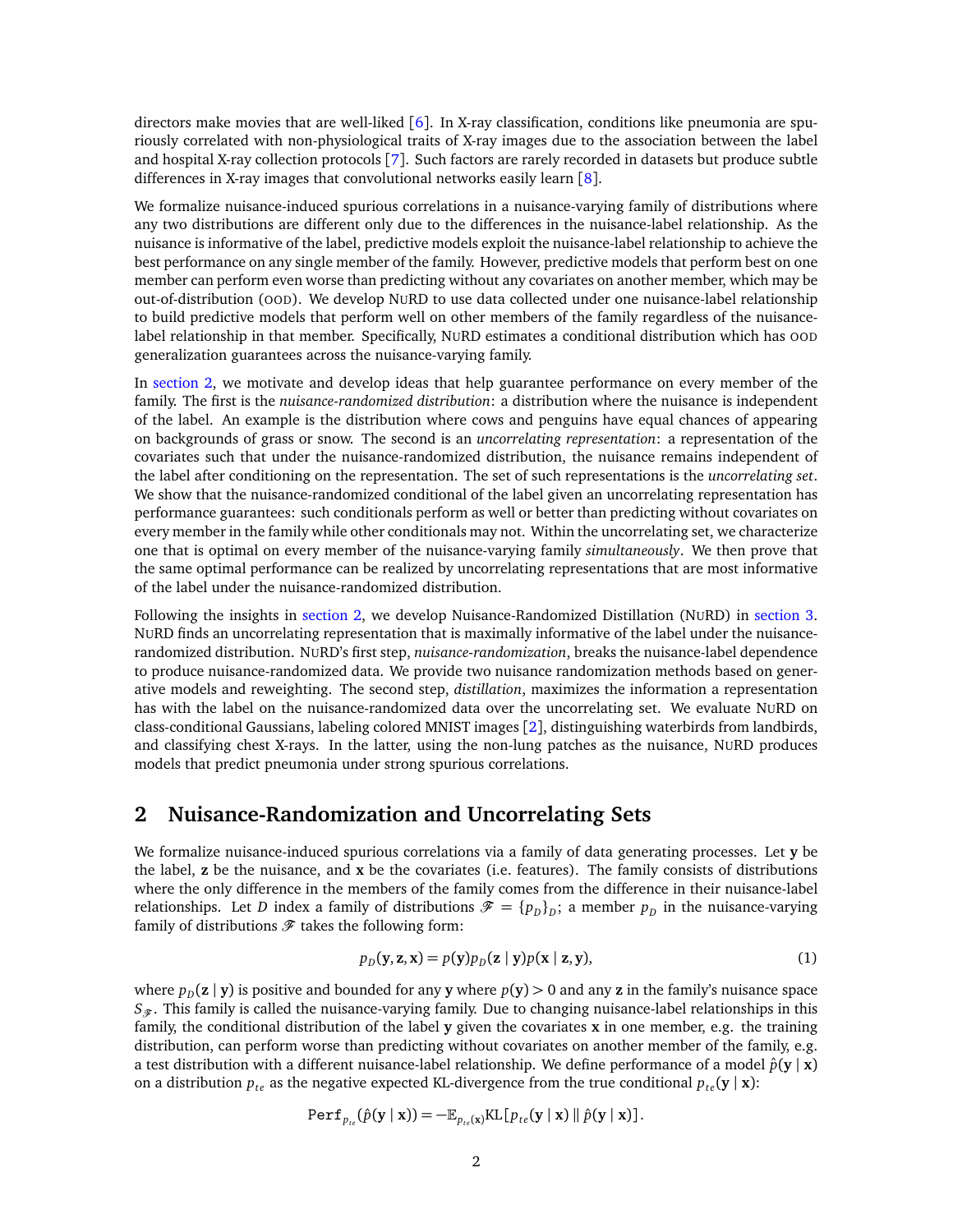directors make movies that are well-liked [6]. In X-ray classification, conditions like pneumonia are spuriously correlated with non-physiological traits of X-ray images due to the association between the label and hospital X-ray collection protocols [7]. Such factors are rarely recorded in datasets but produce subtle differences in X-ray images that convolutional networks easily learn [8].

We formalize nuisance-induced spurious correlations in a nuisance-varying family of distributions where any two distributions are different only due to the differences in the nuisance-label relationship. As the nuisance is informative of the label, predictive models exploit the nuisance-label relationship to achieve the best performance on any single member of the family. However, predictive models that perform best on one member can perform even worse than predicting without any covariates on another member, which may be out-of-distribution (OOD). We develop NuRD to use data collected under one nuisance-label relationship to build predictive models that perform well on other members of the family regardless of the nuisance-label relationship in that member. Specifically, NuRD estimates a conditional distribution which has OOD generalization guarantees across the nuisance-varying family.

In section 2, we motivate and develop ideas that help guarantee performance on every member of the family. The first is the *nuisance-randomized distribution*: a distribution where the nuisance is independent of the label. An example is the distribution where cows and penguins have equal chances of appearing on backgrounds of grass or snow. The second is an *uncorrelating representation*: a representation of the covariates such that under the nuisance-randomized distribution, the nuisance remains independent of the label after conditioning on the representation. The set of such representations is the *uncorrelating set*. We show that the nuisance-randomized conditional of the label given an uncorrelating representation has performance guarantees: such conditionals perform as well or better than predicting without covariates on every member in the family while other conditionals may not. Within the uncorrelating set, we characterize one that is optimal on every member of the nuisance-varying family *simultaneously*. We then prove that the same optimal performance can be realized by uncorrelating representations that are most informative of the label under the nuisance-randomized distribution.

Following the insights in section 2, we develop Nuisance-Randomized Distillation (NuRD) in section 3. NuRD finds an uncorrelating representation that is maximally informative of the label under the nuisance-randomized distribution. NuRD's first step, *nuisance-randomization*, breaks the nuisance-label dependence to produce nuisance-randomized data. We provide two nuisance randomization methods based on generative models and reweighting. The second step, *distillation*, maximizes the information a representation has with the label on the nuisance-randomized data over the uncorrelating set. We evaluate NuRD on class-conditional Gaussians, labeling colored MNIST images [2], distinguishing waterbirds from landbirds, and classifying chest X-rays. In the latter, using the non-lung patches as the nuisance, NuRD produces models that predict pneumonia under strong spurious correlations.

## 2 Nuisance-Randomization and Uncorrelating Sets

We formalize nuisance-induced spurious correlations via a family of data generating processes. Let $\mathbf{y}$ be the label, $\mathbf{z}$ be the nuisance, and $\mathbf{x}$ be the covariates (i.e. features). The family consists of distributions where the only difference in the members of the family comes from the difference in their nuisance-label relationships. Let $D$ index a family of distributions $\mathscr{F} = \{p_D\}_D$; a member $p_D$ in the nuisance-varying family of distributions $\mathscr{F}$ takes the following form:

$$p_D(\mathbf{y}, \mathbf{z}, \mathbf{x}) = p(\mathbf{y}) p_D(\mathbf{z} \mid \mathbf{y}) p(\mathbf{x} \mid \mathbf{z}, \mathbf{y}), \tag{1}$$

where $p_D(\mathbf{z} \mid \mathbf{y})$ is positive and bounded for any $\mathbf{y}$ where $p(\mathbf{y}) > 0$ and any $\mathbf{z}$ in the family's nuisance space $S_{\mathscr{F}}$. This family is called the nuisance-varying family. Due to changing nuisance-label relationships in this family, the conditional distribution of the label $\mathbf{y}$ given the covariates $\mathbf{x}$ in one member, e.g. the training distribution, can perform worse than predicting without covariates on another member of the family, e.g. a test distribution with a different nuisance-label relationship. We define performance of a model $\hat{p}(\mathbf{y} \mid \mathbf{x})$ on a distribution $p_{te}$ as the negative expected KL-divergence from the true conditional $p_{te}(\mathbf{y} \mid \mathbf{x})$:

$$\texttt{Perf}_{p_{te}}(\hat{p}(\mathbf{y} \mid \mathbf{x})) = -\mathbb{E}_{p_{te}(\mathbf{x})} \text{KL}\left[p_{te}(\mathbf{y} \mid \mathbf{x}) \,\|\, \hat{p}(\mathbf{y} \mid \mathbf{x})\right].$$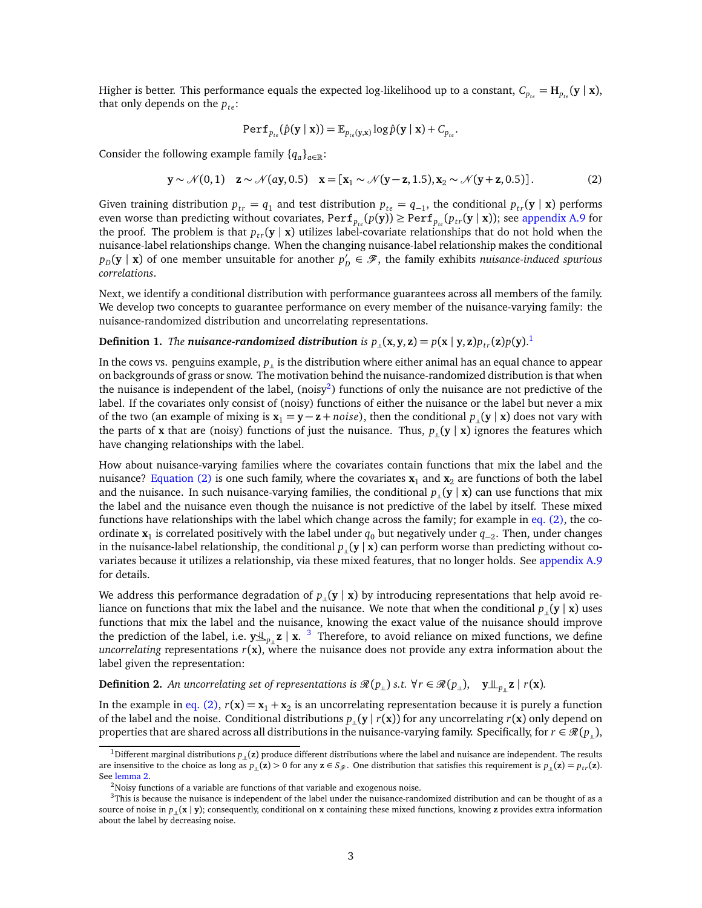Higher is better. This performance equals the expected log-likelihood up to a constant, $C_{p_{te}} = \mathbf{H}_{p_{te}}(\mathbf{y} \mid \mathbf{x})$, that only depends on the $p_{te}$:

$$\texttt{Perf}_{p_{te}}(\hat{p}(\mathbf{y} \mid \mathbf{x})) = \mathbb{E}_{p_{te}(\mathbf{y},\mathbf{x})} \log \hat{p}(\mathbf{y} \mid \mathbf{x}) + C_{p_{te}}.$$

Consider the following example family $\{q_a\}_{a \in \mathbb{R}}$:

$$\mathbf{y} \sim \mathcal{N}(0,1) \quad \mathbf{z} \sim \mathcal{N}(a\mathbf{y}, 0.5) \quad \mathbf{x} = [\mathbf{x}_1 \sim \mathcal{N}(\mathbf{y} - \mathbf{z}, 1.5), \mathbf{x}_2 \sim \mathcal{N}(\mathbf{y} + \mathbf{z}, 0.5)]. \tag{2}$$

Given training distribution $p_{tr} = q_1$ and test distribution $p_{te} = q_{-1}$, the conditional $p_{tr}(\mathbf{y} \mid \mathbf{x})$ performs even worse than predicting without covariates, $\texttt{Perf}_{p_{te}}(p(\mathbf{y})) \geq \texttt{Perf}_{p_{te}}(p_{tr}(\mathbf{y} \mid \mathbf{x}))$; see appendix A.9 for the proof. The problem is that $p_{tr}(\mathbf{y} \mid \mathbf{x})$ utilizes label-covariate relationships that do not hold when the nuisance-label relationships change. When the changing nuisance-label relationship makes the conditional $p_D(\mathbf{y} \mid \mathbf{x})$ of one member unsuitable for another $p'_D \in \mathscr{F}$, the family exhibits *nuisance-induced spurious correlations*.

Next, we identify a conditional distribution with performance guarantees across all members of the family. We develop two concepts to guarantee performance on every member of the nuisance-varying family: the nuisance-randomized distribution and uncorrelating representations.

**Definition 1.** *The* ***nuisance-randomized distribution*** *is* $p_{\perp\!\!\!\perp}(\mathbf{x}, \mathbf{y}, \mathbf{z}) = p(\mathbf{x} \mid \mathbf{y}, \mathbf{z}) p_{tr}(\mathbf{z}) p(\mathbf{y})$.[1]

In the cows vs. penguins example, $p_{\perp\!\!\!\perp}$ is the distribution where either animal has an equal chance to appear on backgrounds of grass or snow. The motivation behind the nuisance-randomized distribution is that when the nuisance is independent of the label, (noisy[2]) functions of only the nuisance are not predictive of the label. If the covariates only consist of (noisy) functions of either the nuisance or the label but never a mix of the two (an example of mixing is $\mathbf{x}_1 = \mathbf{y} - \mathbf{z} + noise$), then the conditional $p_{\perp\!\!\!\perp}(\mathbf{y} \mid \mathbf{x})$ does not vary with the parts of $\mathbf{x}$ that are (noisy) functions of just the nuisance. Thus, $p_{\perp\!\!\!\perp}(\mathbf{y} \mid \mathbf{x})$ ignores the features which have changing relationships with the label.

How about nuisance-varying families where the covariates contain functions that mix the label and the nuisance? Equation (2) is one such family, where the covariates $\mathbf{x}_1$ and $\mathbf{x}_2$ are functions of both the label and the nuisance. In such nuisance-varying families, the conditional $p_{\perp\!\!\!\perp}(\mathbf{y} \mid \mathbf{x})$ can use functions that mix the label and the nuisance even though the nuisance is not predictive of the label by itself. These mixed functions have relationships with the label which change across the family; for example in eq. (2), the coordinate $\mathbf{x}_1$ is correlated positively with the label under $q_0$ but negatively under $q_{-2}$. Then, under changes in the nuisance-label relationship, the conditional $p_{\perp\!\!\!\perp}(\mathbf{y} \mid \mathbf{x})$ can perform worse than predicting without covariates because it utilizes a relationship, via these mixed features, that no longer holds. See appendix A.9 for details.

We address this performance degradation of $p_{\perp\!\!\!\perp}(\mathbf{y} \mid \mathbf{x})$ by introducing representations that help avoid reliance on functions that mix the label and the nuisance. We note that when the conditional $p_{\perp\!\!\!\perp}(\mathbf{y} \mid \mathbf{x})$ uses functions that mix the label and the nuisance, knowing the exact value of the nuisance should improve the prediction of the label, i.e. $\mathbf{y} \not\!\perp\!\!\!\perp_{p_{\perp\!\!\!\perp}} \mathbf{z} \mid \mathbf{x}$.[3] Therefore, to avoid reliance on mixed functions, we define *uncorrelating* representations $r(\mathbf{x})$, where the nuisance does not provide any extra information about the label given the representation:

**Definition 2.** *An uncorrelating set of representations is* $\mathscr{R}(p_{\perp\!\!\!\perp})$ *s.t.* $\forall r \in \mathscr{R}(p_{\perp\!\!\!\perp}), \quad \mathbf{y} \perp\!\!\!\perp_{p_{\perp\!\!\!\perp}} \mathbf{z} \mid r(\mathbf{x})$.

In the example in eq. (2), $r(\mathbf{x}) = \mathbf{x}_1 + \mathbf{x}_2$ is an uncorrelating representation because it is purely a function of the label and the noise. Conditional distributions $p_{\perp\!\!\!\perp}(\mathbf{y} \mid r(\mathbf{x}))$ for any uncorrelating $r(\mathbf{x})$ only depend on properties that are shared across all distributions in the nuisance-varying family. Specifically, for $r \in \mathscr{R}(p_{\perp\!\!\!\perp})$,

---

[1] Different marginal distributions $p_{\perp\!\!\!\perp}(\mathbf{z})$ produce different distributions where the label and nuisance are independent. The results are insensitive to the choice as long as $p_{\perp\!\!\!\perp}(\mathbf{z}) > 0$ for any $\mathbf{z} \in S_{\mathscr{F}}$. One distribution that satisfies this requirement is $p_{\perp\!\!\!\perp}(\mathbf{z}) = p_{tr}(\mathbf{z})$. See lemma 2.

[2] Noisy functions of a variable are functions of that variable and exogenous noise.

[3] This is because the nuisance is independent of the label under the nuisance-randomized distribution and can be thought of as a source of noise in $p_{\perp\!\!\!\perp}(\mathbf{x} \mid \mathbf{y})$; consequently, conditional on $\mathbf{x}$ containing these mixed functions, knowing $\mathbf{z}$ provides extra information about the label by decreasing noise.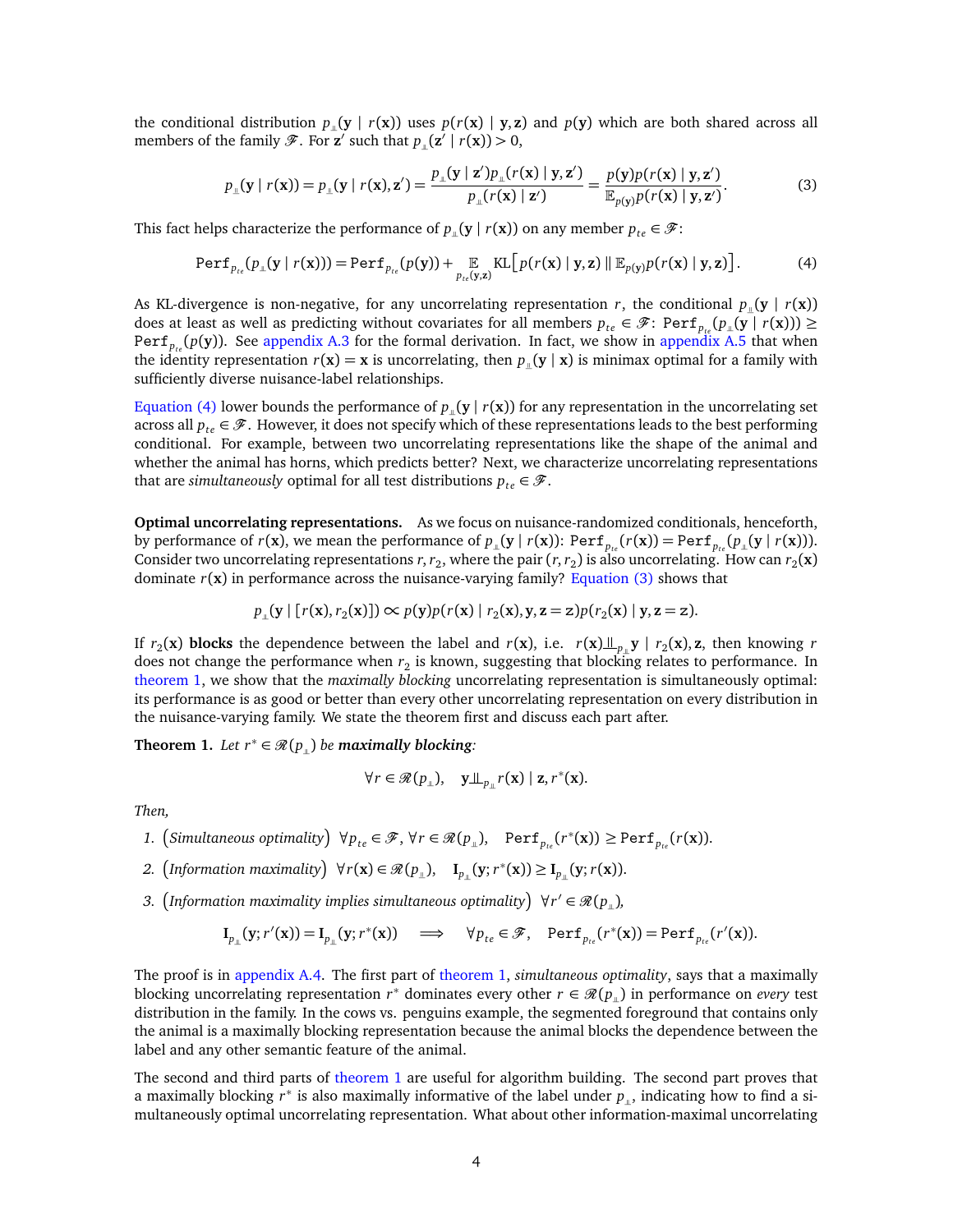the conditional distribution $p_{\perp\!\!\!\perp}(\mathbf{y} \mid r(\mathbf{x}))$ uses $p(r(\mathbf{x}) \mid \mathbf{y}, \mathbf{z})$ and $p(\mathbf{y})$ which are both shared across all members of the family $\mathcal{F}$. For $\mathbf{z}'$ such that $p_{\perp\!\!\!\perp}(\mathbf{z}' \mid r(\mathbf{x})) > 0$,

$$p_{\perp\!\!\!\perp}(\mathbf{y} \mid r(\mathbf{x})) = p_{\perp\!\!\!\perp}(\mathbf{y} \mid r(\mathbf{x}), \mathbf{z}') = \frac{p_{\perp\!\!\!\perp}(\mathbf{y} \mid \mathbf{z}') p_{\perp\!\!\!\perp}(r(\mathbf{x}) \mid \mathbf{y}, \mathbf{z}')}{p_{\perp\!\!\!\perp}(r(\mathbf{x}) \mid \mathbf{z}')} = \frac{p(\mathbf{y}) p(r(\mathbf{x}) \mid \mathbf{y}, \mathbf{z}')}{\mathbb{E}_{p(\mathbf{y})} p(r(\mathbf{x}) \mid \mathbf{y}, \mathbf{z}')}. \tag{3}$$

This fact helps characterize the performance of $p_{\perp\!\!\!\perp}(\mathbf{y} \mid r(\mathbf{x}))$ on any member $p_{te} \in \mathcal{F}$:

$$\texttt{Perf}_{p_{te}}(p_{\perp\!\!\!\perp}(\mathbf{y} \mid r(\mathbf{x}))) = \texttt{Perf}_{p_{te}}(p(\mathbf{y})) + \mathop{\mathbb{E}}_{p_{te}(\mathbf{y}, \mathbf{z})} \text{KL}\left[ p(r(\mathbf{x}) \mid \mathbf{y}, \mathbf{z}) \,\|\, \mathbb{E}_{p(\mathbf{y})} p(r(\mathbf{x}) \mid \mathbf{y}, \mathbf{z}) \right]. \tag{4}$$

As KL-divergence is non-negative, for any uncorrelating representation $r$, the conditional $p_{\perp\!\!\!\perp}(\mathbf{y} \mid r(\mathbf{x}))$ does at least as well as predicting without covariates for all members $p_{te} \in \mathcal{F}$: $\texttt{Perf}_{p_{te}}(p_{\perp\!\!\!\perp}(\mathbf{y} \mid r(\mathbf{x}))) \geq \texttt{Perf}_{p_{te}}(p(\mathbf{y}))$. See appendix A.3 for the formal derivation. In fact, we show in appendix A.5 that when the identity representation $r(\mathbf{x}) = \mathbf{x}$ is uncorrelating, then $p_{\perp\!\!\!\perp}(\mathbf{y} \mid \mathbf{x})$ is minimax optimal for a family with sufficiently diverse nuisance-label relationships.

Equation (4) lower bounds the performance of $p_{\perp\!\!\!\perp}(\mathbf{y} \mid r(\mathbf{x}))$ for any representation in the uncorrelating set across all $p_{te} \in \mathcal{F}$. However, it does not specify which of these representations leads to the best performing conditional. For example, between two uncorrelating representations like the shape of the animal and whether the animal has horns, which predicts better? Next, we characterize uncorrelating representations that are *simultaneously* optimal for all test distributions $p_{te} \in \mathcal{F}$.

**Optimal uncorrelating representations.** As we focus on nuisance-randomized conditionals, henceforth, by performance of $r(\mathbf{x})$, we mean the performance of $p_{\perp\!\!\!\perp}(\mathbf{y} \mid r(\mathbf{x}))$: $\texttt{Perf}_{p_{te}}(r(\mathbf{x})) = \texttt{Perf}_{p_{te}}(p_{\perp\!\!\!\perp}(\mathbf{y} \mid r(\mathbf{x})))$. Consider two uncorrelating representations $r, r_2$, where the pair $(r, r_2)$ is also uncorrelating. How can $r_2(\mathbf{x})$ dominate $r(\mathbf{x})$ in performance across the nuisance-varying family? Equation (3) shows that

$$p_{\perp\!\!\!\perp}(\mathbf{y} \mid [r(\mathbf{x}), r_2(\mathbf{x})]) \propto p(\mathbf{y}) p(r(\mathbf{x}) \mid r_2(\mathbf{x}), \mathbf{y}, \mathbf{z} = \mathbf{z}) p(r_2(\mathbf{x}) \mid \mathbf{y}, \mathbf{z} = \mathbf{z}).$$

If $r_2(\mathbf{x})$ **blocks** the dependence between the label and $r(\mathbf{x})$, i.e. $r(\mathbf{x}) \perp\!\!\!\perp_{p_{\perp\!\!\!\perp}} \mathbf{y} \mid r_2(\mathbf{x}), \mathbf{z}$, then knowing $r$ does not change the performance when $r_2$ is known, suggesting that blocking relates to performance. In theorem 1, we show that the *maximally blocking* uncorrelating representation is simultaneously optimal: its performance is as good or better than every other uncorrelating representation on every distribution in the nuisance-varying family. We state the theorem first and discuss each part after.

**Theorem 1.** *Let $r^* \in \mathcal{R}(p_{\perp\!\!\!\perp})$ be **maximally blocking**:*

$$\forall r \in \mathcal{R}(p_{\perp\!\!\!\perp}), \quad \mathbf{y} \perp\!\!\!\perp_{p_{\perp\!\!\!\perp}} r(\mathbf{x}) \mid \mathbf{z}, r^*(\mathbf{x}).$$

*Then,*

1. $\big($*Simultaneous optimality*$\big)$ $\forall p_{te} \in \mathcal{F}, \forall r \in \mathcal{R}(p_{\perp\!\!\!\perp}), \quad \texttt{Perf}_{p_{te}}(r^*(\mathbf{x})) \geq \texttt{Perf}_{p_{te}}(r(\mathbf{x}))$.
2. $\big($*Information maximality*$\big)$ $\forall r(\mathbf{x}) \in \mathcal{R}(p_{\perp\!\!\!\perp}), \quad \mathbf{I}_{p_{\perp\!\!\!\perp}}(\mathbf{y}; r^*(\mathbf{x})) \geq \mathbf{I}_{p_{\perp\!\!\!\perp}}(\mathbf{y}; r(\mathbf{x}))$.
3. $\big($*Information maximality implies simultaneous optimality*$\big)$ $\forall r' \in \mathcal{R}(p_{\perp\!\!\!\perp})$,

$$\mathbf{I}_{p_{\perp\!\!\!\perp}}(\mathbf{y}; r'(\mathbf{x})) = \mathbf{I}_{p_{\perp\!\!\!\perp}}(\mathbf{y}; r^*(\mathbf{x})) \quad \Longrightarrow \quad \forall p_{te} \in \mathcal{F}, \quad \texttt{Perf}_{p_{te}}(r^*(\mathbf{x})) = \texttt{Perf}_{p_{te}}(r'(\mathbf{x})).$$

The proof is in appendix A.4. The first part of theorem 1, *simultaneous optimality*, says that a maximally blocking uncorrelating representation $r^*$ dominates every other $r \in \mathcal{R}(p_{\perp\!\!\!\perp})$ in performance on *every* test distribution in the family. In the cows vs. penguins example, the segmented foreground that contains only the animal is a maximally blocking representation because the animal blocks the dependence between the label and any other semantic feature of the animal.

The second and third parts of theorem 1 are useful for algorithm building. The second part proves that a maximally blocking $r^*$ is also maximally informative of the label under $p_{\perp\!\!\!\perp}$, indicating how to find a simultaneously optimal uncorrelating representation. What about other information-maximal uncorrelating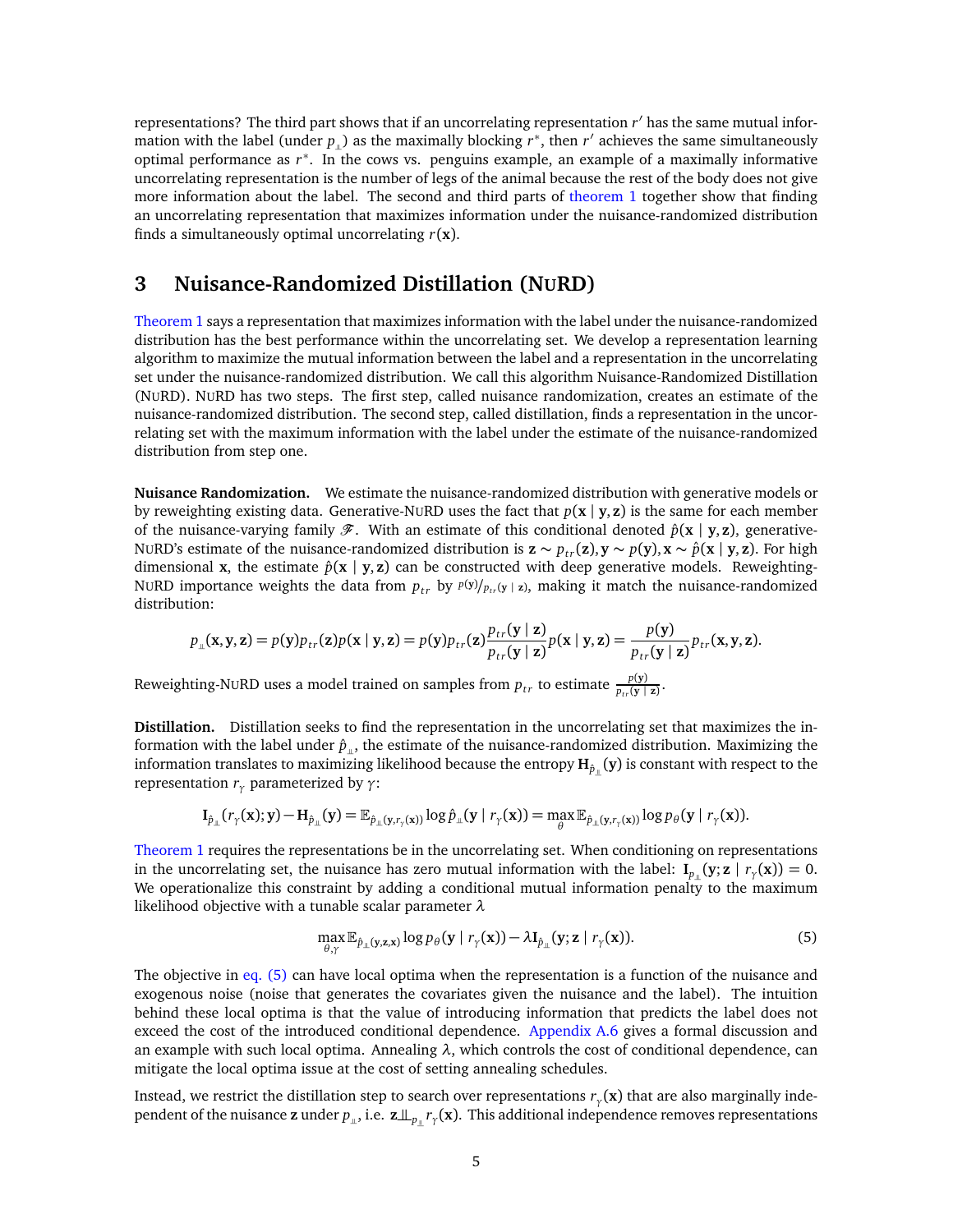representations? The third part shows that if an uncorrelating representation $r'$ has the same mutual information with the label (under $p_{\perp\!\!\!\perp}$) as the maximally blocking $r^*$, then $r'$ achieves the same simultaneously optimal performance as $r^*$. In the cows vs. penguins example, an example of a maximally informative uncorrelating representation is the number of legs of the animal because the rest of the body does not give more information about the label. The second and third parts of theorem 1 together show that finding an uncorrelating representation that maximizes information under the nuisance-randomized distribution finds a simultaneously optimal uncorrelating $r(\mathbf{x})$.

## 3 Nuisance-Randomized Distillation (NuRD)

Theorem 1 says a representation that maximizes information with the label under the nuisance-randomized distribution has the best performance within the uncorrelating set. We develop a representation learning algorithm to maximize the mutual information between the label and a representation in the uncorrelating set under the nuisance-randomized distribution. We call this algorithm Nuisance-Randomized Distillation (NuRD). NuRD has two steps. The first step, called nuisance randomization, creates an estimate of the nuisance-randomized distribution. The second step, called distillation, finds a representation in the uncorrelating set with the maximum information with the label under the estimate of the nuisance-randomized distribution from step one.

**Nuisance Randomization.** We estimate the nuisance-randomized distribution with generative models or by reweighting existing data. Generative-NuRD uses the fact that $p(\mathbf{x} \mid \mathbf{y}, \mathbf{z})$ is the same for each member of the nuisance-varying family $\mathscr{F}$. With an estimate of this conditional denoted $\hat{p}(\mathbf{x} \mid \mathbf{y}, \mathbf{z})$, generative-NuRD's estimate of the nuisance-randomized distribution is $\mathbf{z} \sim p_{tr}(\mathbf{z}), \mathbf{y} \sim p(\mathbf{y}), \mathbf{x} \sim \hat{p}(\mathbf{x} \mid \mathbf{y}, \mathbf{z})$. For high dimensional $\mathbf{x}$, the estimate $\hat{p}(\mathbf{x} \mid \mathbf{y}, \mathbf{z})$ can be constructed with deep generative models. Reweighting-NuRD importance weights the data from $p_{tr}$ by $p(\mathbf{y})/p_{tr}(\mathbf{y} \mid \mathbf{z})$, making it match the nuisance-randomized distribution:

$$p_{\perp\!\!\!\perp}(\mathbf{x}, \mathbf{y}, \mathbf{z}) = p(\mathbf{y}) p_{tr}(\mathbf{z}) p(\mathbf{x} \mid \mathbf{y}, \mathbf{z}) = p(\mathbf{y}) p_{tr}(\mathbf{z}) \frac{p_{tr}(\mathbf{y} \mid \mathbf{z})}{p_{tr}(\mathbf{y} \mid \mathbf{z})} p(\mathbf{x} \mid \mathbf{y}, \mathbf{z}) = \frac{p(\mathbf{y})}{p_{tr}(\mathbf{y} \mid \mathbf{z})} p_{tr}(\mathbf{x}, \mathbf{y}, \mathbf{z}).$$

Reweighting-NuRD uses a model trained on samples from $p_{tr}$ to estimate $\frac{p(\mathbf{y})}{p_{tr}(\mathbf{y} \mid \mathbf{z})}$.

**Distillation.** Distillation seeks to find the representation in the uncorrelating set that maximizes the information with the label under $\hat{p}_{\perp\!\!\!\perp}$, the estimate of the nuisance-randomized distribution. Maximizing the information translates to maximizing likelihood because the entropy $\mathbf{H}_{\hat{p}_{\perp\!\!\!\perp}}(\mathbf{y})$ is constant with respect to the representation $r_\gamma$ parameterized by $\gamma$:

$$\mathbf{I}_{\hat{p}_{\perp\!\!\!\perp}}(r_\gamma(\mathbf{x}); \mathbf{y}) - \mathbf{H}_{\hat{p}_{\perp\!\!\!\perp}}(\mathbf{y}) = \mathbb{E}_{\hat{p}_{\perp\!\!\!\perp}(\mathbf{y}, r_\gamma(\mathbf{x}))} \log \hat{p}_{\perp\!\!\!\perp}(\mathbf{y} \mid r_\gamma(\mathbf{x})) = \max_\theta \mathbb{E}_{\hat{p}_{\perp\!\!\!\perp}(\mathbf{y}, r_\gamma(\mathbf{x}))} \log p_\theta(\mathbf{y} \mid r_\gamma(\mathbf{x})).$$

Theorem 1 requires the representations be in the uncorrelating set. When conditioning on representations in the uncorrelating set, the nuisance has zero mutual information with the label: $\mathbf{I}_{p_{\perp\!\!\!\perp}}(\mathbf{y}; \mathbf{z} \mid r_\gamma(\mathbf{x})) = 0$. We operationalize this constraint by adding a conditional mutual information penalty to the maximum likelihood objective with a tunable scalar parameter $\lambda$

$$\max_{\theta, \gamma} \mathbb{E}_{\hat{p}_{\perp\!\!\!\perp}(\mathbf{y}, \mathbf{z}, \mathbf{x})} \log p_\theta(\mathbf{y} \mid r_\gamma(\mathbf{x})) - \lambda \mathbf{I}_{\hat{p}_{\perp\!\!\!\perp}}(\mathbf{y}; \mathbf{z} \mid r_\gamma(\mathbf{x})). \tag{5}$$

The objective in eq. (5) can have local optima when the representation is a function of the nuisance and exogenous noise (noise that generates the covariates given the nuisance and the label). The intuition behind these local optima is that the value of introducing information that predicts the label does not exceed the cost of the introduced conditional dependence. Appendix A.6 gives a formal discussion and an example with such local optima. Annealing $\lambda$, which controls the cost of conditional dependence, can mitigate the local optima issue at the cost of setting annealing schedules.

Instead, we restrict the distillation step to search over representations $r_\gamma(\mathbf{x})$ that are also marginally independent of the nuisance $\mathbf{z}$ under $p_{\perp\!\!\!\perp}$, i.e. $\mathbf{z} \perp\!\!\!\perp_{p_{\perp\!\!\!\perp}} r_\gamma(\mathbf{x})$. This additional independence removes representations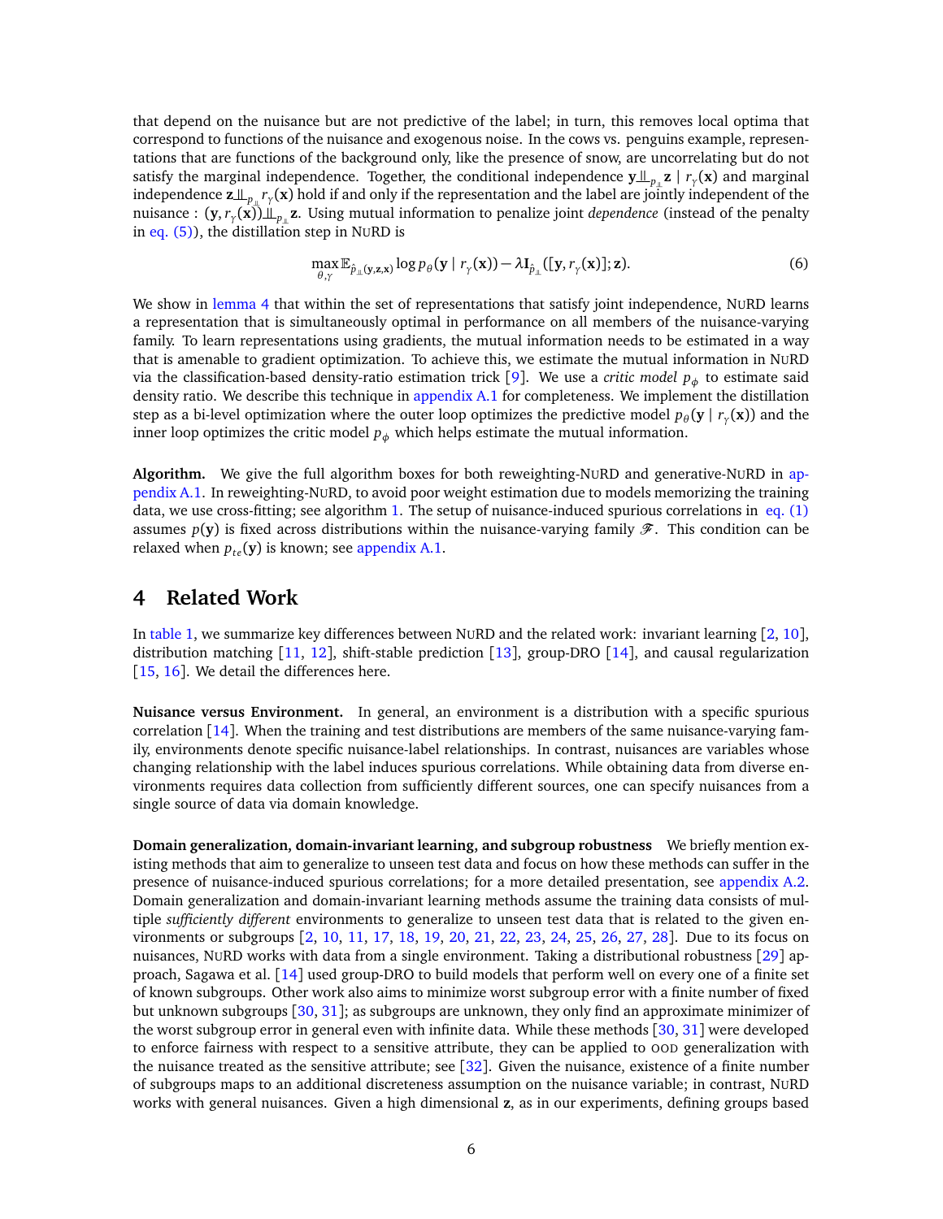that depend on the nuisance but are not predictive of the label; in turn, this removes local optima that correspond to functions of the nuisance and exogenous noise. In the cows vs. penguins example, representations that are functions of the background only, like the presence of snow, are uncorrelating but do not satisfy the marginal independence. Together, the conditional independence $\mathbf{y} \perp\!\!\!\perp_{p_{\perp\!\!\!\perp}} \mathbf{z} \mid r_\gamma(\mathbf{x})$ and marginal independence $\mathbf{z} \perp\!\!\!\perp_{p_{\perp\!\!\!\perp}} r_\gamma(\mathbf{x})$ hold if and only if the representation and the label are jointly independent of the nuisance : $(\mathbf{y}, r_\gamma(\mathbf{x})) \perp\!\!\!\perp_{p_{\perp\!\!\!\perp}} \mathbf{z}$. Using mutual information to penalize joint *dependence* (instead of the penalty in eq. (5)), the distillation step in NuRD is

$$\max_{\theta,\gamma} \mathbb{E}_{\hat{p}_{\perp\!\!\!\perp}(\mathbf{y},\mathbf{z},\mathbf{x})} \log p_\theta(\mathbf{y} \mid r_\gamma(\mathbf{x})) - \lambda \mathbf{I}_{\hat{p}_{\perp\!\!\!\perp}}([\mathbf{y}, r_\gamma(\mathbf{x})]; \mathbf{z}). \tag{6}$$

We show in lemma 4 that within the set of representations that satisfy joint independence, NuRD learns a representation that is simultaneously optimal in performance on all members of the nuisance-varying family. To learn representations using gradients, the mutual information needs to be estimated in a way that is amenable to gradient optimization. To achieve this, we estimate the mutual information in NuRD via the classification-based density-ratio estimation trick [9]. We use a *critic model* $p_\phi$ to estimate said density ratio. We describe this technique in appendix A.1 for completeness. We implement the distillation step as a bi-level optimization where the outer loop optimizes the predictive model $p_\theta(\mathbf{y} \mid r_\gamma(\mathbf{x}))$ and the inner loop optimizes the critic model $p_\phi$ which helps estimate the mutual information.

**Algorithm.** We give the full algorithm boxes for both reweighting-NuRD and generative-NuRD in appendix A.1. In reweighting-NuRD, to avoid poor weight estimation due to models memorizing the training data, we use cross-fitting; see algorithm 1. The setup of nuisance-induced spurious correlations in eq. (1) assumes $p(\mathbf{y})$ is fixed across distributions within the nuisance-varying family $\mathscr{F}$. This condition can be relaxed when $p_{te}(\mathbf{y})$ is known; see appendix A.1.

## 4 Related Work

In table 1, we summarize key differences between NuRD and the related work: invariant learning [2, 10], distribution matching [11, 12], shift-stable prediction [13], group-DRO [14], and causal regularization [15, 16]. We detail the differences here.

**Nuisance versus Environment.** In general, an environment is a distribution with a specific spurious correlation [14]. When the training and test distributions are members of the same nuisance-varying family, environments denote specific nuisance-label relationships. In contrast, nuisances are variables whose changing relationship with the label induces spurious correlations. While obtaining data from diverse environments requires data collection from sufficiently different sources, one can specify nuisances from a single source of data via domain knowledge.

**Domain generalization, domain-invariant learning, and subgroup robustness** We briefly mention existing methods that aim to generalize to unseen test data and focus on how these methods can suffer in the presence of nuisance-induced spurious correlations; for a more detailed presentation, see appendix A.2. Domain generalization and domain-invariant learning methods assume the training data consists of multiple *sufficiently different* environments to generalize to unseen test data that is related to the given environments or subgroups [2, 10, 11, 17, 18, 19, 20, 21, 22, 23, 24, 25, 26, 27, 28]. Due to its focus on nuisances, NuRD works with data from a single environment. Taking a distributional robustness [29] approach, Sagawa et al. [14] used group-DRO to build models that perform well on every one of a finite set of known subgroups. Other work also aims to minimize worst subgroup error with a finite number of fixed but unknown subgroups [30, 31]; as subgroups are unknown, they only find an approximate minimizer of the worst subgroup error in general even with infinite data. While these methods [30, 31] were developed to enforce fairness with respect to a sensitive attribute, they can be applied to OOD generalization with the nuisance treated as the sensitive attribute; see [32]. Given the nuisance, existence of a finite number of subgroups maps to an additional discreteness assumption on the nuisance variable; in contrast, NuRD works with general nuisances. Given a high dimensional $\mathbf{z}$, as in our experiments, defining groups based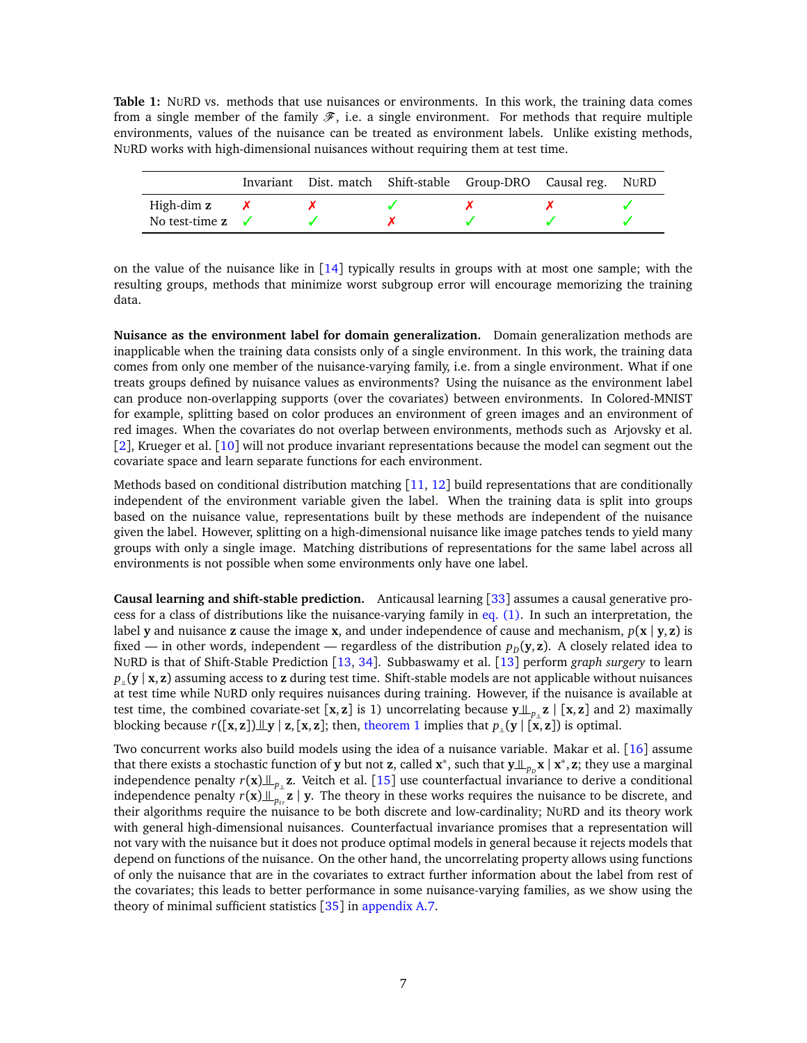**Table 1:** NuRD vs. methods that use nuisances or environments. In this work, the training data comes from a single member of the family $\mathscr{F}$, i.e. a single environment. For methods that require multiple environments, values of the nuisance can be treated as environment labels. Unlike existing methods, NuRD works with high-dimensional nuisances without requiring them at test time.

| | Invariant | Dist. match | Shift-stable | Group-DRO | Causal reg. | NuRD |
|---|---|---|---|---|---|---|
| High-dim $\mathbf{z}$ | ✗ | ✗ | ✓ | ✗ | ✗ | ✓ |
| No test-time $\mathbf{z}$ | ✓ | ✓ | ✗ | ✓ | ✓ | ✓ |

on the value of the nuisance like in [14] typically results in groups with at most one sample; with the resulting groups, methods that minimize worst subgroup error will encourage memorizing the training data.

**Nuisance as the environment label for domain generalization.** Domain generalization methods are inapplicable when the training data consists only of a single environment. In this work, the training data comes from only one member of the nuisance-varying family, i.e. from a single environment. What if one treats groups defined by nuisance values as environments? Using the nuisance as the environment label can produce non-overlapping supports (over the covariates) between environments. In Colored-MNIST for example, splitting based on color produces an environment of green images and an environment of red images. When the covariates do not overlap between environments, methods such as Arjovsky et al. [2], Krueger et al. [10] will not produce invariant representations because the model can segment out the covariate space and learn separate functions for each environment.

Methods based on conditional distribution matching [11, 12] build representations that are conditionally independent of the environment variable given the label. When the training data is split into groups based on the nuisance value, representations built by these methods are independent of the nuisance given the label. However, splitting on a high-dimensional nuisance like image patches tends to yield many groups with only a single image. Matching distributions of representations for the same label across all environments is not possible when some environments only have one label.

**Causal learning and shift-stable prediction.** Anticausal learning [33] assumes a causal generative process for a class of distributions like the nuisance-varying family in eq. (1). In such an interpretation, the label $\mathbf{y}$ and nuisance $\mathbf{z}$ cause the image $\mathbf{x}$, and under independence of cause and mechanism, $p(\mathbf{x} \mid \mathbf{y}, \mathbf{z})$ is fixed — in other words, independent — regardless of the distribution $p_D(\mathbf{y}, \mathbf{z})$. A closely related idea to NuRD is that of Shift-Stable Prediction [13, 34]. Subbaswamy et al. [13] perform *graph surgery* to learn $p_{\perp\!\!\!\perp}(\mathbf{y} \mid \mathbf{x}, \mathbf{z})$ assuming access to $\mathbf{z}$ during test time. Shift-stable models are not applicable without nuisances at test time while NuRD only requires nuisances during training. However, if the nuisance is available at test time, the combined covariate-set $[\mathbf{x}, \mathbf{z}]$ is 1) uncorrelating because $\mathbf{y} \perp\!\!\!\perp_{p_{\perp\!\!\!\perp}} \mathbf{z} \mid [\mathbf{x}, \mathbf{z}]$ and 2) maximally blocking because $r([\mathbf{x}, \mathbf{z}]) \perp\!\!\!\perp \mathbf{y} \mid \mathbf{z}, [\mathbf{x}, \mathbf{z}]$; then, theorem 1 implies that $p_{\perp\!\!\!\perp}(\mathbf{y} \mid [\mathbf{x}, \mathbf{z}])$ is optimal.

Two concurrent works also build models using the idea of a nuisance variable. Makar et al. [16] assume that there exists a stochastic function of $\mathbf{y}$ but not $\mathbf{z}$, called $\mathbf{x}^*$, such that $\mathbf{y} \perp\!\!\!\perp_{p_D} \mathbf{x} \mid \mathbf{x}^*, \mathbf{z}$; they use a marginal independence penalty $r(\mathbf{x}) \perp\!\!\!\perp_{p_{\perp\!\!\!\perp}} \mathbf{z}$. Veitch et al. [15] use counterfactual invariance to derive a conditional independence penalty $r(\mathbf{x}) \perp\!\!\!\perp_{p_{tr}} \mathbf{z} \mid \mathbf{y}$. The theory in these works requires the nuisance to be discrete, and their algorithms require the nuisance to be both discrete and low-cardinality; NuRD and its theory work with general high-dimensional nuisances. Counterfactual invariance promises that a representation will not vary with the nuisance but it does not produce optimal models in general because it rejects models that depend on functions of the nuisance. On the other hand, the uncorrelating property allows using functions of only the nuisance that are in the covariates to extract further information about the label from rest of the covariates; this leads to better performance in some nuisance-varying families, as we show using the theory of minimal sufficient statistics [35] in appendix A.7.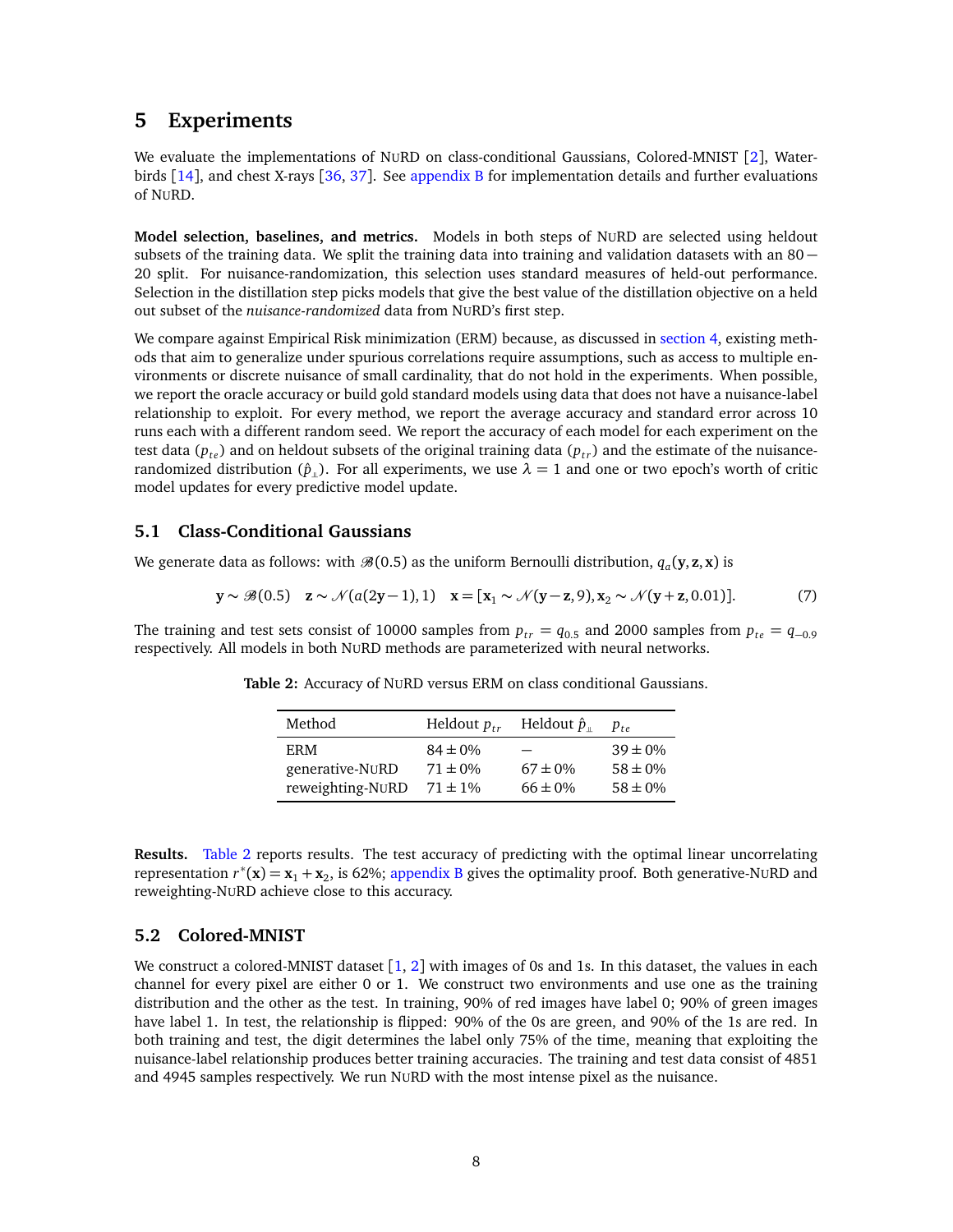## 5 Experiments

We evaluate the implementations of NuRD on class-conditional Gaussians, Colored-MNIST [2], Waterbirds [14], and chest X-rays [36, 37]. See appendix B for implementation details and further evaluations of NuRD.

**Model selection, baselines, and metrics.** Models in both steps of NuRD are selected using heldout subsets of the training data. We split the training data into training and validation datasets with an 80−20 split. For nuisance-randomization, this selection uses standard measures of held-out performance. Selection in the distillation step picks models that give the best value of the distillation objective on a held out subset of the *nuisance-randomized* data from NuRD's first step.

We compare against Empirical Risk minimization (ERM) because, as discussed in section 4, existing methods that aim to generalize under spurious correlations require assumptions, such as access to multiple environments or discrete nuisance of small cardinality, that do not hold in the experiments. When possible, we report the oracle accuracy or build gold standard models using data that does not have a nuisance-label relationship to exploit. For every method, we report the average accuracy and standard error across 10 runs each with a different random seed. We report the accuracy of each model for each experiment on the test data ($p_{te}$) and on heldout subsets of the original training data ($p_{tr}$) and the estimate of the nuisance-randomized distribution ($\hat{p}_{\perp\!\!\!\perp}$). For all experiments, we use $\lambda = 1$ and one or two epoch's worth of critic model updates for every predictive model update.

### 5.1 Class-Conditional Gaussians

We generate data as follows: with $\mathscr{B}(0.5)$ as the uniform Bernoulli distribution, $q_a(\mathbf{y}, \mathbf{z}, \mathbf{x})$ is

$$\mathbf{y} \sim \mathscr{B}(0.5) \quad \mathbf{z} \sim \mathcal{N}(a(2\mathbf{y}-1), 1) \quad \mathbf{x} = [\mathbf{x}_1 \sim \mathcal{N}(\mathbf{y}-\mathbf{z}, 9), \mathbf{x}_2 \sim \mathcal{N}(\mathbf{y}+\mathbf{z}, 0.01)]. \tag{7}$$

The training and test sets consist of 10000 samples from $p_{tr} = q_{0.5}$ and 2000 samples from $p_{te} = q_{-0.9}$ respectively. All models in both NuRD methods are parameterized with neural networks.

**Table 2:** Accuracy of NuRD versus ERM on class conditional Gaussians.

| Method | Heldout $p_{tr}$ | Heldout $\hat{p}_{\perp\!\!\!\perp}$ | $p_{te}$ |
|---|---|---|---|
| ERM | $84 \pm 0\%$ | — | $39 \pm 0\%$ |
| generative-NuRD | $71 \pm 0\%$ | $67 \pm 0\%$ | $58 \pm 0\%$ |
| reweighting-NuRD | $71 \pm 1\%$ | $66 \pm 0\%$ | $58 \pm 0\%$ |

**Results.** Table 2 reports results. The test accuracy of predicting with the optimal linear uncorrelating representation $r^*(\mathbf{x}) = \mathbf{x}_1 + \mathbf{x}_2$, is 62%; appendix B gives the optimality proof. Both generative-NuRD and reweighting-NuRD achieve close to this accuracy.

### 5.2 Colored-MNIST

We construct a colored-MNIST dataset [1, 2] with images of 0s and 1s. In this dataset, the values in each channel for every pixel are either 0 or 1. We construct two environments and use one as the training distribution and the other as the test. In training, 90% of red images have label 0; 90% of green images have label 1. In test, the relationship is flipped: 90% of the 0s are green, and 90% of the 1s are red. In both training and test, the digit determines the label only 75% of the time, meaning that exploiting the nuisance-label relationship produces better training accuracies. The training and test data consist of 4851 and 4945 samples respectively. We run NuRD with the most intense pixel as the nuisance.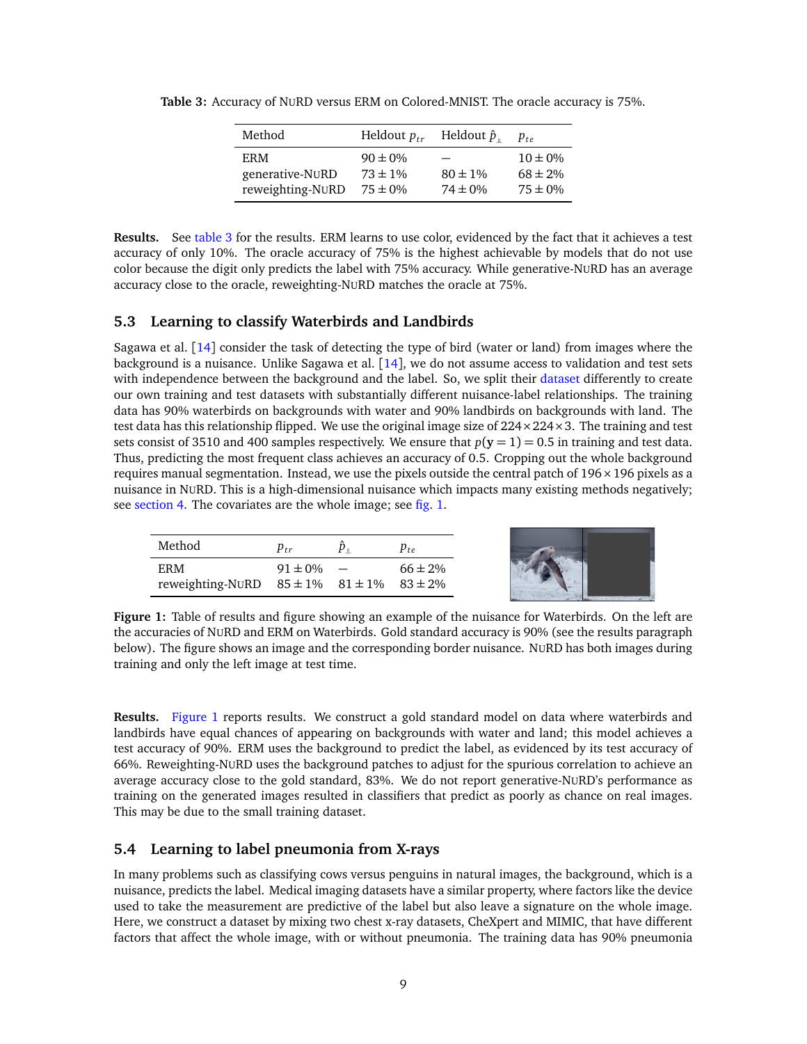**Table 3:** Accuracy of NuRD versus ERM on Colored-MNIST. The oracle accuracy is 75%.

| Method | Heldout $p_{tr}$ | Heldout $\hat{p}_{\perp\!\!\!\perp}$ | $p_{te}$ |
|---|---|---|---|
| ERM | $90 \pm 0\%$ | — | $10 \pm 0\%$ |
| generative-NuRD | $73 \pm 1\%$ | $80 \pm 1\%$ | $68 \pm 2\%$ |
| reweighting-NuRD | $75 \pm 0\%$ | $74 \pm 0\%$ | $75 \pm 0\%$ |

**Results.** See table 3 for the results. ERM learns to use color, evidenced by the fact that it achieves a test accuracy of only 10%. The oracle accuracy of 75% is the highest achievable by models that do not use color because the digit only predicts the label with 75% accuracy. While generative-NuRD has an average accuracy close to the oracle, reweighting-NuRD matches the oracle at 75%.

## 5.3 Learning to classify Waterbirds and Landbirds

Sagawa et al. [14] consider the task of detecting the type of bird (water or land) from images where the background is a nuisance. Unlike Sagawa et al. [14], we do not assume access to validation and test sets with independence between the background and the label. So, we split their dataset differently to create our own training and test datasets with substantially different nuisance-label relationships. The training data has 90% waterbirds on backgrounds with water and 90% landbirds on backgrounds with land. The test data has this relationship flipped. We use the original image size of $224 \times 224 \times 3$. The training and test sets consist of 3510 and 400 samples respectively. We ensure that $p(\mathbf{y} = 1) = 0.5$ in training and test data. Thus, predicting the most frequent class achieves an accuracy of 0.5. Cropping out the whole background requires manual segmentation. Instead, we use the pixels outside the central patch of $196 \times 196$ pixels as a nuisance in NuRD. This is a high-dimensional nuisance which impacts many existing methods negatively; see section 4. The covariates are the whole image; see fig. 1.

| Method | $p_{tr}$ | $\hat{p}_{\perp\!\!\!\perp}$ | $p_{te}$ |
|---|---|---|---|
| ERM | $91 \pm 0\%$ | — | $66 \pm 2\%$ |
| reweighting-NuRD | $85 \pm 1\%$ | $81 \pm 1\%$ | $83 \pm 2\%$ |

**Figure 1:** Table of results and figure showing an example of the nuisance for Waterbirds. On the left are the accuracies of NuRD and ERM on Waterbirds. Gold standard accuracy is 90% (see the results paragraph below). The figure shows an image and the corresponding border nuisance. NuRD has both images during training and only the left image at test time.

**Results.** Figure 1 reports results. We construct a gold standard model on data where waterbirds and landbirds have equal chances of appearing on backgrounds with water and land; this model achieves a test accuracy of 90%. ERM uses the background to predict the label, as evidenced by its test accuracy of 66%. Reweighting-NuRD uses the background patches to adjust for the spurious correlation to achieve an average accuracy close to the gold standard, 83%. We do not report generative-NuRD's performance as training on the generated images resulted in classifiers that predict as poorly as chance on real images. This may be due to the small training dataset.

## 5.4 Learning to label pneumonia from X-rays

In many problems such as classifying cows versus penguins in natural images, the background, which is a nuisance, predicts the label. Medical imaging datasets have a similar property, where factors like the device used to take the measurement are predictive of the label but also leave a signature on the whole image. Here, we construct a dataset by mixing two chest x-ray datasets, CheXpert and MIMIC, that have different factors that affect the whole image, with or without pneumonia. The training data has 90% pneumonia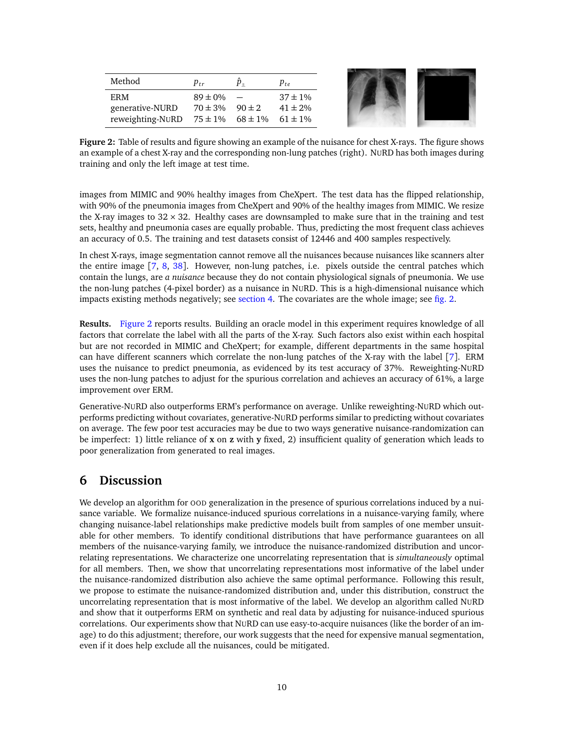| Method | $p_{tr}$ | $\hat{p}_{\perp\!\!\!\perp}$ | $p_{te}$ |
|---|---|---|---|
| ERM | $89 \pm 0\%$ | – | $37 \pm 1\%$ |
| generative-NURD | $70 \pm 3\%$ | $90 \pm 2$ | $41 \pm 2\%$ |
| reweighting-NURD | $75 \pm 1\%$ | $68 \pm 1\%$ | $61 \pm 1\%$ |

**Figure 2:** Table of results and figure showing an example of the nuisance for chest X-rays. The figure shows an example of a chest X-ray and the corresponding non-lung patches (right). NURD has both images during training and only the left image at test time.

images from MIMIC and 90% healthy images from CheXpert. The test data has the flipped relationship, with 90% of the pneumonia images from CheXpert and 90% of the healthy images from MIMIC. We resize the X-ray images to $32 \times 32$. Healthy cases are downsampled to make sure that in the training and test sets, healthy and pneumonia cases are equally probable. Thus, predicting the most frequent class achieves an accuracy of 0.5. The training and test datasets consist of 12446 and 400 samples respectively.

In chest X-rays, image segmentation cannot remove all the nuisances because nuisances like scanners alter the entire image [7, 8, 38]. However, non-lung patches, i.e. pixels outside the central patches which contain the lungs, are *a nuisance* because they do not contain physiological signals of pneumonia. We use the non-lung patches (4-pixel border) as a nuisance in NURD. This is a high-dimensional nuisance which impacts existing methods negatively; see section 4. The covariates are the whole image; see fig. 2.

**Results.** Figure 2 reports results. Building an oracle model in this experiment requires knowledge of all factors that correlate the label with all the parts of the X-ray. Such factors also exist within each hospital but are not recorded in MIMIC and CheXpert; for example, different departments in the same hospital can have different scanners which correlate the non-lung patches of the X-ray with the label [7]. ERM uses the nuisance to predict pneumonia, as evidenced by its test accuracy of 37%. Reweighting-NURD uses the non-lung patches to adjust for the spurious correlation and achieves an accuracy of 61%, a large improvement over ERM.

Generative-NURD also outperforms ERM's performance on average. Unlike reweighting-NURD which outperforms predicting without covariates, generative-NURD performs similar to predicting without covariates on average. The few poor test accuracies may be due to two ways generative nuisance-randomization can be imperfect: 1) little reliance of $\mathbf{x}$ on $\mathbf{z}$ with $\mathbf{y}$ fixed, 2) insufficient quality of generation which leads to poor generalization from generated to real images.

## 6 Discussion

We develop an algorithm for OOD generalization in the presence of spurious correlations induced by a nuisance variable. We formalize nuisance-induced spurious correlations in a nuisance-varying family, where changing nuisance-label relationships make predictive models built from samples of one member unsuitable for other members. To identify conditional distributions that have performance guarantees on all members of the nuisance-varying family, we introduce the nuisance-randomized distribution and uncorrelating representations. We characterize one uncorrelating representation that is *simultaneously* optimal for all members. Then, we show that uncorrelating representations most informative of the label under the nuisance-randomized distribution also achieve the same optimal performance. Following this result, we propose to estimate the nuisance-randomized distribution and, under this distribution, construct the uncorrelating representation that is most informative of the label. We develop an algorithm called NURD and show that it outperforms ERM on synthetic and real data by adjusting for nuisance-induced spurious correlations. Our experiments show that NURD can use easy-to-acquire nuisances (like the border of an image) to do this adjustment; therefore, our work suggests that the need for expensive manual segmentation, even if it does help exclude all the nuisances, could be mitigated.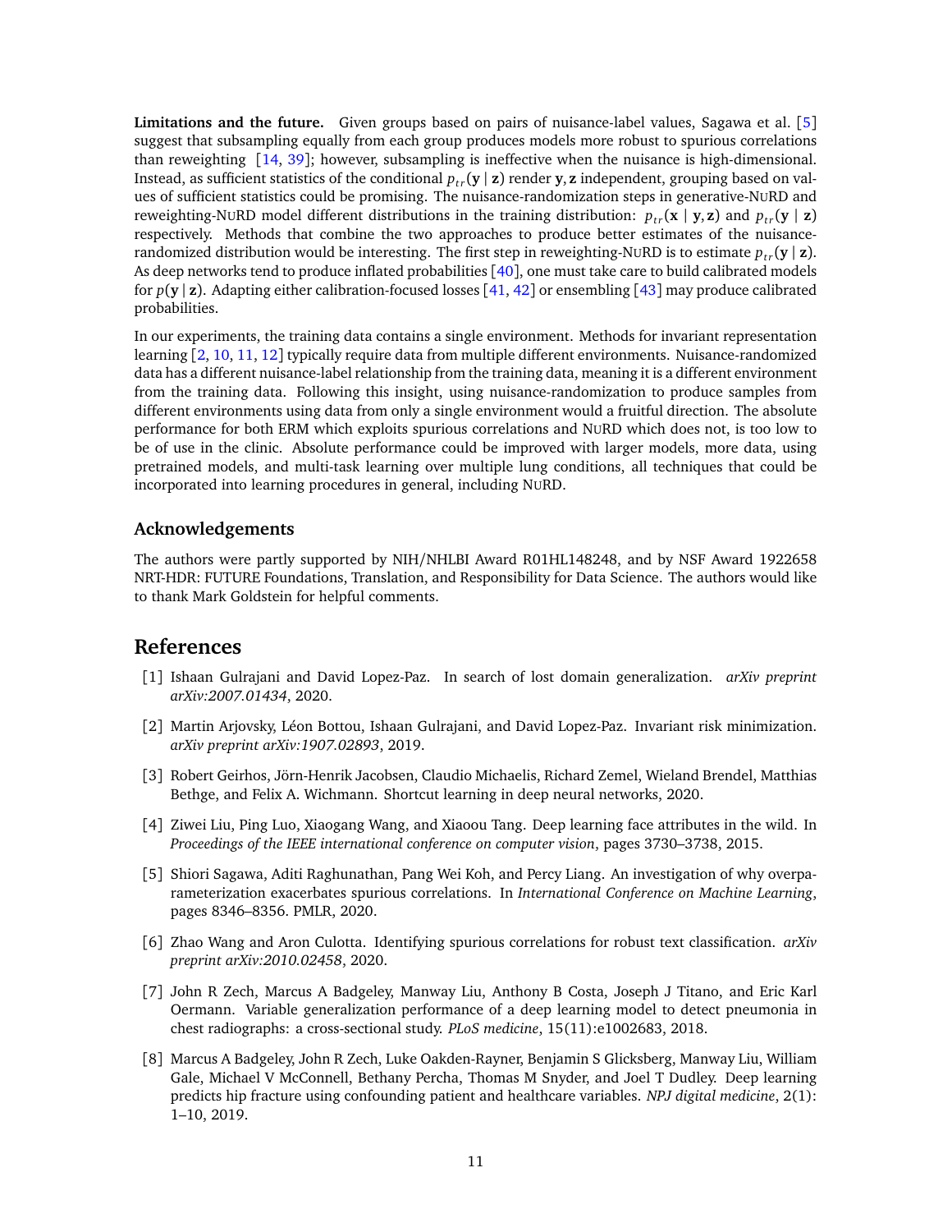**Limitations and the future.** Given groups based on pairs of nuisance-label values, Sagawa et al. [5] suggest that subsampling equally from each group produces models more robust to spurious correlations than reweighting [14, 39]; however, subsampling is ineffective when the nuisance is high-dimensional. Instead, as sufficient statistics of the conditional $p_{tr}(\mathbf{y} \mid \mathbf{z})$ render $\mathbf{y}, \mathbf{z}$ independent, grouping based on values of sufficient statistics could be promising. The nuisance-randomization steps in generative-NuRD and reweighting-NuRD model different distributions in the training distribution: $p_{tr}(\mathbf{x} \mid \mathbf{y}, \mathbf{z})$ and $p_{tr}(\mathbf{y} \mid \mathbf{z})$ respectively. Methods that combine the two approaches to produce better estimates of the nuisance-randomized distribution would be interesting. The first step in reweighting-NuRD is to estimate $p_{tr}(\mathbf{y} \mid \mathbf{z})$. As deep networks tend to produce inflated probabilities [40], one must take care to build calibrated models for $p(\mathbf{y} \mid \mathbf{z})$. Adapting either calibration-focused losses [41, 42] or ensembling [43] may produce calibrated probabilities.

In our experiments, the training data contains a single environment. Methods for invariant representation learning [2, 10, 11, 12] typically require data from multiple different environments. Nuisance-randomized data has a different nuisance-label relationship from the training data, meaning it is a different environment from the training data. Following this insight, using nuisance-randomization to produce samples from different environments using data from only a single environment would a fruitful direction. The absolute performance for both ERM which exploits spurious correlations and NuRD which does not, is too low to be of use in the clinic. Absolute performance could be improved with larger models, more data, using pretrained models, and multi-task learning over multiple lung conditions, all techniques that could be incorporated into learning procedures in general, including NuRD.

## Acknowledgements

The authors were partly supported by NIH/NHLBI Award R01HL148248, and by NSF Award 1922658 NRT-HDR: FUTURE Foundations, Translation, and Responsibility for Data Science. The authors would like to thank Mark Goldstein for helpful comments.

# References

[1] Ishaan Gulrajani and David Lopez-Paz. In search of lost domain generalization. *arXiv preprint arXiv:2007.01434*, 2020.

[2] Martin Arjovsky, Léon Bottou, Ishaan Gulrajani, and David Lopez-Paz. Invariant risk minimization. *arXiv preprint arXiv:1907.02893*, 2019.

[3] Robert Geirhos, Jörn-Henrik Jacobsen, Claudio Michaelis, Richard Zemel, Wieland Brendel, Matthias Bethge, and Felix A. Wichmann. Shortcut learning in deep neural networks, 2020.

[4] Ziwei Liu, Ping Luo, Xiaogang Wang, and Xiaoou Tang. Deep learning face attributes in the wild. In *Proceedings of the IEEE international conference on computer vision*, pages 3730–3738, 2015.

[5] Shiori Sagawa, Aditi Raghunathan, Pang Wei Koh, and Percy Liang. An investigation of why overparameterization exacerbates spurious correlations. In *International Conference on Machine Learning*, pages 8346–8356. PMLR, 2020.

[6] Zhao Wang and Aron Culotta. Identifying spurious correlations for robust text classification. *arXiv preprint arXiv:2010.02458*, 2020.

[7] John R Zech, Marcus A Badgeley, Manway Liu, Anthony B Costa, Joseph J Titano, and Eric Karl Oermann. Variable generalization performance of a deep learning model to detect pneumonia in chest radiographs: a cross-sectional study. *PLoS medicine*, 15(11):e1002683, 2018.

[8] Marcus A Badgeley, John R Zech, Luke Oakden-Rayner, Benjamin S Glicksberg, Manway Liu, William Gale, Michael V McConnell, Bethany Percha, Thomas M Snyder, and Joel T Dudley. Deep learning predicts hip fracture using confounding patient and healthcare variables. *NPJ digital medicine*, 2(1): 1–10, 2019.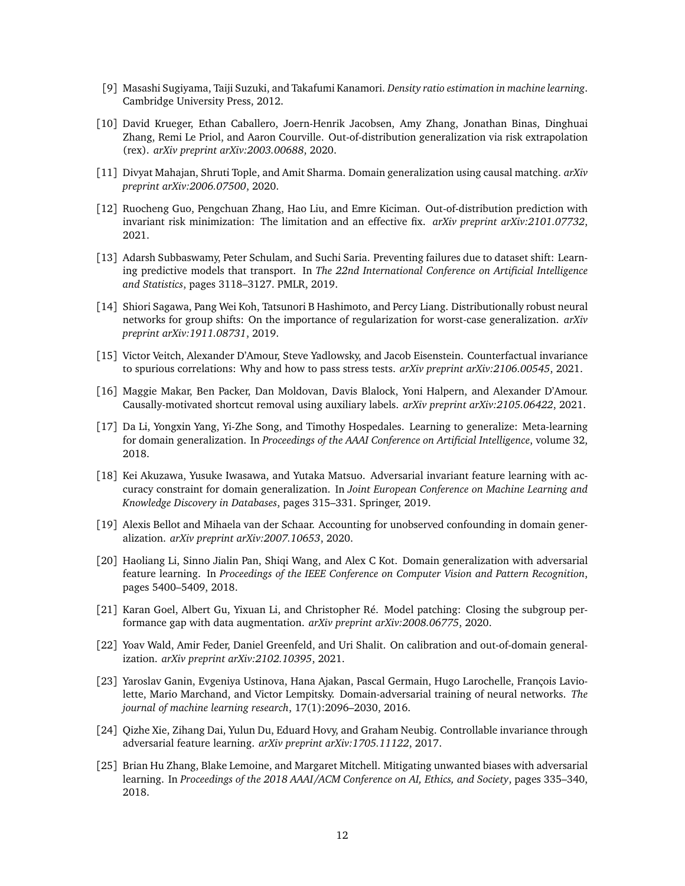[9] Masashi Sugiyama, Taiji Suzuki, and Takafumi Kanamori. *Density ratio estimation in machine learning*. Cambridge University Press, 2012.

[10] David Krueger, Ethan Caballero, Joern-Henrik Jacobsen, Amy Zhang, Jonathan Binas, Dinghuai Zhang, Remi Le Priol, and Aaron Courville. Out-of-distribution generalization via risk extrapolation (rex). *arXiv preprint arXiv:2003.00688*, 2020.

[11] Divyat Mahajan, Shruti Tople, and Amit Sharma. Domain generalization using causal matching. *arXiv preprint arXiv:2006.07500*, 2020.

[12] Ruocheng Guo, Pengchuan Zhang, Hao Liu, and Emre Kiciman. Out-of-distribution prediction with invariant risk minimization: The limitation and an effective fix. *arXiv preprint arXiv:2101.07732*, 2021.

[13] Adarsh Subbaswamy, Peter Schulam, and Suchi Saria. Preventing failures due to dataset shift: Learning predictive models that transport. In *The 22nd International Conference on Artificial Intelligence and Statistics*, pages 3118–3127. PMLR, 2019.

[14] Shiori Sagawa, Pang Wei Koh, Tatsunori B Hashimoto, and Percy Liang. Distributionally robust neural networks for group shifts: On the importance of regularization for worst-case generalization. *arXiv preprint arXiv:1911.08731*, 2019.

[15] Victor Veitch, Alexander D'Amour, Steve Yadlowsky, and Jacob Eisenstein. Counterfactual invariance to spurious correlations: Why and how to pass stress tests. *arXiv preprint arXiv:2106.00545*, 2021.

[16] Maggie Makar, Ben Packer, Dan Moldovan, Davis Blalock, Yoni Halpern, and Alexander D'Amour. Causally-motivated shortcut removal using auxiliary labels. *arXiv preprint arXiv:2105.06422*, 2021.

[17] Da Li, Yongxin Yang, Yi-Zhe Song, and Timothy Hospedales. Learning to generalize: Meta-learning for domain generalization. In *Proceedings of the AAAI Conference on Artificial Intelligence*, volume 32, 2018.

[18] Kei Akuzawa, Yusuke Iwasawa, and Yutaka Matsuo. Adversarial invariant feature learning with accuracy constraint for domain generalization. In *Joint European Conference on Machine Learning and Knowledge Discovery in Databases*, pages 315–331. Springer, 2019.

[19] Alexis Bellot and Mihaela van der Schaar. Accounting for unobserved confounding in domain generalization. *arXiv preprint arXiv:2007.10653*, 2020.

[20] Haoliang Li, Sinno Jialin Pan, Shiqi Wang, and Alex C Kot. Domain generalization with adversarial feature learning. In *Proceedings of the IEEE Conference on Computer Vision and Pattern Recognition*, pages 5400–5409, 2018.

[21] Karan Goel, Albert Gu, Yixuan Li, and Christopher Ré. Model patching: Closing the subgroup performance gap with data augmentation. *arXiv preprint arXiv:2008.06775*, 2020.

[22] Yoav Wald, Amir Feder, Daniel Greenfeld, and Uri Shalit. On calibration and out-of-domain generalization. *arXiv preprint arXiv:2102.10395*, 2021.

[23] Yaroslav Ganin, Evgeniya Ustinova, Hana Ajakan, Pascal Germain, Hugo Larochelle, François Laviolette, Mario Marchand, and Victor Lempitsky. Domain-adversarial training of neural networks. *The journal of machine learning research*, 17(1):2096–2030, 2016.

[24] Qizhe Xie, Zihang Dai, Yulun Du, Eduard Hovy, and Graham Neubig. Controllable invariance through adversarial feature learning. *arXiv preprint arXiv:1705.11122*, 2017.

[25] Brian Hu Zhang, Blake Lemoine, and Margaret Mitchell. Mitigating unwanted biases with adversarial learning. In *Proceedings of the 2018 AAAI/ACM Conference on AI, Ethics, and Society*, pages 335–340, 2018.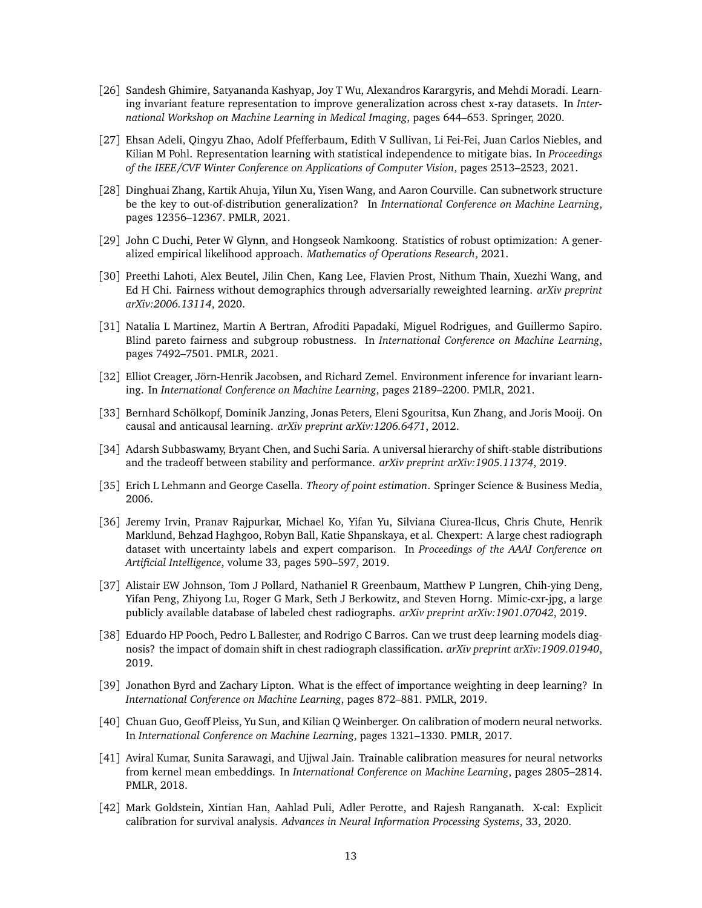[26] Sandesh Ghimire, Satyananda Kashyap, Joy T Wu, Alexandros Karargyris, and Mehdi Moradi. Learning invariant feature representation to improve generalization across chest x-ray datasets. In *International Workshop on Machine Learning in Medical Imaging*, pages 644–653. Springer, 2020.

[27] Ehsan Adeli, Qingyu Zhao, Adolf Pfefferbaum, Edith V Sullivan, Li Fei-Fei, Juan Carlos Niebles, and Kilian M Pohl. Representation learning with statistical independence to mitigate bias. In *Proceedings of the IEEE/CVF Winter Conference on Applications of Computer Vision*, pages 2513–2523, 2021.

[28] Dinghuai Zhang, Kartik Ahuja, Yilun Xu, Yisen Wang, and Aaron Courville. Can subnetwork structure be the key to out-of-distribution generalization? In *International Conference on Machine Learning*, pages 12356–12367. PMLR, 2021.

[29] John C Duchi, Peter W Glynn, and Hongseok Namkoong. Statistics of robust optimization: A generalized empirical likelihood approach. *Mathematics of Operations Research*, 2021.

[30] Preethi Lahoti, Alex Beutel, Jilin Chen, Kang Lee, Flavien Prost, Nithum Thain, Xuezhi Wang, and Ed H Chi. Fairness without demographics through adversarially reweighted learning. *arXiv preprint arXiv:2006.13114*, 2020.

[31] Natalia L Martinez, Martin A Bertran, Afroditi Papadaki, Miguel Rodrigues, and Guillermo Sapiro. Blind pareto fairness and subgroup robustness. In *International Conference on Machine Learning*, pages 7492–7501. PMLR, 2021.

[32] Elliot Creager, Jörn-Henrik Jacobsen, and Richard Zemel. Environment inference for invariant learning. In *International Conference on Machine Learning*, pages 2189–2200. PMLR, 2021.

[33] Bernhard Schölkopf, Dominik Janzing, Jonas Peters, Eleni Sgouritsa, Kun Zhang, and Joris Mooij. On causal and anticausal learning. *arXiv preprint arXiv:1206.6471*, 2012.

[34] Adarsh Subbaswamy, Bryant Chen, and Suchi Saria. A universal hierarchy of shift-stable distributions and the tradeoff between stability and performance. *arXiv preprint arXiv:1905.11374*, 2019.

[35] Erich L Lehmann and George Casella. *Theory of point estimation*. Springer Science & Business Media, 2006.

[36] Jeremy Irvin, Pranav Rajpurkar, Michael Ko, Yifan Yu, Silviana Ciurea-Ilcus, Chris Chute, Henrik Marklund, Behzad Haghgoo, Robyn Ball, Katie Shpanskaya, et al. Chexpert: A large chest radiograph dataset with uncertainty labels and expert comparison. In *Proceedings of the AAAI Conference on Artificial Intelligence*, volume 33, pages 590–597, 2019.

[37] Alistair EW Johnson, Tom J Pollard, Nathaniel R Greenbaum, Matthew P Lungren, Chih-ying Deng, Yifan Peng, Zhiyong Lu, Roger G Mark, Seth J Berkowitz, and Steven Horng. Mimic-cxr-jpg, a large publicly available database of labeled chest radiographs. *arXiv preprint arXiv:1901.07042*, 2019.

[38] Eduardo HP Pooch, Pedro L Ballester, and Rodrigo C Barros. Can we trust deep learning models diagnosis? the impact of domain shift in chest radiograph classification. *arXiv preprint arXiv:1909.01940*, 2019.

[39] Jonathon Byrd and Zachary Lipton. What is the effect of importance weighting in deep learning? In *International Conference on Machine Learning*, pages 872–881. PMLR, 2019.

[40] Chuan Guo, Geoff Pleiss, Yu Sun, and Kilian Q Weinberger. On calibration of modern neural networks. In *International Conference on Machine Learning*, pages 1321–1330. PMLR, 2017.

[41] Aviral Kumar, Sunita Sarawagi, and Ujjwal Jain. Trainable calibration measures for neural networks from kernel mean embeddings. In *International Conference on Machine Learning*, pages 2805–2814. PMLR, 2018.

[42] Mark Goldstein, Xintian Han, Aahlad Puli, Adler Perotte, and Rajesh Ranganath. X-cal: Explicit calibration for survival analysis. *Advances in Neural Information Processing Systems*, 33, 2020.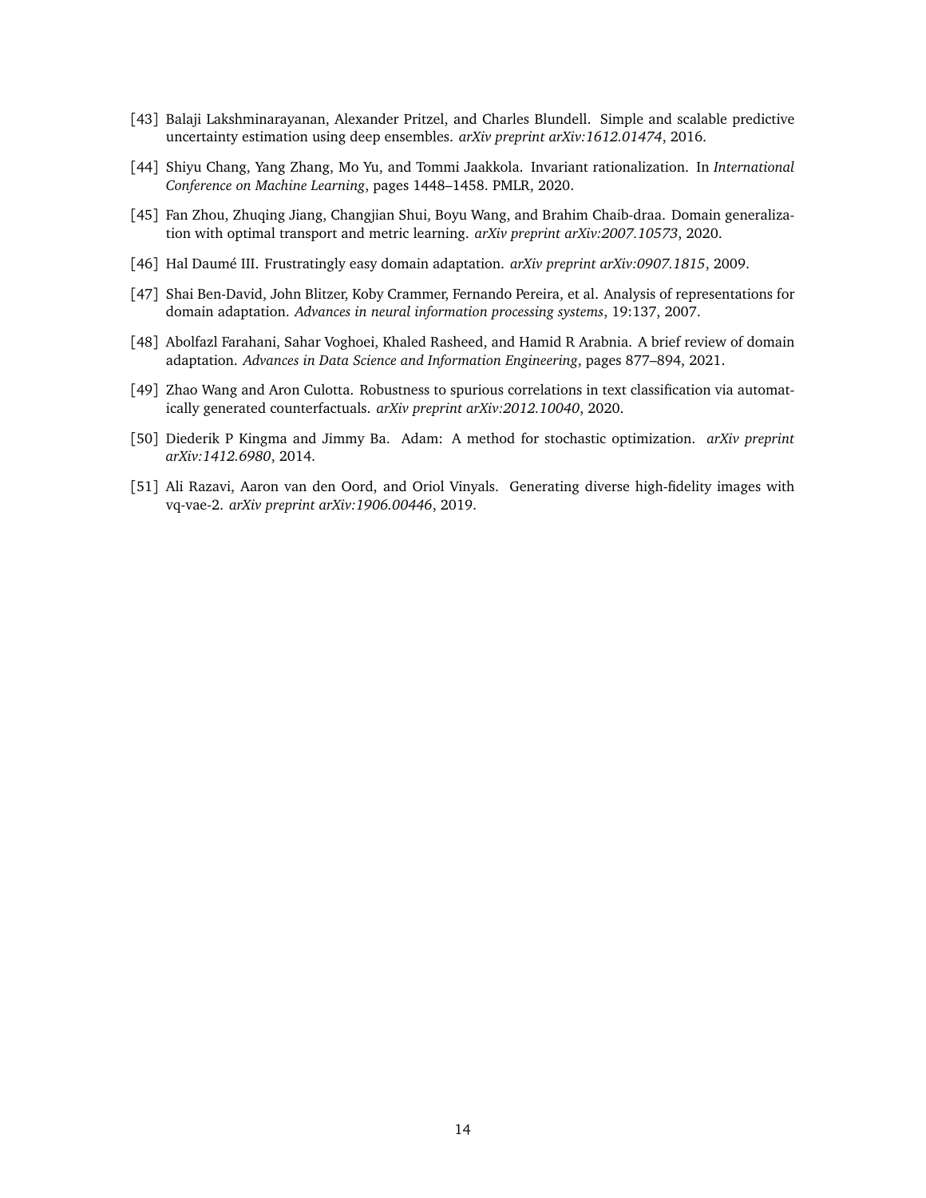[43] Balaji Lakshminarayanan, Alexander Pritzel, and Charles Blundell. Simple and scalable predictive uncertainty estimation using deep ensembles. *arXiv preprint arXiv:1612.01474*, 2016.

[44] Shiyu Chang, Yang Zhang, Mo Yu, and Tommi Jaakkola. Invariant rationalization. In *International Conference on Machine Learning*, pages 1448–1458. PMLR, 2020.

[45] Fan Zhou, Zhuqing Jiang, Changjian Shui, Boyu Wang, and Brahim Chaib-draa. Domain generalization with optimal transport and metric learning. *arXiv preprint arXiv:2007.10573*, 2020.

[46] Hal Daumé III. Frustratingly easy domain adaptation. *arXiv preprint arXiv:0907.1815*, 2009.

[47] Shai Ben-David, John Blitzer, Koby Crammer, Fernando Pereira, et al. Analysis of representations for domain adaptation. *Advances in neural information processing systems*, 19:137, 2007.

[48] Abolfazl Farahani, Sahar Voghoei, Khaled Rasheed, and Hamid R Arabnia. A brief review of domain adaptation. *Advances in Data Science and Information Engineering*, pages 877–894, 2021.

[49] Zhao Wang and Aron Culotta. Robustness to spurious correlations in text classification via automatically generated counterfactuals. *arXiv preprint arXiv:2012.10040*, 2020.

[50] Diederik P Kingma and Jimmy Ba. Adam: A method for stochastic optimization. *arXiv preprint arXiv:1412.6980*, 2014.

[51] Ali Razavi, Aaron van den Oord, and Oriol Vinyals. Generating diverse high-fidelity images with vq-vae-2. *arXiv preprint arXiv:1906.00446*, 2019.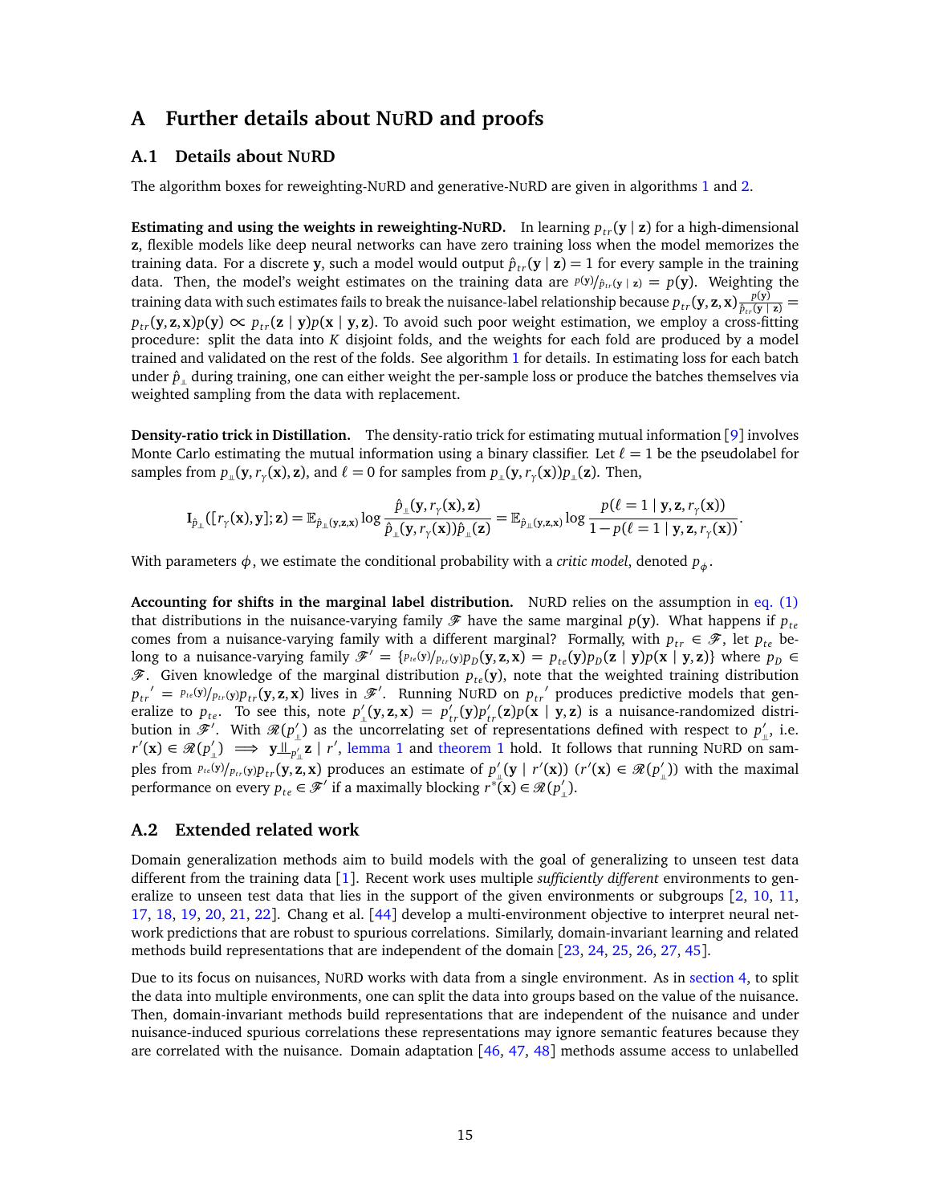# A Further details about NuRD and proofs

## A.1 Details about NuRD

The algorithm boxes for reweighting-NuRD and generative-NuRD are given in algorithms 1 and 2.

**Estimating and using the weights in reweighting-NuRD.** In learning $p_{tr}(\mathbf{y} \mid \mathbf{z})$ for a high-dimensional $\mathbf{z}$, flexible models like deep neural networks can have zero training loss when the model memorizes the training data. For a discrete $\mathbf{y}$, such a model would output $\hat{p}_{tr}(\mathbf{y} \mid \mathbf{z}) = 1$ for every sample in the training data. Then, the model's weight estimates on the training data are $p(\mathbf{y})/\hat{p}_{tr}(\mathbf{y} \mid \mathbf{z}) = p(\mathbf{y})$. Weighting the training data with such estimates fails to break the nuisance-label relationship because $p_{tr}(\mathbf{y}, \mathbf{z}, \mathbf{x}) \frac{p(\mathbf{y})}{\hat{p}_{tr}(\mathbf{y} \mid \mathbf{z})} = p_{tr}(\mathbf{y}, \mathbf{z}, \mathbf{x}) p(\mathbf{y}) \propto p_{tr}(\mathbf{z} \mid \mathbf{y}) p(\mathbf{x} \mid \mathbf{y}, \mathbf{z})$. To avoid such poor weight estimation, we employ a cross-fitting procedure: split the data into $K$ disjoint folds, and the weights for each fold are produced by a model trained and validated on the rest of the folds. See algorithm 1 for details. In estimating loss for each batch under $\hat{p}_{\perp\!\!\!\perp}$ during training, one can either weight the per-sample loss or produce the batches themselves via weighted sampling from the data with replacement.

**Density-ratio trick in Distillation.** The density-ratio trick for estimating mutual information [9] involves Monte Carlo estimating the mutual information using a binary classifier. Let $\ell = 1$ be the pseudolabel for samples from $p_{\perp\!\!\!\perp}(\mathbf{y}, r_\gamma(\mathbf{x}), \mathbf{z})$, and $\ell = 0$ for samples from $p_{\perp\!\!\!\perp}(\mathbf{y}, r_\gamma(\mathbf{x})) p_{\perp\!\!\!\perp}(\mathbf{z})$. Then,

$$\mathbf{I}_{\hat{p}_{\perp\!\!\!\perp}}([r_\gamma(\mathbf{x}), \mathbf{y}]; \mathbf{z}) = \mathbb{E}_{\hat{p}_{\perp\!\!\!\perp}(\mathbf{y}, \mathbf{z}, \mathbf{x})} \log \frac{\hat{p}_{\perp\!\!\!\perp}(\mathbf{y}, r_\gamma(\mathbf{x}), \mathbf{z})}{\hat{p}_{\perp\!\!\!\perp}(\mathbf{y}, r_\gamma(\mathbf{x})) \hat{p}_{\perp\!\!\!\perp}(\mathbf{z})} = \mathbb{E}_{\hat{p}_{\perp\!\!\!\perp}(\mathbf{y}, \mathbf{z}, \mathbf{x})} \log \frac{p(\ell = 1 \mid \mathbf{y}, \mathbf{z}, r_\gamma(\mathbf{x}))}{1 - p(\ell = 1 \mid \mathbf{y}, \mathbf{z}, r_\gamma(\mathbf{x}))}.$$

With parameters $\phi$, we estimate the conditional probability with a *critic model*, denoted $p_\phi$.

**Accounting for shifts in the marginal label distribution.** NuRD relies on the assumption in eq. (1) that distributions in the nuisance-varying family $\mathscr{F}$ have the same marginal $p(\mathbf{y})$. What happens if $p_{te}$ comes from a nuisance-varying family with a different marginal? Formally, with $p_{tr} \in \mathscr{F}$, let $p_{te}$ belong to a nuisance-varying family $\mathscr{F}' = \{p_{te}(\mathbf{y})/p_{tr}(\mathbf{y}) p_D(\mathbf{y}, \mathbf{z}, \mathbf{x}) = p_{te}(\mathbf{y}) p_D(\mathbf{z} \mid \mathbf{y}) p(\mathbf{x} \mid \mathbf{y}, \mathbf{z})\}$ where $p_D \in \mathscr{F}$. Given knowledge of the marginal distribution $p_{te}(\mathbf{y})$, note that the weighted training distribution ${p_{tr}}' = p_{te}(\mathbf{y})/p_{tr}(\mathbf{y}) p_{tr}(\mathbf{y}, \mathbf{z}, \mathbf{x})$ lives in $\mathscr{F}'$. Running NuRD on ${p_{tr}}'$ produces predictive models that generalize to $p_{te}$. To see this, note $p'_{\perp\!\!\!\perp}(\mathbf{y}, \mathbf{z}, \mathbf{x}) = p'_{tr}(\mathbf{y}) p'_{tr}(\mathbf{z}) p(\mathbf{x} \mid \mathbf{y}, \mathbf{z})$ is a nuisance-randomized distribution in $\mathscr{F}'$. With $\mathscr{R}(p'_{\perp\!\!\!\perp})$ as the uncorrelating set of representations defined with respect to $p'_{\perp\!\!\!\perp}$, i.e. $r'(\mathbf{x}) \in \mathscr{R}(p'_{\perp\!\!\!\perp}) \implies \mathbf{y} \perp\!\!\!\perp_{p'_{\perp\!\!\!\perp}} \mathbf{z} \mid r'$, lemma 1 and theorem 1 hold. It follows that running NuRD on samples from $p_{te}(\mathbf{y})/p_{tr}(\mathbf{y}) p_{tr}(\mathbf{y}, \mathbf{z}, \mathbf{x})$ produces an estimate of $p'_{\perp\!\!\!\perp}(\mathbf{y} \mid r'(\mathbf{x}))$ ($r'(\mathbf{x}) \in \mathscr{R}(p'_{\perp\!\!\!\perp})$) with the maximal performance on every $p_{te} \in \mathscr{F}'$ if a maximally blocking $r^*(\mathbf{x}) \in \mathscr{R}(p'_{\perp\!\!\!\perp})$.

## A.2 Extended related work

Domain generalization methods aim to build models with the goal of generalizing to unseen test data different from the training data [1]. Recent work uses multiple *sufficiently different* environments to generalize to unseen test data that lies in the support of the given environments or subgroups [2, 10, 11, 17, 18, 19, 20, 21, 22]. Chang et al. [44] develop a multi-environment objective to interpret neural network predictions that are robust to spurious correlations. Similarly, domain-invariant learning and related methods build representations that are independent of the domain [23, 24, 25, 26, 27, 45].

Due to its focus on nuisances, NuRD works with data from a single environment. As in section 4, to split the data into multiple environments, one can split the data into groups based on the value of the nuisance. Then, domain-invariant methods build representations that are independent of the nuisance and under nuisance-induced spurious correlations these representations may ignore semantic features because they are correlated with the nuisance. Domain adaptation [46, 47, 48] methods assume access to unlabelled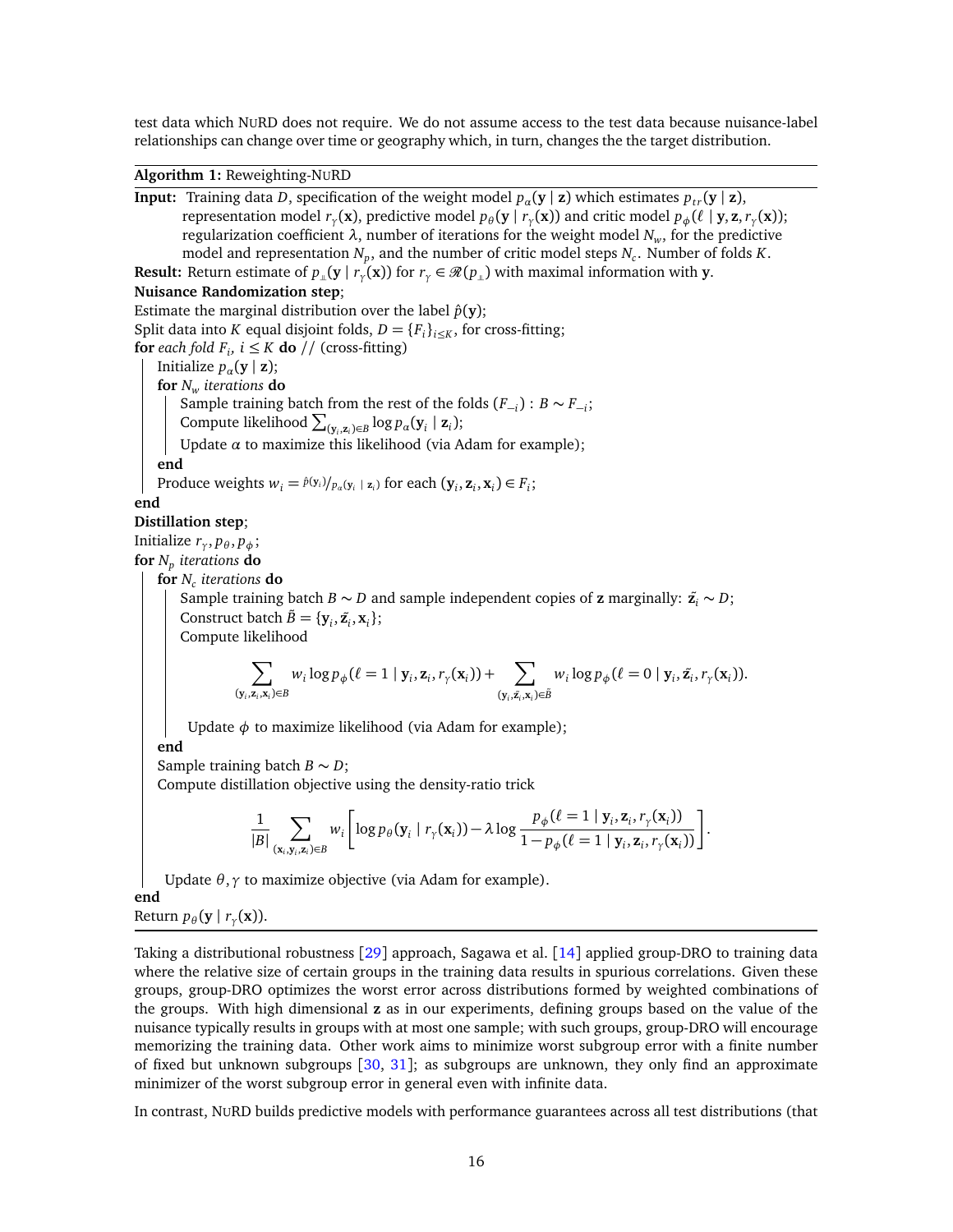test data which NuRD does not require. We do not assume access to the test data because nuisance-label relationships can change over time or geography which, in turn, changes the the target distribution.

---

**Algorithm 1:** Reweighting-NuRD

---

**Input:** Training data $D$, specification of the weight model $p_\alpha(\mathbf{y} \mid \mathbf{z})$ which estimates $p_{tr}(\mathbf{y} \mid \mathbf{z})$, representation model $r_\gamma(\mathbf{x})$, predictive model $p_\theta(\mathbf{y} \mid r_\gamma(\mathbf{x}))$ and critic model $p_\phi(\ell \mid \mathbf{y}, \mathbf{z}, r_\gamma(\mathbf{x}))$; regularization coefficient $\lambda$, number of iterations for the weight model $N_w$, for the predictive model and representation $N_p$, and the number of critic model steps $N_c$. Number of folds $K$.

**Result:** Return estimate of $p_{\perp\!\!\!\perp}(\mathbf{y} \mid r_\gamma(\mathbf{x}))$ for $r_\gamma \in \mathscr{R}(p_{\perp\!\!\!\perp})$ with maximal information with $\mathbf{y}$.

**Nuisance Randomization step**;

Estimate the marginal distribution over the label $\hat{p}(\mathbf{y})$;

Split data into $K$ equal disjoint folds, $D = \{F_i\}_{i \leq K}$, for cross-fitting;

**for** *each fold $F_i$, $i \leq K$* **do** // (cross-fitting)

  Initialize $p_\alpha(\mathbf{y} \mid \mathbf{z})$;

  **for** *$N_w$ iterations* **do**

    Sample training batch from the rest of the folds $(F_{-i}) : B \sim F_{-i}$;

    Compute likelihood $\sum_{(\mathbf{y}_i, \mathbf{z}_i) \in B} \log p_\alpha(\mathbf{y}_i \mid \mathbf{z}_i)$;

    Update $\alpha$ to maximize this likelihood (via Adam for example);

  **end**

  Produce weights $w_i = \hat{p}(\mathbf{y}_i)/p_\alpha(\mathbf{y}_i \mid \mathbf{z}_i)$ for each $(\mathbf{y}_i, \mathbf{z}_i, \mathbf{x}_i) \in F_i$;

**end**

**Distillation step**;

Initialize $r_\gamma, p_\theta, p_\phi$;

**for** *$N_p$ iterations* **do**

  **for** *$N_c$ iterations* **do**

    Sample training batch $B \sim D$ and sample independent copies of $\mathbf{z}$ marginally: $\tilde{\mathbf{z}}_i \sim D$;

    Construct batch $\tilde{B} = \{\mathbf{y}_i, \tilde{\mathbf{z}}_i, \mathbf{x}_i\}$;

    Compute likelihood

$$\sum_{(\mathbf{y}_i, \mathbf{z}_i, \mathbf{x}_i) \in B} w_i \log p_\phi(\ell = 1 \mid \mathbf{y}_i, \mathbf{z}_i, r_\gamma(\mathbf{x}_i)) + \sum_{(\mathbf{y}_i, \tilde{\mathbf{z}}_i, \mathbf{x}_i) \in \tilde{B}} w_i \log p_\phi(\ell = 0 \mid \mathbf{y}_i, \tilde{\mathbf{z}}_i, r_\gamma(\mathbf{x}_i)).$$

    Update $\phi$ to maximize likelihood (via Adam for example);

  **end**

  Sample training batch $B \sim D$;

  Compute distillation objective using the density-ratio trick

$$\frac{1}{|B|} \sum_{(\mathbf{x}_i, \mathbf{y}_i, \mathbf{z}_i) \in B} w_i \left[ \log p_\theta(\mathbf{y}_i \mid r_\gamma(\mathbf{x}_i)) - \lambda \log \frac{p_\phi(\ell = 1 \mid \mathbf{y}_i, \mathbf{z}_i, r_\gamma(\mathbf{x}_i))}{1 - p_\phi(\ell = 1 \mid \mathbf{y}_i, \mathbf{z}_i, r_\gamma(\mathbf{x}_i))} \right].$$

  Update $\theta, \gamma$ to maximize objective (via Adam for example).

**end**

Return $p_\theta(\mathbf{y} \mid r_\gamma(\mathbf{x}))$.

---

Taking a distributional robustness [29] approach, Sagawa et al. [14] applied group-DRO to training data where the relative size of certain groups in the training data results in spurious correlations. Given these groups, group-DRO optimizes the worst error across distributions formed by weighted combinations of the groups. With high dimensional $\mathbf{z}$ as in our experiments, defining groups based on the value of the nuisance typically results in groups with at most one sample; with such groups, group-DRO will encourage memorizing the training data. Other work aims to minimize worst subgroup error with a finite number of fixed but unknown subgroups [30, 31]; as subgroups are unknown, they only find an approximate minimizer of the worst subgroup error in general even with infinite data.

In contrast, NuRD builds predictive models with performance guarantees across all test distributions (that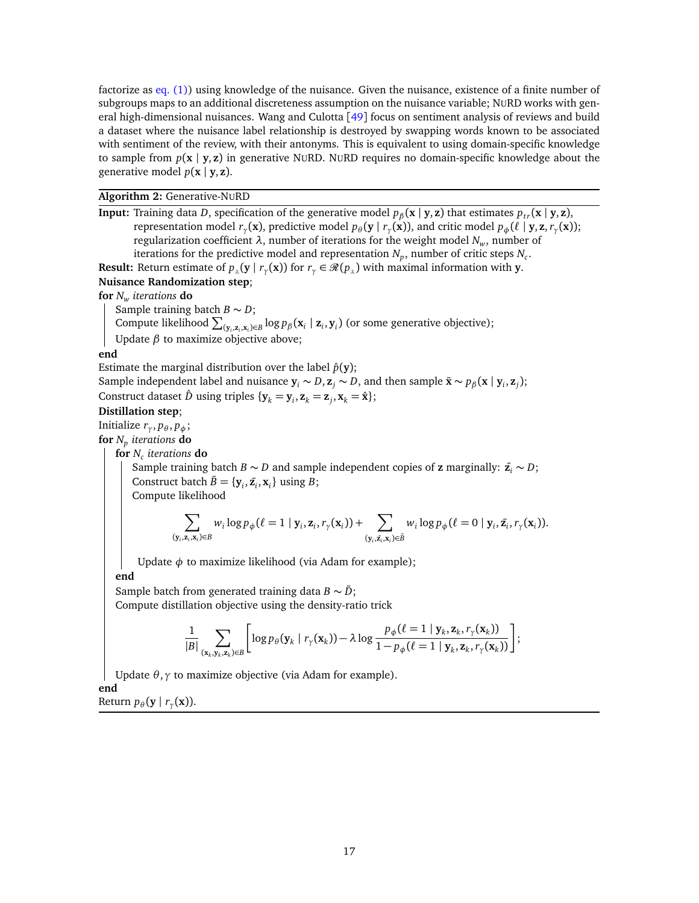factorize as eq. (1)) using knowledge of the nuisance. Given the nuisance, existence of a finite number of subgroups maps to an additional discreteness assumption on the nuisance variable; NuRD works with general high-dimensional nuisances. Wang and Culotta [49] focus on sentiment analysis of reviews and build a dataset where the nuisance label relationship is destroyed by swapping words known to be associated with sentiment of the review, with their antonyms. This is equivalent to using domain-specific knowledge to sample from $p(\mathbf{x} \mid \mathbf{y}, \mathbf{z})$ in generative NuRD. NuRD requires no domain-specific knowledge about the generative model $p(\mathbf{x} \mid \mathbf{y}, \mathbf{z})$.

---

**Algorithm 2:** Generative-NuRD

---

**Input:** Training data $D$, specification of the generative model $p_\beta(\mathbf{x} \mid \mathbf{y}, \mathbf{z})$ that estimates $p_{tr}(\mathbf{x} \mid \mathbf{y}, \mathbf{z})$, representation model $r_\gamma(\mathbf{x})$, predictive model $p_\theta(\mathbf{y} \mid r_\gamma(\mathbf{x}))$, and critic model $p_\phi(\ell \mid \mathbf{y}, \mathbf{z}, r_\gamma(\mathbf{x}))$; regularization coefficient $\lambda$, number of iterations for the weight model $N_w$, number of iterations for the predictive model and representation $N_p$, number of critic steps $N_c$.

**Result:** Return estimate of $p_{\perp\!\!\!\perp}(\mathbf{y} \mid r_\gamma(\mathbf{x}))$ for $r_\gamma \in \mathscr{R}(p_{\perp\!\!\!\perp})$ with maximal information with $\mathbf{y}$.

**Nuisance Randomization step**;

**for** $N_w$ *iterations* **do**

- Sample training batch $B \sim D$;
- Compute likelihood $\sum_{(\mathbf{y}_i, \mathbf{z}_i, \mathbf{x}_i) \in B} \log p_\beta(\mathbf{x}_i \mid \mathbf{z}_i, \mathbf{y}_i)$ (or some generative objective);
- Update $\beta$ to maximize objective above;

**end**

Estimate the marginal distribution over the label $\hat{p}(\mathbf{y})$;

Sample independent label and nuisance $\mathbf{y}_i \sim D, \mathbf{z}_j \sim D$, and then sample $\tilde{\mathbf{x}} \sim p_\beta(\mathbf{x} \mid \mathbf{y}_i, \mathbf{z}_j)$;

Construct dataset $\hat{D}$ using triples $\{\mathbf{y}_k = \mathbf{y}_i, \mathbf{z}_k = \mathbf{z}_j, \mathbf{x}_k = \hat{\mathbf{x}}\}$;

**Distillation step**;

Initialize $r_\gamma, p_\theta, p_\phi$;

**for** $N_p$ *iterations* **do**

- **for** $N_c$ *iterations* **do**
  - Sample training batch $B \sim D$ and sample independent copies of $\mathbf{z}$ marginally: $\tilde{\mathbf{z}}_i \sim D$;
  - Construct batch $\tilde{B} = \{\mathbf{y}_i, \tilde{\mathbf{z}}_i, \mathbf{x}_i\}$ using $B$;
  - Compute likelihood

$$\sum_{(\mathbf{y}_i, \mathbf{z}_i, \mathbf{x}_i) \in B} w_i \log p_\phi(\ell = 1 \mid \mathbf{y}_i, \mathbf{z}_i, r_\gamma(\mathbf{x}_i)) + \sum_{(\mathbf{y}_i, \tilde{\mathbf{z}}_i, \mathbf{x}_i) \in \tilde{B}} w_i \log p_\phi(\ell = 0 \mid \mathbf{y}_i, \tilde{\mathbf{z}}_i, r_\gamma(\mathbf{x}_i)).$$

  - Update $\phi$ to maximize likelihood (via Adam for example);
- **end**
- Sample batch from generated training data $B \sim \tilde{D}$;
- Compute distillation objective using the density-ratio trick

$$\frac{1}{|B|} \sum_{(\mathbf{x}_k, \mathbf{y}_k, \mathbf{z}_k) \in B} \left[ \log p_\theta(\mathbf{y}_k \mid r_\gamma(\mathbf{x}_k)) - \lambda \log \frac{p_\phi(\ell = 1 \mid \mathbf{y}_k, \mathbf{z}_k, r_\gamma(\mathbf{x}_k))}{1 - p_\phi(\ell = 1 \mid \mathbf{y}_k, \mathbf{z}_k, r_\gamma(\mathbf{x}_k))} \right];$$

- Update $\theta, \gamma$ to maximize objective (via Adam for example).

**end**

Return $p_\theta(\mathbf{y} \mid r_\gamma(\mathbf{x}))$.

---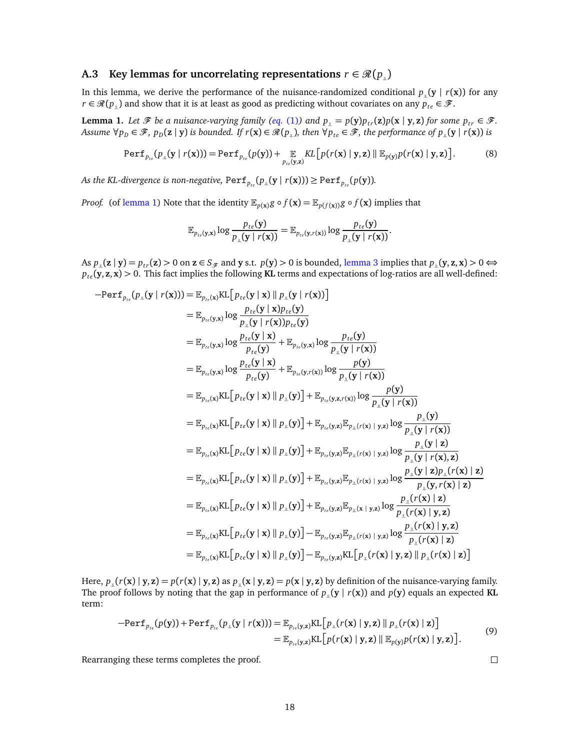### A.3 Key lemmas for uncorrelating representations $r \in \mathcal{R}(p_{\perp\!\!\!\perp})$

In this lemma, we derive the performance of the nuisance-randomized conditional $p_{\perp\!\!\!\perp}(\mathbf{y} \mid r(\mathbf{x}))$ for any $r \in \mathcal{R}(p_{\perp\!\!\!\perp})$ and show that it is at least as good as predicting without covariates on any $p_{te} \in \mathcal{F}$.

**Lemma 1.** *Let $\mathcal{F}$ be a nuisance-varying family (eq. (1)) and $p_{\perp\!\!\!\perp} = p(\mathbf{y})p_{tr}(\mathbf{z})p(\mathbf{x} \mid \mathbf{y}, \mathbf{z})$ for some $p_{tr} \in \mathcal{F}$. Assume $\forall p_D \in \mathcal{F}$, $p_D(\mathbf{z} \mid \mathbf{y})$ is bounded. If $r(\mathbf{x}) \in \mathcal{R}(p_{\perp\!\!\!\perp})$, then $\forall p_{te} \in \mathcal{F}$, the performance of $p_{\perp\!\!\!\perp}(\mathbf{y} \mid r(\mathbf{x}))$ is*

$$\texttt{Perf}_{p_{te}}(p_{\perp\!\!\!\perp}(\mathbf{y} \mid r(\mathbf{x}))) = \texttt{Perf}_{p_{te}}(p(\mathbf{y})) + \mathop{\mathbb{E}}_{p_{te}(\mathbf{y},\mathbf{z})} KL\left[p(r(\mathbf{x}) \mid \mathbf{y}, \mathbf{z}) \parallel \mathbb{E}_{p(\mathbf{y})} p(r(\mathbf{x}) \mid \mathbf{y}, \mathbf{z})\right]. \tag{8}$$

*As the KL-divergence is non-negative, $\texttt{Perf}_{p_{te}}(p_{\perp\!\!\!\perp}(\mathbf{y} \mid r(\mathbf{x}))) \geq \texttt{Perf}_{p_{te}}(p(\mathbf{y}))$.*

*Proof.* (of lemma 1) Note that the identity $\mathbb{E}_{p(\mathbf{x})} g \circ f(\mathbf{x}) = \mathbb{E}_{p(f(\mathbf{x}))} g \circ f(\mathbf{x})$ implies that

$$\mathbb{E}_{p_{te}(\mathbf{y},\mathbf{x})} \log \frac{p_{te}(\mathbf{y})}{p_{\perp\!\!\!\perp}(\mathbf{y} \mid r(\mathbf{x}))} = \mathbb{E}_{p_{te}(\mathbf{y}, r(\mathbf{x}))} \log \frac{p_{te}(\mathbf{y})}{p_{\perp\!\!\!\perp}(\mathbf{y} \mid r(\mathbf{x}))}.$$

As $p_{\perp\!\!\!\perp}(\mathbf{z} \mid \mathbf{y}) = p_{tr}(\mathbf{z}) > 0$ on $\mathbf{z} \in S_{\mathcal{F}}$ and $\mathbf{y}$ s.t. $p(\mathbf{y}) > 0$ is bounded, lemma 3 implies that $p_{\perp\!\!\!\perp}(\mathbf{y}, \mathbf{z}, \mathbf{x}) > 0 \iff p_{te}(\mathbf{y}, \mathbf{z}, \mathbf{x}) > 0$. This fact implies the following **KL** terms and expectations of log-ratios are all well-defined:

$$\begin{aligned}
-\texttt{Perf}_{p_{te}}(p_{\perp\!\!\!\perp}(\mathbf{y} \mid r(\mathbf{x}))) &= \mathbb{E}_{p_{te}(\mathbf{x})} \mathrm{KL}\left[p_{te}(\mathbf{y} \mid \mathbf{x}) \parallel p_{\perp\!\!\!\perp}(\mathbf{y} \mid r(\mathbf{x}))\right] \\
&= \mathbb{E}_{p_{te}(\mathbf{y},\mathbf{x})} \log \frac{p_{te}(\mathbf{y} \mid \mathbf{x}) p_{te}(\mathbf{y})}{p_{\perp\!\!\!\perp}(\mathbf{y} \mid r(\mathbf{x})) p_{te}(\mathbf{y})} \\
&= \mathbb{E}_{p_{te}(\mathbf{y},\mathbf{x})} \log \frac{p_{te}(\mathbf{y} \mid \mathbf{x})}{p_{te}(\mathbf{y})} + \mathbb{E}_{p_{te}(\mathbf{y},\mathbf{x})} \log \frac{p_{te}(\mathbf{y})}{p_{\perp\!\!\!\perp}(\mathbf{y} \mid r(\mathbf{x}))} \\
&= \mathbb{E}_{p_{te}(\mathbf{y},\mathbf{x})} \log \frac{p_{te}(\mathbf{y} \mid \mathbf{x})}{p_{te}(\mathbf{y})} + \mathbb{E}_{p_{te}(\mathbf{y},r(\mathbf{x}))} \log \frac{p(\mathbf{y})}{p_{\perp\!\!\!\perp}(\mathbf{y} \mid r(\mathbf{x}))} \\
&= \mathbb{E}_{p_{te}(\mathbf{x})} \mathrm{KL}\left[p_{te}(\mathbf{y} \mid \mathbf{x}) \parallel p_{\perp\!\!\!\perp}(\mathbf{y})\right] + \mathbb{E}_{p_{te}(\mathbf{y},\mathbf{z},r(\mathbf{x}))} \log \frac{p(\mathbf{y})}{p_{\perp\!\!\!\perp}(\mathbf{y} \mid r(\mathbf{x}))} \\
&= \mathbb{E}_{p_{te}(\mathbf{x})} \mathrm{KL}\left[p_{te}(\mathbf{y} \mid \mathbf{x}) \parallel p_{\perp\!\!\!\perp}(\mathbf{y})\right] + \mathbb{E}_{p_{te}(\mathbf{y},\mathbf{z})} \mathbb{E}_{p_{\perp\!\!\!\perp}(r(\mathbf{x}) \mid \mathbf{y},\mathbf{z})} \log \frac{p_{\perp\!\!\!\perp}(\mathbf{y})}{p_{\perp\!\!\!\perp}(\mathbf{y} \mid r(\mathbf{x}))} \\
&= \mathbb{E}_{p_{te}(\mathbf{x})} \mathrm{KL}\left[p_{te}(\mathbf{y} \mid \mathbf{x}) \parallel p_{\perp\!\!\!\perp}(\mathbf{y})\right] + \mathbb{E}_{p_{te}(\mathbf{y},\mathbf{z})} \mathbb{E}_{p_{\perp\!\!\!\perp}(r(\mathbf{x}) \mid \mathbf{y},\mathbf{z})} \log \frac{p_{\perp\!\!\!\perp}(\mathbf{y} \mid \mathbf{z})}{p_{\perp\!\!\!\perp}(\mathbf{y} \mid r(\mathbf{x}), \mathbf{z})} \\
&= \mathbb{E}_{p_{te}(\mathbf{x})} \mathrm{KL}\left[p_{te}(\mathbf{y} \mid \mathbf{x}) \parallel p_{\perp\!\!\!\perp}(\mathbf{y})\right] + \mathbb{E}_{p_{te}(\mathbf{y},\mathbf{z})} \mathbb{E}_{p_{\perp\!\!\!\perp}(r(\mathbf{x}) \mid \mathbf{y},\mathbf{z})} \log \frac{p_{\perp\!\!\!\perp}(\mathbf{y} \mid \mathbf{z}) p_{\perp\!\!\!\perp}(r(\mathbf{x}) \mid \mathbf{z})}{p_{\perp\!\!\!\perp}(\mathbf{y}, r(\mathbf{x}) \mid \mathbf{z})} \\
&= \mathbb{E}_{p_{te}(\mathbf{x})} \mathrm{KL}\left[p_{te}(\mathbf{y} \mid \mathbf{x}) \parallel p_{\perp\!\!\!\perp}(\mathbf{y})\right] + \mathbb{E}_{p_{te}(\mathbf{y},\mathbf{z})} \mathbb{E}_{p_{\perp\!\!\!\perp}(\mathbf{x} \mid \mathbf{y},\mathbf{z})} \log \frac{p_{\perp\!\!\!\perp}(r(\mathbf{x}) \mid \mathbf{z})}{p_{\perp\!\!\!\perp}(r(\mathbf{x}) \mid \mathbf{y}, \mathbf{z})} \\
&= \mathbb{E}_{p_{te}(\mathbf{x})} \mathrm{KL}\left[p_{te}(\mathbf{y} \mid \mathbf{x}) \parallel p_{\perp\!\!\!\perp}(\mathbf{y})\right] - \mathbb{E}_{p_{te}(\mathbf{y},\mathbf{z})} \mathbb{E}_{p_{\perp\!\!\!\perp}(r(\mathbf{x}) \mid \mathbf{y},\mathbf{z})} \log \frac{p_{\perp\!\!\!\perp}(r(\mathbf{x}) \mid \mathbf{y}, \mathbf{z})}{p_{\perp\!\!\!\perp}(r(\mathbf{x}) \mid \mathbf{z})} \\
&= \mathbb{E}_{p_{te}(\mathbf{x})} \mathrm{KL}\left[p_{te}(\mathbf{y} \mid \mathbf{x}) \parallel p_{\perp\!\!\!\perp}(\mathbf{y})\right] - \mathbb{E}_{p_{te}(\mathbf{y},\mathbf{z})} \mathrm{KL}\left[p_{\perp\!\!\!\perp}(r(\mathbf{x}) \mid \mathbf{y}, \mathbf{z}) \parallel p_{\perp\!\!\!\perp}(r(\mathbf{x}) \mid \mathbf{z})\right]
\end{aligned}$$

Here, $p_{\perp\!\!\!\perp}(r(\mathbf{x}) \mid \mathbf{y}, \mathbf{z}) = p(r(\mathbf{x}) \mid \mathbf{y}, \mathbf{z})$ as $p_{\perp\!\!\!\perp}(\mathbf{x} \mid \mathbf{y}, \mathbf{z}) = p(\mathbf{x} \mid \mathbf{y}, \mathbf{z})$ by definition of the nuisance-varying family. The proof follows by noting that the gap in performance of $p_{\perp\!\!\!\perp}(\mathbf{y} \mid r(\mathbf{x}))$ and $p(\mathbf{y})$ equals an expected **KL** term:

$$\begin{aligned}
-\texttt{Perf}_{p_{te}}(p(\mathbf{y})) + \texttt{Perf}_{p_{te}}(p_{\perp\!\!\!\perp}(\mathbf{y} \mid r(\mathbf{x}))) &= \mathbb{E}_{p_{te}(\mathbf{y},\mathbf{z})} \mathrm{KL}\left[p_{\perp\!\!\!\perp}(r(\mathbf{x}) \mid \mathbf{y}, \mathbf{z}) \parallel p_{\perp\!\!\!\perp}(r(\mathbf{x}) \mid \mathbf{z})\right] \\
&= \mathbb{E}_{p_{te}(\mathbf{y},\mathbf{z})} \mathrm{KL}\left[p(r(\mathbf{x}) \mid \mathbf{y}, \mathbf{z}) \parallel \mathbb{E}_{p(\mathbf{y})} p(r(\mathbf{x}) \mid \mathbf{y}, \mathbf{z})\right].
\end{aligned} \tag{9}$$

Rearranging these terms completes the proof. $\square$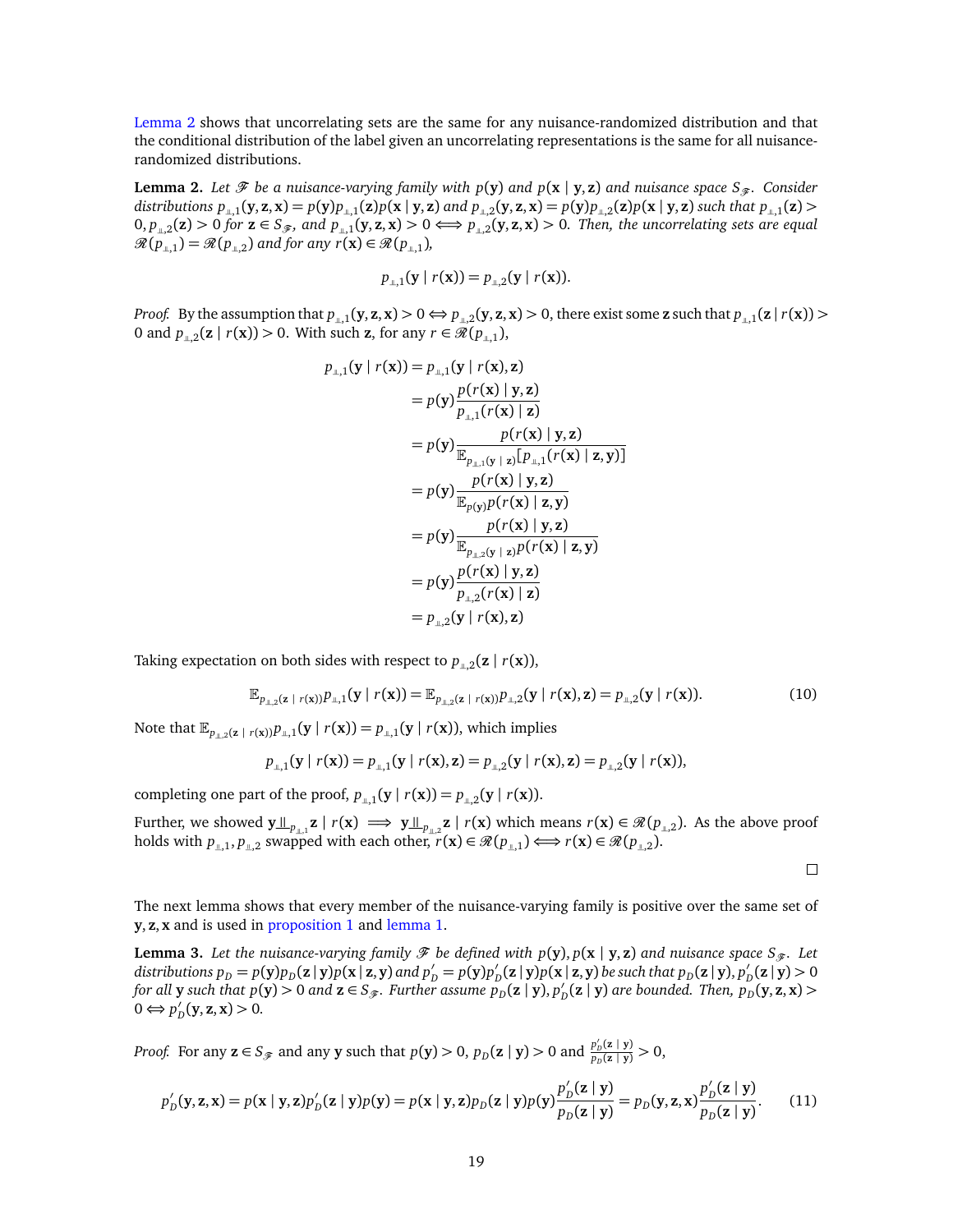Lemma 2 shows that uncorrelating sets are the same for any nuisance-randomized distribution and that the conditional distribution of the label given an uncorrelating representations is the same for all nuisance-randomized distributions.

**Lemma 2.** *Let $\mathscr{F}$ be a nuisance-varying family with $p(\mathbf{y})$ and $p(\mathbf{x} \mid \mathbf{y}, \mathbf{z})$ and nuisance space $S_{\mathscr{F}}$. Consider distributions $p_{\perp\!\!\!\perp,1}(\mathbf{y}, \mathbf{z}, \mathbf{x}) = p(\mathbf{y}) p_{\perp\!\!\!\perp,1}(\mathbf{z}) p(\mathbf{x} \mid \mathbf{y}, \mathbf{z})$ and $p_{\perp\!\!\!\perp,2}(\mathbf{y}, \mathbf{z}, \mathbf{x}) = p(\mathbf{y}) p_{\perp\!\!\!\perp,2}(\mathbf{z}) p(\mathbf{x} \mid \mathbf{y}, \mathbf{z})$ such that $p_{\perp\!\!\!\perp,1}(\mathbf{z}) > 0, p_{\perp\!\!\!\perp,2}(\mathbf{z}) > 0$ for $\mathbf{z} \in S_{\mathscr{F}}$, and $p_{\perp\!\!\!\perp,1}(\mathbf{y}, \mathbf{z}, \mathbf{x}) > 0 \iff p_{\perp\!\!\!\perp,2}(\mathbf{y}, \mathbf{z}, \mathbf{x}) > 0$. Then, the uncorrelating sets are equal $\mathscr{R}(p_{\perp\!\!\!\perp,1}) = \mathscr{R}(p_{\perp\!\!\!\perp,2})$ and for any $r(\mathbf{x}) \in \mathscr{R}(p_{\perp\!\!\!\perp,1})$,*

$$p_{\perp\!\!\!\perp,1}(\mathbf{y} \mid r(\mathbf{x})) = p_{\perp\!\!\!\perp,2}(\mathbf{y} \mid r(\mathbf{x})).$$

*Proof.* By the assumption that $p_{\perp\!\!\!\perp,1}(\mathbf{y}, \mathbf{z}, \mathbf{x}) > 0 \Leftrightarrow p_{\perp\!\!\!\perp,2}(\mathbf{y}, \mathbf{z}, \mathbf{x}) > 0$, there exist some $\mathbf{z}$ such that $p_{\perp\!\!\!\perp,1}(\mathbf{z} \mid r(\mathbf{x})) > 0$ and $p_{\perp\!\!\!\perp,2}(\mathbf{z} \mid r(\mathbf{x})) > 0$. With such $\mathbf{z}$, for any $r \in \mathscr{R}(p_{\perp\!\!\!\perp,1})$,

$$\begin{aligned}
p_{\perp\!\!\!\perp,1}(\mathbf{y} \mid r(\mathbf{x})) &= p_{\perp\!\!\!\perp,1}(\mathbf{y} \mid r(\mathbf{x}), \mathbf{z}) \\
&= p(\mathbf{y}) \frac{p(r(\mathbf{x}) \mid \mathbf{y}, \mathbf{z})}{p_{\perp\!\!\!\perp,1}(r(\mathbf{x}) \mid \mathbf{z})} \\
&= p(\mathbf{y}) \frac{p(r(\mathbf{x}) \mid \mathbf{y}, \mathbf{z})}{\mathbb{E}_{p_{\perp\!\!\!\perp,1}(\mathbf{y} \mid \mathbf{z})}[p_{\perp\!\!\!\perp,1}(r(\mathbf{x}) \mid \mathbf{z}, \mathbf{y})]} \\
&= p(\mathbf{y}) \frac{p(r(\mathbf{x}) \mid \mathbf{y}, \mathbf{z})}{\mathbb{E}_{p(\mathbf{y})} p(r(\mathbf{x}) \mid \mathbf{z}, \mathbf{y})} \\
&= p(\mathbf{y}) \frac{p(r(\mathbf{x}) \mid \mathbf{y}, \mathbf{z})}{\mathbb{E}_{p_{\perp\!\!\!\perp,2}(\mathbf{y} \mid \mathbf{z})} p(r(\mathbf{x}) \mid \mathbf{z}, \mathbf{y})} \\
&= p(\mathbf{y}) \frac{p(r(\mathbf{x}) \mid \mathbf{y}, \mathbf{z})}{p_{\perp\!\!\!\perp,2}(r(\mathbf{x}) \mid \mathbf{z})} \\
&= p_{\perp\!\!\!\perp,2}(\mathbf{y} \mid r(\mathbf{x}), \mathbf{z})
\end{aligned}$$

Taking expectation on both sides with respect to $p_{\perp\!\!\!\perp,2}(\mathbf{z} \mid r(\mathbf{x}))$,

$$\mathbb{E}_{p_{\perp\!\!\!\perp,2}(\mathbf{z} \mid r(\mathbf{x}))} p_{\perp\!\!\!\perp,1}(\mathbf{y} \mid r(\mathbf{x})) = \mathbb{E}_{p_{\perp\!\!\!\perp,2}(\mathbf{z} \mid r(\mathbf{x}))} p_{\perp\!\!\!\perp,2}(\mathbf{y} \mid r(\mathbf{x}), \mathbf{z}) = p_{\perp\!\!\!\perp,2}(\mathbf{y} \mid r(\mathbf{x})). \tag{10}$$

Note that $\mathbb{E}_{p_{\perp\!\!\!\perp,2}(\mathbf{z} \mid r(\mathbf{x}))} p_{\perp\!\!\!\perp,1}(\mathbf{y} \mid r(\mathbf{x})) = p_{\perp\!\!\!\perp,1}(\mathbf{y} \mid r(\mathbf{x}))$, which implies

$$p_{\perp\!\!\!\perp,1}(\mathbf{y} \mid r(\mathbf{x})) = p_{\perp\!\!\!\perp,1}(\mathbf{y} \mid r(\mathbf{x}), \mathbf{z}) = p_{\perp\!\!\!\perp,2}(\mathbf{y} \mid r(\mathbf{x}), \mathbf{z}) = p_{\perp\!\!\!\perp,2}(\mathbf{y} \mid r(\mathbf{x})),$$

completing one part of the proof, $p_{\perp\!\!\!\perp,1}(\mathbf{y} \mid r(\mathbf{x})) = p_{\perp\!\!\!\perp,2}(\mathbf{y} \mid r(\mathbf{x}))$.

Further, we showed $\mathbf{y} \perp\!\!\!\perp_{p_{\perp\!\!\!\perp,1}} \mathbf{z} \mid r(\mathbf{x}) \implies \mathbf{y} \perp\!\!\!\perp_{p_{\perp\!\!\!\perp,2}} \mathbf{z} \mid r(\mathbf{x})$ which means $r(\mathbf{x}) \in \mathscr{R}(p_{\perp\!\!\!\perp,2})$. As the above proof holds with $p_{\perp\!\!\!\perp,1}, p_{\perp\!\!\!\perp,2}$ swapped with each other, $r(\mathbf{x}) \in \mathscr{R}(p_{\perp\!\!\!\perp,1}) \iff r(\mathbf{x}) \in \mathscr{R}(p_{\perp\!\!\!\perp,2})$. □

The next lemma shows that every member of the nuisance-varying family is positive over the same set of $\mathbf{y}, \mathbf{z}, \mathbf{x}$ and is used in proposition 1 and lemma 1.

**Lemma 3.** *Let the nuisance-varying family $\mathscr{F}$ be defined with $p(\mathbf{y}), p(\mathbf{x} \mid \mathbf{y}, \mathbf{z})$ and nuisance space $S_{\mathscr{F}}$. Let distributions $p_D = p(\mathbf{y}) p_D(\mathbf{z} \mid \mathbf{y}) p(\mathbf{x} \mid \mathbf{z}, \mathbf{y})$ and $p'_D = p(\mathbf{y}) p'_D(\mathbf{z} \mid \mathbf{y}) p(\mathbf{x} \mid \mathbf{z}, \mathbf{y})$ be such that $p_D(\mathbf{z} \mid \mathbf{y}), p'_D(\mathbf{z} \mid \mathbf{y}) > 0$ for all $\mathbf{y}$ such that $p(\mathbf{y}) > 0$ and $\mathbf{z} \in S_{\mathscr{F}}$. Further assume $p_D(\mathbf{z} \mid \mathbf{y}), p'_D(\mathbf{z} \mid \mathbf{y})$ are bounded. Then, $p_D(\mathbf{y}, \mathbf{z}, \mathbf{x}) > 0 \Leftrightarrow p'_D(\mathbf{y}, \mathbf{z}, \mathbf{x}) > 0$.*

*Proof.* For any $\mathbf{z} \in S_{\mathscr{F}}$ and any $\mathbf{y}$ such that $p(\mathbf{y}) > 0$, $p_D(\mathbf{z} \mid \mathbf{y}) > 0$ and $\frac{p'_D(\mathbf{z} \mid \mathbf{y})}{p_D(\mathbf{z} \mid \mathbf{y})} > 0$,

$$p'_D(\mathbf{y}, \mathbf{z}, \mathbf{x}) = p(\mathbf{x} \mid \mathbf{y}, \mathbf{z}) p'_D(\mathbf{z} \mid \mathbf{y}) p(\mathbf{y}) = p(\mathbf{x} \mid \mathbf{y}, \mathbf{z}) p_D(\mathbf{z} \mid \mathbf{y}) p(\mathbf{y}) \frac{p'_D(\mathbf{z} \mid \mathbf{y})}{p_D(\mathbf{z} \mid \mathbf{y})} = p_D(\mathbf{y}, \mathbf{z}, \mathbf{x}) \frac{p'_D(\mathbf{z} \mid \mathbf{y})}{p_D(\mathbf{z} \mid \mathbf{y})}. \tag{11}$$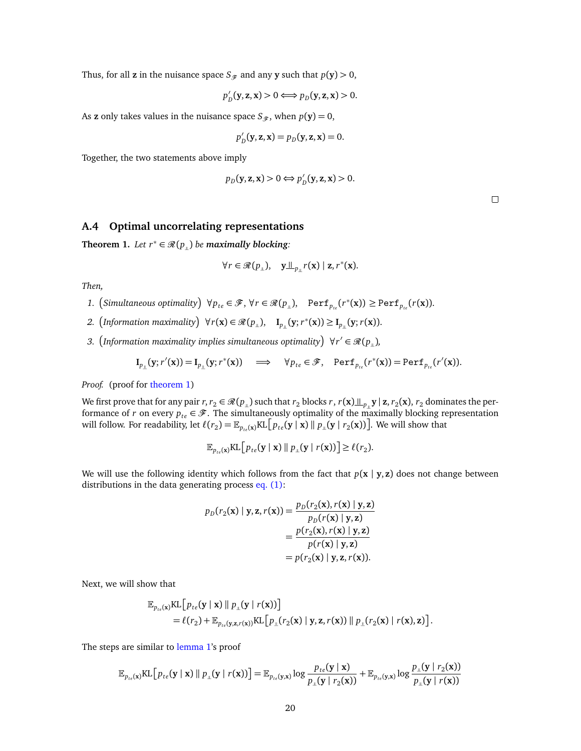Thus, for all $\mathbf{z}$ in the nuisance space $S_{\mathscr{F}}$ and any $\mathbf{y}$ such that $p(\mathbf{y}) > 0$,

$$p'_D(\mathbf{y}, \mathbf{z}, \mathbf{x}) > 0 \Longleftrightarrow p_D(\mathbf{y}, \mathbf{z}, \mathbf{x}) > 0.$$

As $\mathbf{z}$ only takes values in the nuisance space $S_{\mathscr{F}}$, when $p(\mathbf{y}) = 0$,

$$p'_D(\mathbf{y}, \mathbf{z}, \mathbf{x}) = p_D(\mathbf{y}, \mathbf{z}, \mathbf{x}) = 0.$$

Together, the two statements above imply

$$p_D(\mathbf{y}, \mathbf{z}, \mathbf{x}) > 0 \Leftrightarrow p'_D(\mathbf{y}, \mathbf{z}, \mathbf{x}) > 0.$$

□

### A.4 Optimal uncorrelating representations

**Theorem 1.** *Let $r^* \in \mathscr{R}(p_{\perp\!\!\!\perp})$ be **maximally blocking**:*

$$\forall r \in \mathscr{R}(p_{\perp\!\!\!\perp}), \quad \mathbf{y} \perp\!\!\!\perp_{p_{\perp\!\!\!\perp}} r(\mathbf{x}) \mid \mathbf{z}, r^*(\mathbf{x}).$$

*Then,*

1. *(Simultaneous optimality)* $\forall p_{te} \in \mathscr{F}, \forall r \in \mathscr{R}(p_{\perp\!\!\!\perp}), \quad \texttt{Perf}_{p_{te}}(r^*(\mathbf{x})) \geq \texttt{Perf}_{p_{te}}(r(\mathbf{x})).$
2. *(Information maximality)* $\forall r(\mathbf{x}) \in \mathscr{R}(p_{\perp\!\!\!\perp}), \quad \mathbf{I}_{p_{\perp\!\!\!\perp}}(\mathbf{y}; r^*(\mathbf{x})) \geq \mathbf{I}_{p_{\perp\!\!\!\perp}}(\mathbf{y}; r(\mathbf{x})).$
3. *(Information maximality implies simultaneous optimality)* $\forall r' \in \mathscr{R}(p_{\perp\!\!\!\perp})$,

$$\mathbf{I}_{p_{\perp\!\!\!\perp}}(\mathbf{y}; r'(\mathbf{x})) = \mathbf{I}_{p_{\perp\!\!\!\perp}}(\mathbf{y}; r^*(\mathbf{x})) \quad \Longrightarrow \quad \forall p_{te} \in \mathscr{F}, \quad \texttt{Perf}_{p_{te}}(r^*(\mathbf{x})) = \texttt{Perf}_{p_{te}}(r'(\mathbf{x})).$$

*Proof.* (proof for theorem 1)

We first prove that for any pair $r, r_2 \in \mathscr{R}(p_{\perp\!\!\!\perp})$ such that $r_2$ blocks $r$, $r(\mathbf{x}) \perp\!\!\!\perp_{p_{\perp\!\!\!\perp}} \mathbf{y} \mid \mathbf{z}, r_2(\mathbf{x})$, $r_2$ dominates the performance of $r$ on every $p_{te} \in \mathscr{F}$. The simultaneously optimality of the maximally blocking representation will follow. For readability, let $\ell(r_2) = \mathbb{E}_{p_{te}(\mathbf{x})}\text{KL}\left[p_{te}(\mathbf{y} \mid \mathbf{x}) \parallel p_{\perp\!\!\!\perp}(\mathbf{y} \mid r_2(\mathbf{x}))\right]$. We will show that

$$\mathbb{E}_{p_{te}(\mathbf{x})}\text{KL}\left[p_{te}(\mathbf{y} \mid \mathbf{x}) \parallel p_{\perp\!\!\!\perp}(\mathbf{y} \mid r(\mathbf{x}))\right] \geq \ell(r_2).$$

We will use the following identity which follows from the fact that $p(\mathbf{x} \mid \mathbf{y}, \mathbf{z})$ does not change between distributions in the data generating process eq. (1):

$$\begin{aligned}
p_D(r_2(\mathbf{x}) \mid \mathbf{y}, \mathbf{z}, r(\mathbf{x})) &= \frac{p_D(r_2(\mathbf{x}), r(\mathbf{x}) \mid \mathbf{y}, \mathbf{z})}{p_D(r(\mathbf{x}) \mid \mathbf{y}, \mathbf{z})} \\
&= \frac{p(r_2(\mathbf{x}), r(\mathbf{x}) \mid \mathbf{y}, \mathbf{z})}{p(r(\mathbf{x}) \mid \mathbf{y}, \mathbf{z})} \\
&= p(r_2(\mathbf{x}) \mid \mathbf{y}, \mathbf{z}, r(\mathbf{x})).
\end{aligned}$$

Next, we will show that

$$\begin{aligned}
&\mathbb{E}_{p_{te}(\mathbf{x})}\text{KL}\left[p_{te}(\mathbf{y} \mid \mathbf{x}) \parallel p_{\perp\!\!\!\perp}(\mathbf{y} \mid r(\mathbf{x}))\right] \\
&\quad = \ell(r_2) + \mathbb{E}_{p_{te}(\mathbf{y}, \mathbf{z}, r(\mathbf{x}))}\text{KL}\left[p_{\perp\!\!\!\perp}(r_2(\mathbf{x}) \mid \mathbf{y}, \mathbf{z}, r(\mathbf{x})) \parallel p_{\perp\!\!\!\perp}(r_2(\mathbf{x}) \mid r(\mathbf{x}), \mathbf{z})\right].
\end{aligned}$$

The steps are similar to lemma 1's proof

$$\mathbb{E}_{p_{te}(\mathbf{x})}\text{KL}\left[p_{te}(\mathbf{y} \mid \mathbf{x}) \parallel p_{\perp\!\!\!\perp}(\mathbf{y} \mid r(\mathbf{x}))\right] = \mathbb{E}_{p_{te}(\mathbf{y}, \mathbf{x})} \log \frac{p_{te}(\mathbf{y} \mid \mathbf{x})}{p_{\perp\!\!\!\perp}(\mathbf{y} \mid r_2(\mathbf{x}))} + \mathbb{E}_{p_{te}(\mathbf{y}, \mathbf{x})} \log \frac{p_{\perp\!\!\!\perp}(\mathbf{y} \mid r_2(\mathbf{x}))}{p_{\perp\!\!\!\perp}(\mathbf{y} \mid r(\mathbf{x}))}$$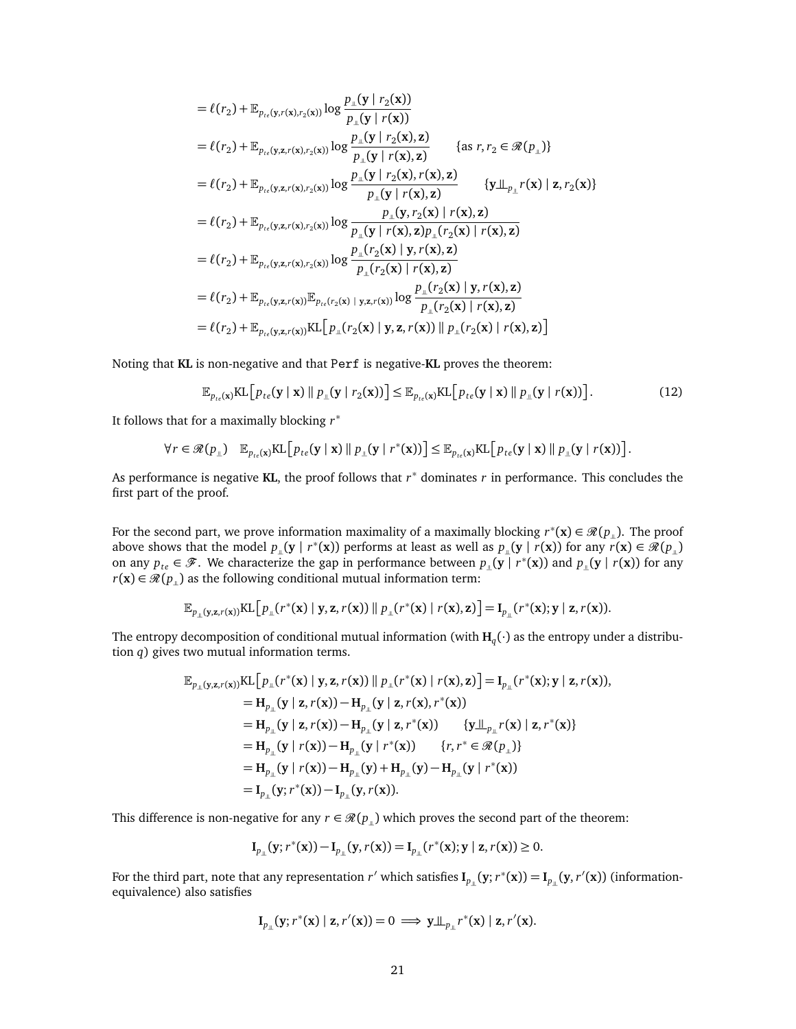$$
\begin{aligned}
&= \ell(r_2) + \mathbb{E}_{p_{te}(\mathbf{y}, r(\mathbf{x}), r_2(\mathbf{x}))} \log \frac{p_{\perp\!\!\!\perp}(\mathbf{y} \mid r_2(\mathbf{x}))}{p_{\perp\!\!\!\perp}(\mathbf{y} \mid r(\mathbf{x}))} \\
&= \ell(r_2) + \mathbb{E}_{p_{te}(\mathbf{y}, \mathbf{z}, r(\mathbf{x}), r_2(\mathbf{x}))} \log \frac{p_{\perp\!\!\!\perp}(\mathbf{y} \mid r_2(\mathbf{x}), \mathbf{z})}{p_{\perp\!\!\!\perp}(\mathbf{y} \mid r(\mathbf{x}), \mathbf{z})} \qquad \{\text{as } r, r_2 \in \mathscr{R}(p_{\perp\!\!\!\perp})\} \\
&= \ell(r_2) + \mathbb{E}_{p_{te}(\mathbf{y}, \mathbf{z}, r(\mathbf{x}), r_2(\mathbf{x}))} \log \frac{p_{\perp\!\!\!\perp}(\mathbf{y} \mid r_2(\mathbf{x}), r(\mathbf{x}), \mathbf{z})}{p_{\perp\!\!\!\perp}(\mathbf{y} \mid r(\mathbf{x}), \mathbf{z})} \qquad \{\mathbf{y} \perp\!\!\!\perp_{p_{\perp\!\!\!\perp}} r(\mathbf{x}) \mid \mathbf{z}, r_2(\mathbf{x})\} \\
&= \ell(r_2) + \mathbb{E}_{p_{te}(\mathbf{y}, \mathbf{z}, r(\mathbf{x}), r_2(\mathbf{x}))} \log \frac{p_{\perp\!\!\!\perp}(\mathbf{y}, r_2(\mathbf{x}) \mid r(\mathbf{x}), \mathbf{z})}{p_{\perp\!\!\!\perp}(\mathbf{y} \mid r(\mathbf{x}), \mathbf{z}) p_{\perp\!\!\!\perp}(r_2(\mathbf{x}) \mid r(\mathbf{x}), \mathbf{z})} \\
&= \ell(r_2) + \mathbb{E}_{p_{te}(\mathbf{y}, \mathbf{z}, r(\mathbf{x}), r_2(\mathbf{x}))} \log \frac{p_{\perp\!\!\!\perp}(r_2(\mathbf{x}) \mid \mathbf{y}, r(\mathbf{x}), \mathbf{z})}{p_{\perp\!\!\!\perp}(r_2(\mathbf{x}) \mid r(\mathbf{x}), \mathbf{z})} \\
&= \ell(r_2) + \mathbb{E}_{p_{te}(\mathbf{y}, \mathbf{z}, r(\mathbf{x}))} \mathbb{E}_{p_{te}(r_2(\mathbf{x}) \mid \mathbf{y}, \mathbf{z}, r(\mathbf{x}))} \log \frac{p_{\perp\!\!\!\perp}(r_2(\mathbf{x}) \mid \mathbf{y}, r(\mathbf{x}), \mathbf{z})}{p_{\perp\!\!\!\perp}(r_2(\mathbf{x}) \mid r(\mathbf{x}), \mathbf{z})} \\
&= \ell(r_2) + \mathbb{E}_{p_{te}(\mathbf{y}, \mathbf{z}, r(\mathbf{x}))} \text{KL}\left[ p_{\perp\!\!\!\perp}(r_2(\mathbf{x}) \mid \mathbf{y}, \mathbf{z}, r(\mathbf{x})) \,\|\, p_{\perp\!\!\!\perp}(r_2(\mathbf{x}) \mid r(\mathbf{x}), \mathbf{z}) \right]
\end{aligned}
$$

Noting that **KL** is non-negative and that `Perf` is negative-**KL** proves the theorem:

$$
\mathbb{E}_{p_{te}(\mathbf{x})} \text{KL}\left[ p_{te}(\mathbf{y} \mid \mathbf{x}) \,\|\, p_{\perp\!\!\!\perp}(\mathbf{y} \mid r_2(\mathbf{x})) \right] \leq \mathbb{E}_{p_{te}(\mathbf{x})} \text{KL}\left[ p_{te}(\mathbf{y} \mid \mathbf{x}) \,\|\, p_{\perp\!\!\!\perp}(\mathbf{y} \mid r(\mathbf{x})) \right]. \tag{12}
$$

It follows that for a maximally blocking $r^*$

$$
\forall r \in \mathscr{R}(p_{\perp\!\!\!\perp}) \quad \mathbb{E}_{p_{te}(\mathbf{x})} \text{KL}\left[ p_{te}(\mathbf{y} \mid \mathbf{x}) \,\|\, p_{\perp\!\!\!\perp}(\mathbf{y} \mid r^*(\mathbf{x})) \right] \leq \mathbb{E}_{p_{te}(\mathbf{x})} \text{KL}\left[ p_{te}(\mathbf{y} \mid \mathbf{x}) \,\|\, p_{\perp\!\!\!\perp}(\mathbf{y} \mid r(\mathbf{x})) \right].
$$

As performance is negative **KL**, the proof follows that $r^*$ dominates $r$ in performance. This concludes the first part of the proof.

For the second part, we prove information maximality of a maximally blocking $r^*(\mathbf{x}) \in \mathscr{R}(p_{\perp\!\!\!\perp})$. The proof above shows that the model $p_{\perp\!\!\!\perp}(\mathbf{y} \mid r^*(\mathbf{x}))$ performs at least as well as $p_{\perp\!\!\!\perp}(\mathbf{y} \mid r(\mathbf{x}))$ for any $r(\mathbf{x}) \in \mathscr{R}(p_{\perp\!\!\!\perp})$ on any $p_{te} \in \mathscr{F}$. We characterize the gap in performance between $p_{\perp\!\!\!\perp}(\mathbf{y} \mid r^*(\mathbf{x}))$ and $p_{\perp\!\!\!\perp}(\mathbf{y} \mid r(\mathbf{x}))$ for any $r(\mathbf{x}) \in \mathscr{R}(p_{\perp\!\!\!\perp})$ as the following conditional mutual information term:

$$
\mathbb{E}_{p_{\perp\!\!\!\perp}(\mathbf{y}, \mathbf{z}, r(\mathbf{x}))} \text{KL}\left[ p_{\perp\!\!\!\perp}(r^*(\mathbf{x}) \mid \mathbf{y}, \mathbf{z}, r(\mathbf{x})) \,\|\, p_{\perp\!\!\!\perp}(r^*(\mathbf{x}) \mid r(\mathbf{x}), \mathbf{z}) \right] = \mathbf{I}_{p_{\perp\!\!\!\perp}}(r^*(\mathbf{x}); \mathbf{y} \mid \mathbf{z}, r(\mathbf{x})).
$$

The entropy decomposition of conditional mutual information (with $\mathbf{H}_q(\cdot)$ as the entropy under a distribution $q$) gives two mutual information terms.

$$
\begin{aligned}
\mathbb{E}_{p_{\perp\!\!\!\perp}(\mathbf{y}, \mathbf{z}, r(\mathbf{x}))} \text{KL}\left[ p_{\perp\!\!\!\perp}(r^*(\mathbf{x}) \mid \mathbf{y}, \mathbf{z}, r(\mathbf{x})) \,\|\, p_{\perp\!\!\!\perp}(r^*(\mathbf{x}) \mid r(\mathbf{x}), \mathbf{z}) \right] &= \mathbf{I}_{p_{\perp\!\!\!\perp}}(r^*(\mathbf{x}); \mathbf{y} \mid \mathbf{z}, r(\mathbf{x})), \\
&= \mathbf{H}_{p_{\perp\!\!\!\perp}}(\mathbf{y} \mid \mathbf{z}, r(\mathbf{x})) - \mathbf{H}_{p_{\perp\!\!\!\perp}}(\mathbf{y} \mid \mathbf{z}, r(\mathbf{x}), r^*(\mathbf{x})) \\
&= \mathbf{H}_{p_{\perp\!\!\!\perp}}(\mathbf{y} \mid \mathbf{z}, r(\mathbf{x})) - \mathbf{H}_{p_{\perp\!\!\!\perp}}(\mathbf{y} \mid \mathbf{z}, r^*(\mathbf{x})) \qquad \{\mathbf{y} \perp\!\!\!\perp_{p_{\perp\!\!\!\perp}} r(\mathbf{x}) \mid \mathbf{z}, r^*(\mathbf{x})\} \\
&= \mathbf{H}_{p_{\perp\!\!\!\perp}}(\mathbf{y} \mid r(\mathbf{x})) - \mathbf{H}_{p_{\perp\!\!\!\perp}}(\mathbf{y} \mid r^*(\mathbf{x})) \qquad \{r, r^* \in \mathscr{R}(p_{\perp\!\!\!\perp})\} \\
&= \mathbf{H}_{p_{\perp\!\!\!\perp}}(\mathbf{y} \mid r(\mathbf{x})) - \mathbf{H}_{p_{\perp\!\!\!\perp}}(\mathbf{y}) + \mathbf{H}_{p_{\perp\!\!\!\perp}}(\mathbf{y}) - \mathbf{H}_{p_{\perp\!\!\!\perp}}(\mathbf{y} \mid r^*(\mathbf{x})) \\
&= \mathbf{I}_{p_{\perp\!\!\!\perp}}(\mathbf{y}; r^*(\mathbf{x})) - \mathbf{I}_{p_{\perp\!\!\!\perp}}(\mathbf{y}, r(\mathbf{x})).
\end{aligned}
$$

This difference is non-negative for any $r \in \mathscr{R}(p_{\perp\!\!\!\perp})$ which proves the second part of the theorem:

$$
\mathbf{I}_{p_{\perp\!\!\!\perp}}(\mathbf{y}; r^*(\mathbf{x})) - \mathbf{I}_{p_{\perp\!\!\!\perp}}(\mathbf{y}, r(\mathbf{x})) = \mathbf{I}_{p_{\perp\!\!\!\perp}}(r^*(\mathbf{x}); \mathbf{y} \mid \mathbf{z}, r(\mathbf{x})) \geq 0.
$$

For the third part, note that any representation $r'$ which satisfies $\mathbf{I}_{p_{\perp\!\!\!\perp}}(\mathbf{y}; r^*(\mathbf{x})) = \mathbf{I}_{p_{\perp\!\!\!\perp}}(\mathbf{y}, r'(\mathbf{x}))$ (information-equivalence) also satisfies

$$
\mathbf{I}_{p_{\perp\!\!\!\perp}}(\mathbf{y}; r^*(\mathbf{x}) \mid \mathbf{z}, r'(\mathbf{x})) = 0 \implies \mathbf{y} \perp\!\!\!\perp_{p_{\perp\!\!\!\perp}} r^*(\mathbf{x}) \mid \mathbf{z}, r'(\mathbf{x}).
$$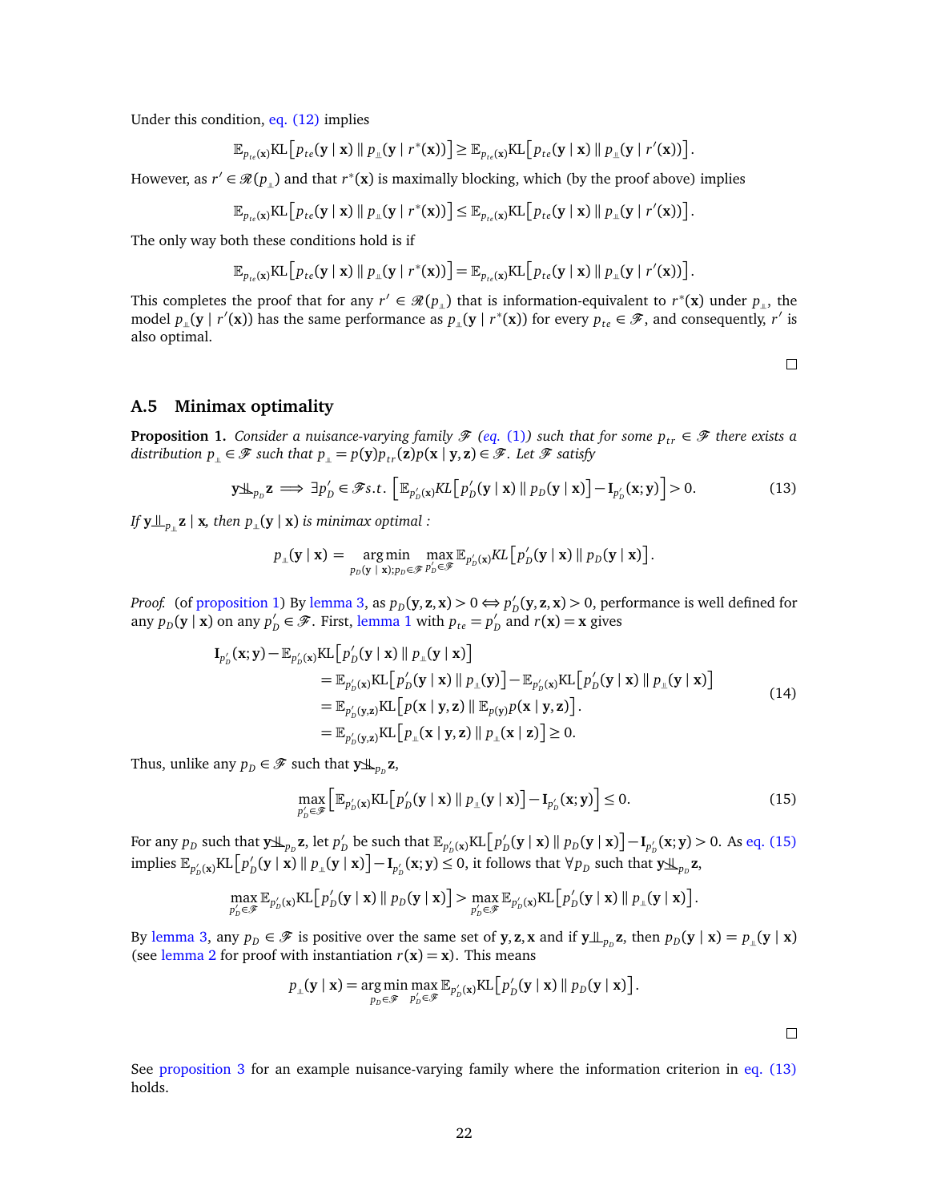Under this condition, eq. (12) implies

$$\mathbb{E}_{p_{te}(\mathbf{x})}\mathrm{KL}\left[p_{te}(\mathbf{y}\mid\mathbf{x})\parallel p_{\perp\!\!\!\perp}(\mathbf{y}\mid r^*(\mathbf{x}))\right]\geq\mathbb{E}_{p_{te}(\mathbf{x})}\mathrm{KL}\left[p_{te}(\mathbf{y}\mid\mathbf{x})\parallel p_{\perp\!\!\!\perp}(\mathbf{y}\mid r'(\mathbf{x}))\right].$$

However, as $r'\in\mathscr{R}(p_{\perp\!\!\!\perp})$ and that $r^*(\mathbf{x})$ is maximally blocking, which (by the proof above) implies

$$\mathbb{E}_{p_{te}(\mathbf{x})}\mathrm{KL}\left[p_{te}(\mathbf{y}\mid\mathbf{x})\parallel p_{\perp\!\!\!\perp}(\mathbf{y}\mid r^*(\mathbf{x}))\right]\leq\mathbb{E}_{p_{te}(\mathbf{x})}\mathrm{KL}\left[p_{te}(\mathbf{y}\mid\mathbf{x})\parallel p_{\perp\!\!\!\perp}(\mathbf{y}\mid r'(\mathbf{x}))\right].$$

The only way both these conditions hold is if

$$\mathbb{E}_{p_{te}(\mathbf{x})}\mathrm{KL}\left[p_{te}(\mathbf{y}\mid\mathbf{x})\parallel p_{\perp\!\!\!\perp}(\mathbf{y}\mid r^*(\mathbf{x}))\right]=\mathbb{E}_{p_{te}(\mathbf{x})}\mathrm{KL}\left[p_{te}(\mathbf{y}\mid\mathbf{x})\parallel p_{\perp\!\!\!\perp}(\mathbf{y}\mid r'(\mathbf{x}))\right].$$

This completes the proof that for any $r'\in\mathscr{R}(p_{\perp\!\!\!\perp})$ that is information-equivalent to $r^*(\mathbf{x})$ under $p_{\perp\!\!\!\perp}$, the model $p_{\perp\!\!\!\perp}(\mathbf{y}\mid r'(\mathbf{x}))$ has the same performance as $p_{\perp\!\!\!\perp}(\mathbf{y}\mid r^*(\mathbf{x}))$ for every $p_{te}\in\mathscr{F}$, and consequently, $r'$ is also optimal.

□

## A.5 Minimax optimality

**Proposition 1.** *Consider a nuisance-varying family $\mathscr{F}$ (eq. (1)) such that for some $p_{tr}\in\mathscr{F}$ there exists a distribution $p_{\perp\!\!\!\perp}\in\mathscr{F}$ such that $p_{\perp\!\!\!\perp}=p(\mathbf{y})p_{tr}(\mathbf{z})p(\mathbf{x}\mid\mathbf{y},\mathbf{z})\in\mathscr{F}$. Let $\mathscr{F}$ satisfy*

$$\mathbf{y}\not\perp\!\!\!\perp_{p_D}\mathbf{z}\implies\exists p_D'\in\mathscr{F}\, s.t.\left[\mathbb{E}_{p_D'(\mathbf{x})}KL\left[p_D'(\mathbf{y}\mid\mathbf{x})\parallel p_D(\mathbf{y}\mid\mathbf{x})\right]-\mathbf{I}_{p_D'}(\mathbf{x};\mathbf{y})\right]>0. \tag{13}$$

*If $\mathbf{y}\perp\!\!\!\perp_{p_{\perp\!\!\!\perp}}\mathbf{z}\mid\mathbf{x}$, then $p_{\perp\!\!\!\perp}(\mathbf{y}\mid\mathbf{x})$ is minimax optimal :*

$$p_{\perp\!\!\!\perp}(\mathbf{y}\mid\mathbf{x})=\underset{p_D(\mathbf{y}\mid\mathbf{x});p_D\in\mathscr{F}}{\arg\min}\ \max_{p_D'\in\mathscr{F}}\mathbb{E}_{p_D'(\mathbf{x})}KL\left[p_D'(\mathbf{y}\mid\mathbf{x})\parallel p_D(\mathbf{y}\mid\mathbf{x})\right].$$

*Proof.* (of proposition 1) By lemma 3, as $p_D(\mathbf{y},\mathbf{z},\mathbf{x})>0\iff p_D'(\mathbf{y},\mathbf{z},\mathbf{x})>0$, performance is well defined for any $p_D(\mathbf{y}\mid\mathbf{x})$ on any $p_D'\in\mathscr{F}$. First, lemma 1 with $p_{te}=p_D'$ and $r(\mathbf{x})=\mathbf{x}$ gives

$$\begin{aligned}\mathbf{I}_{p_D'}(\mathbf{x};\mathbf{y})-\mathbb{E}_{p_D'(\mathbf{x})}&\mathrm{KL}\left[p_D'(\mathbf{y}\mid\mathbf{x})\parallel p_{\perp\!\!\!\perp}(\mathbf{y}\mid\mathbf{x})\right]\\&=\mathbb{E}_{p_D'(\mathbf{x})}\mathrm{KL}\left[p_D'(\mathbf{y}\mid\mathbf{x})\parallel p_{\perp\!\!\!\perp}(\mathbf{y})\right]-\mathbb{E}_{p_D'(\mathbf{x})}\mathrm{KL}\left[p_D'(\mathbf{y}\mid\mathbf{x})\parallel p_{\perp\!\!\!\perp}(\mathbf{y}\mid\mathbf{x})\right]\\&=\mathbb{E}_{p_D'(\mathbf{y},\mathbf{z})}\mathrm{KL}\left[p(\mathbf{x}\mid\mathbf{y},\mathbf{z})\parallel\mathbb{E}_{p(\mathbf{y})}p(\mathbf{x}\mid\mathbf{y},\mathbf{z})\right].\\&=\mathbb{E}_{p_D'(\mathbf{y},\mathbf{z})}\mathrm{KL}\left[p_{\perp\!\!\!\perp}(\mathbf{x}\mid\mathbf{y},\mathbf{z})\parallel p_{\perp\!\!\!\perp}(\mathbf{x}\mid\mathbf{z})\right]\geq 0.\end{aligned}\tag{14}$$

Thus, unlike any $p_D\in\mathscr{F}$ such that $\mathbf{y}\not\perp\!\!\!\perp_{p_D}\mathbf{z}$,

$$\max_{p_D'\in\mathscr{F}}\left[\mathbb{E}_{p_D'(\mathbf{x})}\mathrm{KL}\left[p_D'(\mathbf{y}\mid\mathbf{x})\parallel p_{\perp\!\!\!\perp}(\mathbf{y}\mid\mathbf{x})\right]-\mathbf{I}_{p_D'}(\mathbf{x};\mathbf{y})\right]\leq 0. \tag{15}$$

For any $p_D$ such that $\mathbf{y}\not\perp\!\!\!\perp_{p_D}\mathbf{z}$, let $p_D'$ be such that $\mathbb{E}_{p_D'(\mathbf{x})}\mathrm{KL}\left[p_D'(\mathbf{y}\mid\mathbf{x})\parallel p_D(\mathbf{y}\mid\mathbf{x})\right]-\mathbf{I}_{p_D'}(\mathbf{x};\mathbf{y})>0$. As eq. (15) implies $\mathbb{E}_{p_D'(\mathbf{x})}\mathrm{KL}\left[p_D'(\mathbf{y}\mid\mathbf{x})\parallel p_{\perp\!\!\!\perp}(\mathbf{y}\mid\mathbf{x})\right]-\mathbf{I}_{p_D'}(\mathbf{x};\mathbf{y})\leq 0$, it follows that $\forall p_D$ such that $\mathbf{y}\not\perp\!\!\!\perp_{p_D}\mathbf{z}$,

$$\max_{p_D'\in\mathscr{F}}\mathbb{E}_{p_D'(\mathbf{x})}\mathrm{KL}\left[p_D'(\mathbf{y}\mid\mathbf{x})\parallel p_D(\mathbf{y}\mid\mathbf{x})\right]>\max_{p_D'\in\mathscr{F}}\mathbb{E}_{p_D'(\mathbf{x})}\mathrm{KL}\left[p_D'(\mathbf{y}\mid\mathbf{x})\parallel p_{\perp\!\!\!\perp}(\mathbf{y}\mid\mathbf{x})\right].$$

By lemma 3, any $p_D\in\mathscr{F}$ is positive over the same set of $\mathbf{y},\mathbf{z},\mathbf{x}$ and if $\mathbf{y}\perp\!\!\!\perp_{p_D}\mathbf{z}$, then $p_D(\mathbf{y}\mid\mathbf{x})=p_{\perp\!\!\!\perp}(\mathbf{y}\mid\mathbf{x})$ (see lemma 2 for proof with instantiation $r(\mathbf{x})=\mathbf{x}$). This means

$$p_{\perp\!\!\!\perp}(\mathbf{y}\mid\mathbf{x})=\underset{p_D\in\mathscr{F}}{\arg\min}\max_{p_D'\in\mathscr{F}}\mathbb{E}_{p_D'(\mathbf{x})}\mathrm{KL}\left[p_D'(\mathbf{y}\mid\mathbf{x})\parallel p_D(\mathbf{y}\mid\mathbf{x})\right].$$

□

See proposition 3 for an example nuisance-varying family where the information criterion in eq. (13) holds.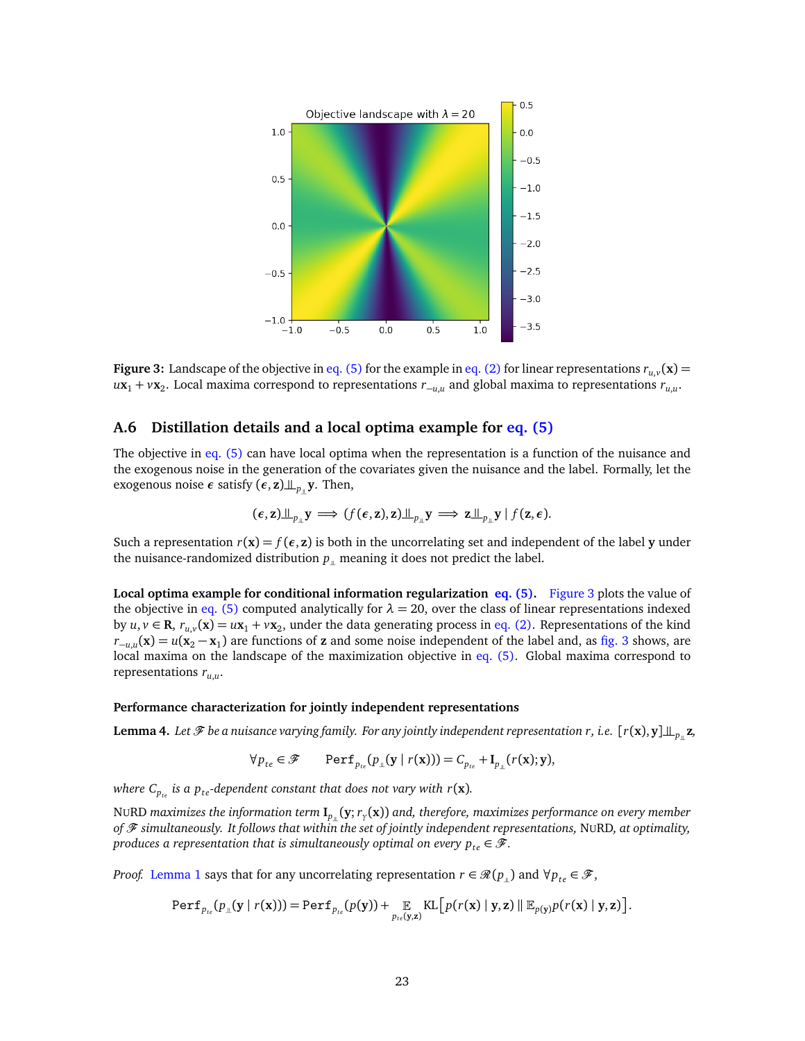**Figure 3:** Landscape of the objective in eq. (5) for the example in eq. (2) for linear representations $r_{u,v}(\mathbf{x}) = u\mathbf{x}_1 + v\mathbf{x}_2$. Local maxima correspond to representations $r_{-u,u}$ and global maxima to representations $r_{u,u}$.

## A.6 Distillation details and a local optima example for eq. (5)

The objective in eq. (5) can have local optima when the representation is a function of the nuisance and the exogenous noise in the generation of the covariates given the nuisance and the label. Formally, let the exogenous noise $\boldsymbol{\epsilon}$ satisfy $(\boldsymbol{\epsilon}, \mathbf{z}) \perp\!\!\!\perp_{p_{\perp\!\!\!\perp}} \mathbf{y}$. Then,

$$(\boldsymbol{\epsilon}, \mathbf{z}) \perp\!\!\!\perp_{p_{\perp\!\!\!\perp}} \mathbf{y} \implies (f(\boldsymbol{\epsilon}, \mathbf{z}), \mathbf{z}) \perp\!\!\!\perp_{p_{\perp\!\!\!\perp}} \mathbf{y} \implies \mathbf{z} \perp\!\!\!\perp_{p_{\perp\!\!\!\perp}} \mathbf{y} \mid f(\mathbf{z}, \boldsymbol{\epsilon}).$$

Such a representation $r(\mathbf{x}) = f(\boldsymbol{\epsilon}, \mathbf{z})$ is both in the uncorrelating set and independent of the label $\mathbf{y}$ under the nuisance-randomized distribution $p_{\perp\!\!\!\perp}$ meaning it does not predict the label.

**Local optima example for conditional information regularization eq. (5).** Figure 3 plots the value of the objective in eq. (5) computed analytically for $\lambda = 20$, over the class of linear representations indexed by $u, v \in \mathbf{R}$, $r_{u,v}(\mathbf{x}) = u\mathbf{x}_1 + v\mathbf{x}_2$, under the data generating process in eq. (2). Representations of the kind $r_{-u,u}(\mathbf{x}) = u(\mathbf{x}_2 - \mathbf{x}_1)$ are functions of $\mathbf{z}$ and some noise independent of the label and, as fig. 3 shows, are local maxima on the landscape of the maximization objective in eq. (5). Global maxima correspond to representations $r_{u,u}$.

#### Performance characterization for jointly independent representations

**Lemma 4.** *Let $\mathcal{F}$ be a nuisance varying family. For any jointly independent representation $r$, i.e. $[r(\mathbf{x}), \mathbf{y}] \perp\!\!\!\perp_{p_{\perp\!\!\!\perp}} \mathbf{z}$,*

$$\forall p_{te} \in \mathcal{F} \qquad \texttt{Perf}_{p_{te}}(p_{\perp\!\!\!\perp}(\mathbf{y} \mid r(\mathbf{x}))) = C_{p_{te}} + \mathbf{I}_{p_{\perp\!\!\!\perp}}(r(\mathbf{x}); \mathbf{y}),$$

*where $C_{p_{te}}$ is a $p_{te}$-dependent constant that does not vary with $r(\mathbf{x})$.*

*NURD maximizes the information term $\mathbf{I}_{p_{\perp\!\!\!\perp}}(\mathbf{y}; r_\gamma(\mathbf{x}))$ and, therefore, maximizes performance on every member of $\mathcal{F}$ simultaneously. It follows that within the set of jointly independent representations, NURD, at optimality, produces a representation that is simultaneously optimal on every $p_{te} \in \mathcal{F}$.*

*Proof.* Lemma 1 says that for any uncorrelating representation $r \in \mathcal{R}(p_{\perp\!\!\!\perp})$ and $\forall p_{te} \in \mathcal{F}$,

$$\texttt{Perf}_{p_{te}}(p_{\perp\!\!\!\perp}(\mathbf{y} \mid r(\mathbf{x}))) = \texttt{Perf}_{p_{te}}(p(\mathbf{y})) + \mathop{\mathbb{E}}_{p_{te}(\mathbf{y},\mathbf{z})} \mathrm{KL}\left[p(r(\mathbf{x}) \mid \mathbf{y}, \mathbf{z}) \parallel \mathbb{E}_{p(\mathbf{y})} p(r(\mathbf{x}) \mid \mathbf{y}, \mathbf{z})\right].$$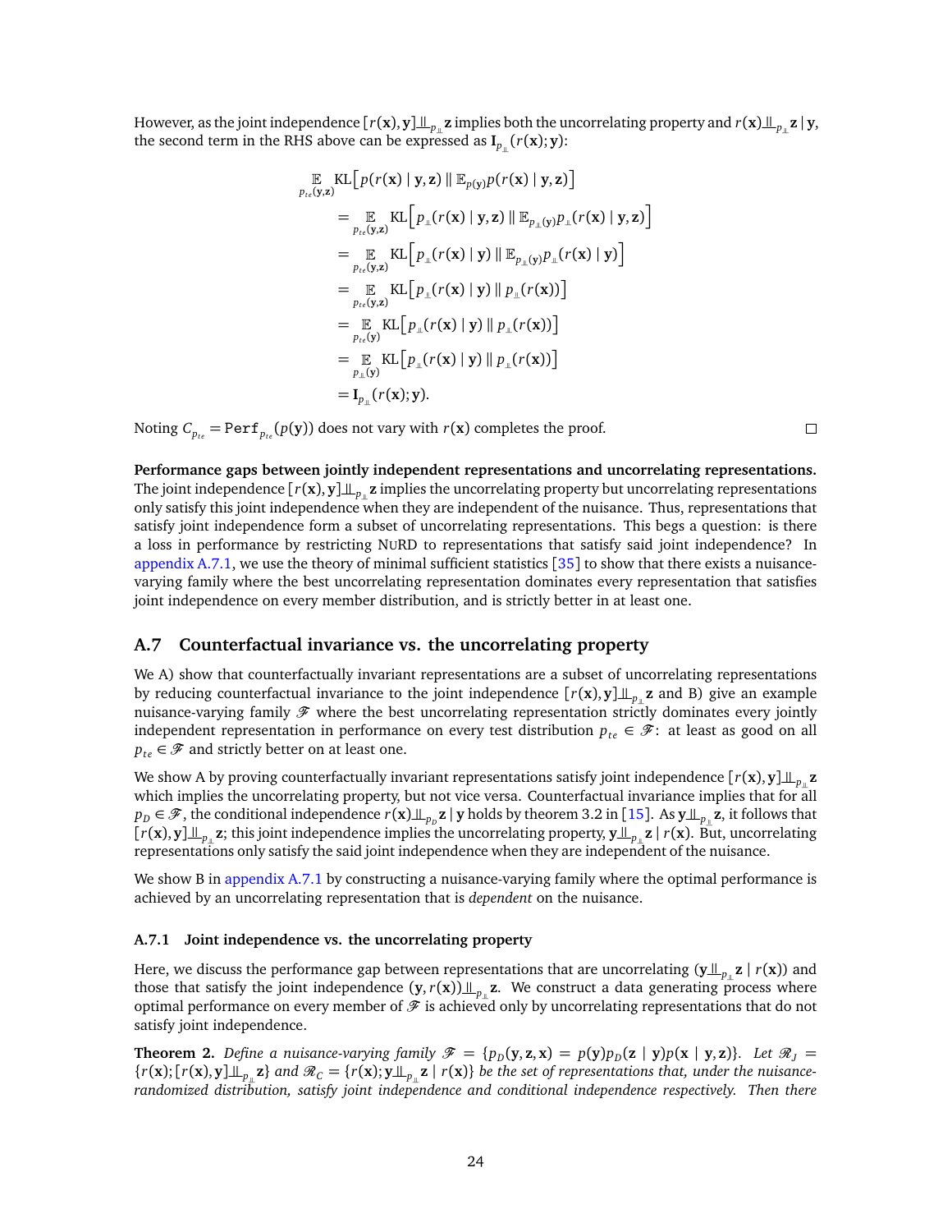However, as the joint independence $[r(\mathbf{x}), \mathbf{y}] \perp\!\!\!\perp_{p_{\perp\!\!\!\perp}} \mathbf{z}$ implies both the uncorrelating property and $r(\mathbf{x}) \perp\!\!\!\perp_{p_{\perp\!\!\!\perp}} \mathbf{z} \mid \mathbf{y}$, the second term in the RHS above can be expressed as $\mathbf{I}_{p_{\perp\!\!\!\perp}}(r(\mathbf{x}); \mathbf{y})$:

$$
\begin{aligned}
&\mathop{\mathbb{E}}_{p_{te}(\mathbf{y},\mathbf{z})} \mathrm{KL}\left[p(r(\mathbf{x}) \mid \mathbf{y}, \mathbf{z}) \,\|\, \mathbb{E}_{p(\mathbf{y})} p(r(\mathbf{x}) \mid \mathbf{y}, \mathbf{z})\right] \\
&\quad = \mathop{\mathbb{E}}_{p_{te}(\mathbf{y},\mathbf{z})} \mathrm{KL}\left[p_{\perp\!\!\!\perp}(r(\mathbf{x}) \mid \mathbf{y}, \mathbf{z}) \,\|\, \mathbb{E}_{p_{\perp\!\!\!\perp}(\mathbf{y})} p_{\perp\!\!\!\perp}(r(\mathbf{x}) \mid \mathbf{y}, \mathbf{z})\right] \\
&\quad = \mathop{\mathbb{E}}_{p_{te}(\mathbf{y},\mathbf{z})} \mathrm{KL}\left[p_{\perp\!\!\!\perp}(r(\mathbf{x}) \mid \mathbf{y}) \,\|\, \mathbb{E}_{p_{\perp\!\!\!\perp}(\mathbf{y})} p_{\perp\!\!\!\perp}(r(\mathbf{x}) \mid \mathbf{y})\right] \\
&\quad = \mathop{\mathbb{E}}_{p_{te}(\mathbf{y},\mathbf{z})} \mathrm{KL}\left[p_{\perp\!\!\!\perp}(r(\mathbf{x}) \mid \mathbf{y}) \,\|\, p_{\perp\!\!\!\perp}(r(\mathbf{x}))\right] \\
&\quad = \mathop{\mathbb{E}}_{p_{te}(\mathbf{y})} \mathrm{KL}\left[p_{\perp\!\!\!\perp}(r(\mathbf{x}) \mid \mathbf{y}) \,\|\, p_{\perp\!\!\!\perp}(r(\mathbf{x}))\right] \\
&\quad = \mathop{\mathbb{E}}_{p_{\perp\!\!\!\perp}(\mathbf{y})} \mathrm{KL}\left[p_{\perp\!\!\!\perp}(r(\mathbf{x}) \mid \mathbf{y}) \,\|\, p_{\perp\!\!\!\perp}(r(\mathbf{x}))\right] \\
&\quad = \mathbf{I}_{p_{\perp\!\!\!\perp}}(r(\mathbf{x}); \mathbf{y}).
\end{aligned}
$$

Noting $C_{p_{te}} = \texttt{Perf}_{p_{te}}(p(\mathbf{y}))$ does not vary with $r(\mathbf{x})$ completes the proof. □

**Performance gaps between jointly independent representations and uncorrelating representations.** The joint independence $[r(\mathbf{x}), \mathbf{y}] \perp\!\!\!\perp_{p_{\perp\!\!\!\perp}} \mathbf{z}$ implies the uncorrelating property but uncorrelating representations only satisfy this joint independence when they are independent of the nuisance. Thus, representations that satisfy joint independence form a subset of uncorrelating representations. This begs a question: is there a loss in performance by restricting NuRD to representations that satisfy said joint independence? In appendix A.7.1, we use the theory of minimal sufficient statistics [35] to show that there exists a nuisance-varying family where the best uncorrelating representation dominates every representation that satisfies joint independence on every member distribution, and is strictly better in at least one.

## A.7 Counterfactual invariance vs. the uncorrelating property

We A) show that counterfactually invariant representations are a subset of uncorrelating representations by reducing counterfactual invariance to the joint independence $[r(\mathbf{x}), \mathbf{y}] \perp\!\!\!\perp_{p_{\perp\!\!\!\perp}} \mathbf{z}$ and B) give an example nuisance-varying family $\mathscr{F}$ where the best uncorrelating representation strictly dominates every jointly independent representation in performance on every test distribution $p_{te} \in \mathscr{F}$: at least as good on all $p_{te} \in \mathscr{F}$ and strictly better on at least one.

We show A by proving counterfactually invariant representations satisfy joint independence $[r(\mathbf{x}), \mathbf{y}] \perp\!\!\!\perp_{p_{\perp\!\!\!\perp}} \mathbf{z}$ which implies the uncorrelating property, but not vice versa. Counterfactual invariance implies that for all $p_D \in \mathscr{F}$, the conditional independence $r(\mathbf{x}) \perp\!\!\!\perp_{p_D} \mathbf{z} \mid \mathbf{y}$ holds by theorem 3.2 in [15]. As $\mathbf{y} \perp\!\!\!\perp_{p_{\perp\!\!\!\perp}} \mathbf{z}$, it follows that $[r(\mathbf{x}), \mathbf{y}] \perp\!\!\!\perp_{p_{\perp\!\!\!\perp}} \mathbf{z}$; this joint independence implies the uncorrelating property, $\mathbf{y} \perp\!\!\!\perp_{p_{\perp\!\!\!\perp}} \mathbf{z} \mid r(\mathbf{x})$. But, uncorrelating representations only satisfy the said joint independence when they are independent of the nuisance.

We show B in appendix A.7.1 by constructing a nuisance-varying family where the optimal performance is achieved by an uncorrelating representation that is *dependent* on the nuisance.

### A.7.1 Joint independence vs. the uncorrelating property

Here, we discuss the performance gap between representations that are uncorrelating ($\mathbf{y} \perp\!\!\!\perp_{p_{\perp\!\!\!\perp}} \mathbf{z} \mid r(\mathbf{x})$) and those that satisfy the joint independence $(\mathbf{y}, r(\mathbf{x})) \perp\!\!\!\perp_{p_{\perp\!\!\!\perp}} \mathbf{z}$. We construct a data generating process where optimal performance on every member of $\mathscr{F}$ is achieved only by uncorrelating representations that do not satisfy joint independence.

**Theorem 2.** *Define a nuisance-varying family $\mathscr{F} = \{p_D(\mathbf{y}, \mathbf{z}, \mathbf{x}) = p(\mathbf{y})p_D(\mathbf{z} \mid \mathbf{y})p(\mathbf{x} \mid \mathbf{y}, \mathbf{z})\}$. Let $\mathscr{R}_J = \{r(\mathbf{x}); [r(\mathbf{x}), \mathbf{y}] \perp\!\!\!\perp_{p_{\perp\!\!\!\perp}} \mathbf{z}\}$ and $\mathscr{R}_C = \{r(\mathbf{x}); \mathbf{y} \perp\!\!\!\perp_{p_{\perp\!\!\!\perp}} \mathbf{z} \mid r(\mathbf{x})\}$ be the set of representations that, under the nuisance-randomized distribution, satisfy joint independence and conditional independence respectively. Then there*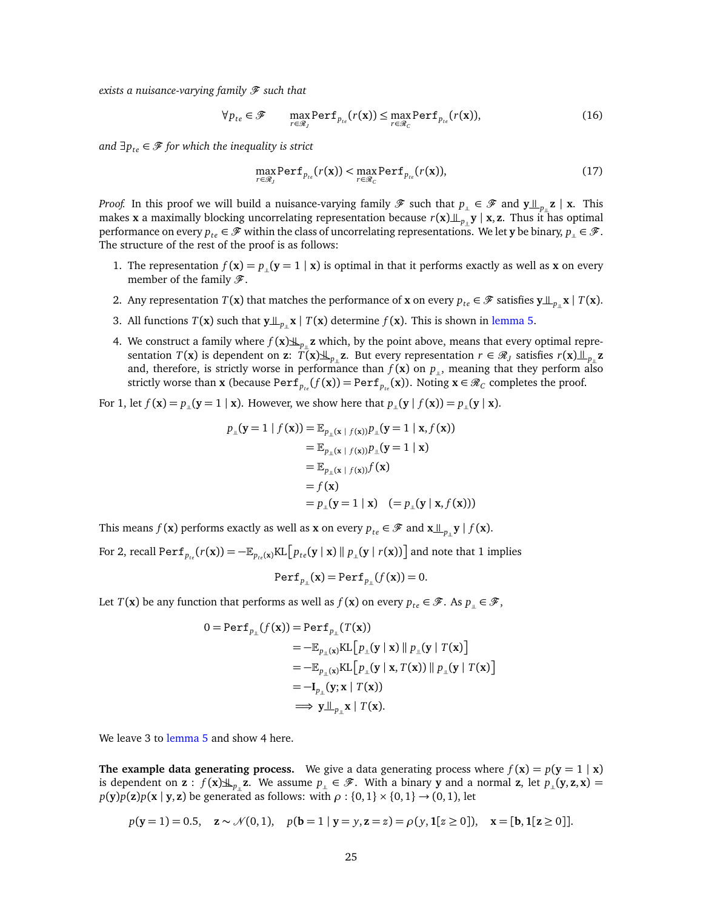*exists a nuisance-varying family $\mathscr{F}$ such that*

$$\forall p_{te} \in \mathscr{F} \qquad \max_{r \in \mathscr{R}_J} \texttt{Perf}_{p_{te}}(r(\mathbf{x})) \leq \max_{r \in \mathscr{R}_C} \texttt{Perf}_{p_{te}}(r(\mathbf{x})), \tag{16}$$

*and $\exists p_{te} \in \mathscr{F}$ for which the inequality is strict*

$$\max_{r \in \mathscr{R}_J} \texttt{Perf}_{p_{te}}(r(\mathbf{x})) < \max_{r \in \mathscr{R}_C} \texttt{Perf}_{p_{te}}(r(\mathbf{x})), \tag{17}$$

*Proof.* In this proof we will build a nuisance-varying family $\mathscr{F}$ such that $p_{\perp\!\!\!\perp} \in \mathscr{F}$ and $\mathbf{y} \perp\!\!\!\perp_{p_{\perp\!\!\!\perp}} \mathbf{z} \mid \mathbf{x}$. This makes $\mathbf{x}$ a maximally blocking uncorrelating representation because $r(\mathbf{x}) \perp\!\!\!\perp_{p_{\perp\!\!\!\perp}} \mathbf{y} \mid \mathbf{x}, \mathbf{z}$. Thus it has optimal performance on every $p_{te} \in \mathscr{F}$ within the class of uncorrelating representations. We let $\mathbf{y}$ be binary, $p_{\perp\!\!\!\perp} \in \mathscr{F}$. The structure of the rest of the proof is as follows:

1. The representation $f(\mathbf{x}) = p_{\perp\!\!\!\perp}(\mathbf{y} = 1 \mid \mathbf{x})$ is optimal in that it performs exactly as well as $\mathbf{x}$ on every member of the family $\mathscr{F}$.
2. Any representation $T(\mathbf{x})$ that matches the performance of $\mathbf{x}$ on every $p_{te} \in \mathscr{F}$ satisfies $\mathbf{y} \perp\!\!\!\perp_{p_{\perp\!\!\!\perp}} \mathbf{x} \mid T(\mathbf{x})$.
3. All functions $T(\mathbf{x})$ such that $\mathbf{y} \perp\!\!\!\perp_{p_{\perp\!\!\!\perp}} \mathbf{x} \mid T(\mathbf{x})$ determine $f(\mathbf{x})$. This is shown in lemma 5.
4. We construct a family where $f(\mathbf{x}) \not\perp\!\!\!\perp_{p_{\perp\!\!\!\perp}} \mathbf{z}$ which, by the point above, means that every optimal representation $T(\mathbf{x})$ is dependent on $\mathbf{z}$: $T(\mathbf{x}) \not\perp\!\!\!\perp_{p_{\perp\!\!\!\perp}} \mathbf{z}$. But every representation $r \in \mathscr{R}_J$ satisfies $r(\mathbf{x}) \perp\!\!\!\perp_{p_{\perp\!\!\!\perp}} \mathbf{z}$ and, therefore, is strictly worse in performance than $f(\mathbf{x})$ on $p_{\perp\!\!\!\perp}$, meaning that they perform also strictly worse than $\mathbf{x}$ (because $\texttt{Perf}_{p_{te}}(f(\mathbf{x})) = \texttt{Perf}_{p_{te}}(\mathbf{x})$). Noting $\mathbf{x} \in \mathscr{R}_C$ completes the proof.

For 1, let $f(\mathbf{x}) = p_{\perp\!\!\!\perp}(\mathbf{y} = 1 \mid \mathbf{x})$. However, we show here that $p_{\perp\!\!\!\perp}(\mathbf{y} \mid f(\mathbf{x})) = p_{\perp\!\!\!\perp}(\mathbf{y} \mid \mathbf{x})$.

$$\begin{aligned}
p_{\perp\!\!\!\perp}(\mathbf{y} = 1 \mid f(\mathbf{x})) &= \mathbb{E}_{p_{\perp\!\!\!\perp}(\mathbf{x} \mid f(\mathbf{x}))} p_{\perp\!\!\!\perp}(\mathbf{y} = 1 \mid \mathbf{x}, f(\mathbf{x})) \\
&= \mathbb{E}_{p_{\perp\!\!\!\perp}(\mathbf{x} \mid f(\mathbf{x}))} p_{\perp\!\!\!\perp}(\mathbf{y} = 1 \mid \mathbf{x}) \\
&= \mathbb{E}_{p_{\perp\!\!\!\perp}(\mathbf{x} \mid f(\mathbf{x}))} f(\mathbf{x}) \\
&= f(\mathbf{x}) \\
&= p_{\perp\!\!\!\perp}(\mathbf{y} = 1 \mid \mathbf{x}) \quad (= p_{\perp\!\!\!\perp}(\mathbf{y} \mid \mathbf{x}, f(\mathbf{x})))
\end{aligned}$$

This means $f(\mathbf{x})$ performs exactly as well as $\mathbf{x}$ on every $p_{te} \in \mathscr{F}$ and $\mathbf{x} \perp\!\!\!\perp_{p_{\perp\!\!\!\perp}} \mathbf{y} \mid f(\mathbf{x})$.

For 2, recall $\texttt{Perf}_{p_{te}}(r(\mathbf{x})) = -\mathbb{E}_{p_{te}(\mathbf{x})} \text{KL}\left[p_{te}(\mathbf{y} \mid \mathbf{x}) \parallel p_{\perp\!\!\!\perp}(\mathbf{y} \mid r(\mathbf{x}))\right]$ and note that 1 implies

$$\texttt{Perf}_{p_{\perp\!\!\!\perp}}(\mathbf{x}) = \texttt{Perf}_{p_{\perp\!\!\!\perp}}(f(\mathbf{x})) = 0.$$

Let $T(\mathbf{x})$ be any function that performs as well as $f(\mathbf{x})$ on every $p_{te} \in \mathscr{F}$. As $p_{\perp\!\!\!\perp} \in \mathscr{F}$,

$$\begin{aligned}
0 = \texttt{Perf}_{p_{\perp\!\!\!\perp}}(f(\mathbf{x})) &= \texttt{Perf}_{p_{\perp\!\!\!\perp}}(T(\mathbf{x})) \\
&= -\mathbb{E}_{p_{\perp\!\!\!\perp}(\mathbf{x})} \text{KL}\left[p_{\perp\!\!\!\perp}(\mathbf{y} \mid \mathbf{x}) \parallel p_{\perp\!\!\!\perp}(\mathbf{y} \mid T(\mathbf{x})\right] \\
&= -\mathbb{E}_{p_{\perp\!\!\!\perp}(\mathbf{x})} \text{KL}\left[p_{\perp\!\!\!\perp}(\mathbf{y} \mid \mathbf{x}, T(\mathbf{x})) \parallel p_{\perp\!\!\!\perp}(\mathbf{y} \mid T(\mathbf{x})\right] \\
&= -\mathbf{I}_{p_{\perp\!\!\!\perp}}(\mathbf{y}; \mathbf{x} \mid T(\mathbf{x})) \\
&\implies \mathbf{y} \perp\!\!\!\perp_{p_{\perp\!\!\!\perp}} \mathbf{x} \mid T(\mathbf{x}).
\end{aligned}$$

We leave 3 to lemma 5 and show 4 here.

**The example data generating process.** We give a data generating process where $f(\mathbf{x}) = p(\mathbf{y} = 1 \mid \mathbf{x})$ is dependent on $\mathbf{z}$ : $f(\mathbf{x}) \not\perp\!\!\!\perp_{p_{\perp\!\!\!\perp}} \mathbf{z}$. We assume $p_{\perp\!\!\!\perp} \in \mathscr{F}$. With a binary $\mathbf{y}$ and a normal $\mathbf{z}$, let $p_{\perp\!\!\!\perp}(\mathbf{y}, \mathbf{z}, \mathbf{x}) = p(\mathbf{y})p(\mathbf{z})p(\mathbf{x} \mid \mathbf{y}, \mathbf{z})$ be generated as follows: with $\rho : \{0,1\} \times \{0,1\} \to (0,1)$, let

$$p(\mathbf{y} = 1) = 0.5, \quad \mathbf{z} \sim \mathcal{N}(0,1), \quad p(\mathbf{b} = 1 \mid \mathbf{y} = y, \mathbf{z} = z) = \rho(y, \mathbf{1}[z \geq 0]), \quad \mathbf{x} = [\mathbf{b}, \mathbf{1}[\mathbf{z} \geq 0]].$$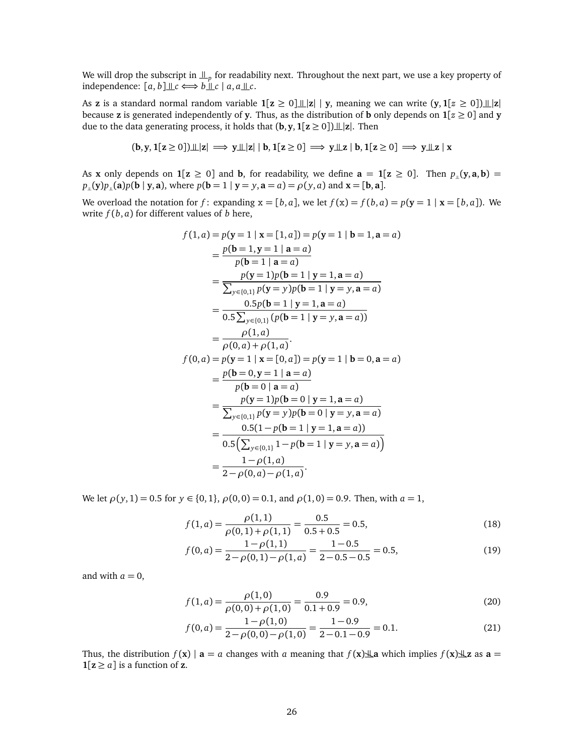We will drop the subscript in $\perp\!\!\!\perp_p$ for readability next. Throughout the next part, we use a key property of independence: $[a, b] \perp\!\!\!\perp c \iff b \perp\!\!\!\perp c \mid a, a \perp\!\!\!\perp c$.

As $\mathbf{z}$ is a standard normal random variable $\mathbf{1}[\mathbf{z} \geq 0] \perp\!\!\!\perp |\mathbf{z}| \mid \mathbf{y}$, meaning we can write $(\mathbf{y}, \mathbf{1}[z \geq 0]) \perp\!\!\!\perp |\mathbf{z}|$ because $\mathbf{z}$ is generated independently of $\mathbf{y}$. Thus, as the distribution of $\mathbf{b}$ only depends on $\mathbf{1}[z \geq 0]$ and $\mathbf{y}$ due to the data generating process, it holds that $(\mathbf{b}, \mathbf{y}, \mathbf{1}[\mathbf{z} \geq 0]) \perp\!\!\!\perp |\mathbf{z}|$. Then

$$(\mathbf{b}, \mathbf{y}, \mathbf{1}[\mathbf{z} \geq 0]) \perp\!\!\!\perp |\mathbf{z}| \implies \mathbf{y} \perp\!\!\!\perp |\mathbf{z}| \mid \mathbf{b}, \mathbf{1}[\mathbf{z} \geq 0] \implies \mathbf{y} \perp\!\!\!\perp \mathbf{z} \mid \mathbf{b}, \mathbf{1}[\mathbf{z} \geq 0] \implies \mathbf{y} \perp\!\!\!\perp \mathbf{z} \mid \mathbf{x}$$

As $\mathbf{x}$ only depends on $\mathbf{1}[\mathbf{z} \geq 0]$ and $\mathbf{b}$, for readability, we define $\mathbf{a} = \mathbf{1}[\mathbf{z} \geq 0]$. Then $p_{\perp\!\!\!\perp}(\mathbf{y}, \mathbf{a}, \mathbf{b}) = p_{\perp\!\!\!\perp}(\mathbf{y}) p_{\perp\!\!\!\perp}(\mathbf{a}) p(\mathbf{b} \mid \mathbf{y}, \mathbf{a})$, where $p(\mathbf{b} = 1 \mid \mathbf{y} = y, \mathbf{a} = a) = \rho(y, a)$ and $\mathbf{x} = [\mathbf{b}, \mathbf{a}]$.

We overload the notation for $f$: expanding $\mathrm{x} = [b, a]$, we let $f(\mathrm{x}) = f(b, a) = p(\mathbf{y} = 1 \mid \mathbf{x} = [b, a])$. We write $f(b, a)$ for different values of $b$ here,

$$\begin{aligned}
f(1, a) &= p(\mathbf{y} = 1 \mid \mathbf{x} = [1, a]) = p(\mathbf{y} = 1 \mid \mathbf{b} = 1, \mathbf{a} = a) \\
&= \frac{p(\mathbf{b} = 1, \mathbf{y} = 1 \mid \mathbf{a} = a)}{p(\mathbf{b} = 1 \mid \mathbf{a} = a)} \\
&= \frac{p(\mathbf{y} = 1) p(\mathbf{b} = 1 \mid \mathbf{y} = 1, \mathbf{a} = a)}{\sum_{y \in \{0,1\}} p(\mathbf{y} = y) p(\mathbf{b} = 1 \mid \mathbf{y} = y, \mathbf{a} = a)} \\
&= \frac{0.5 p(\mathbf{b} = 1 \mid \mathbf{y} = 1, \mathbf{a} = a)}{0.5 \sum_{y \in \{0,1\}} (p(\mathbf{b} = 1 \mid \mathbf{y} = y, \mathbf{a} = a))} \\
&= \frac{\rho(1, a)}{\rho(0, a) + \rho(1, a)}. \\
f(0, a) &= p(\mathbf{y} = 1 \mid \mathbf{x} = [0, a]) = p(\mathbf{y} = 1 \mid \mathbf{b} = 0, \mathbf{a} = a) \\
&= \frac{p(\mathbf{b} = 0, \mathbf{y} = 1 \mid \mathbf{a} = a)}{p(\mathbf{b} = 0 \mid \mathbf{a} = a)} \\
&= \frac{p(\mathbf{y} = 1) p(\mathbf{b} = 0 \mid \mathbf{y} = 1, \mathbf{a} = a)}{\sum_{y \in \{0,1\}} p(\mathbf{y} = y) p(\mathbf{b} = 0 \mid \mathbf{y} = y, \mathbf{a} = a)} \\
&= \frac{0.5(1 - p(\mathbf{b} = 1 \mid \mathbf{y} = 1, \mathbf{a} = a))}{0.5 \left( \sum_{y \in \{0,1\}} 1 - p(\mathbf{b} = 1 \mid \mathbf{y} = y, \mathbf{a} = a) \right)} \\
&= \frac{1 - \rho(1, a)}{2 - \rho(0, a) - \rho(1, a)}.
\end{aligned}$$

We let $\rho(y, 1) = 0.5$ for $y \in \{0, 1\}$, $\rho(0, 0) = 0.1$, and $\rho(1, 0) = 0.9$. Then, with $a = 1$,

$$f(1, a) = \frac{\rho(1, 1)}{\rho(0, 1) + \rho(1, 1)} = \frac{0.5}{0.5 + 0.5} = 0.5, \tag{18}$$

$$f(0, a) = \frac{1 - \rho(1, 1)}{2 - \rho(0, 1) - \rho(1, a)} = \frac{1 - 0.5}{2 - 0.5 - 0.5} = 0.5, \tag{19}$$

and with $a = 0$,

$$f(1, a) = \frac{\rho(1, 0)}{\rho(0, 0) + \rho(1, 0)} = \frac{0.9}{0.1 + 0.9} = 0.9, \tag{20}$$

$$f(0, a) = \frac{1 - \rho(1, 0)}{2 - \rho(0, 0) - \rho(1, 0)} = \frac{1 - 0.9}{2 - 0.1 - 0.9} = 0.1. \tag{21}$$

Thus, the distribution $f(\mathbf{x}) \mid \mathbf{a} = a$ changes with $a$ meaning that $f(\mathbf{x}) \not\perp\!\!\!\perp \mathbf{a}$ which implies $f(\mathbf{x}) \not\perp\!\!\!\perp \mathbf{z}$ as $\mathbf{a} = \mathbf{1}[\mathbf{z} \geq a]$ is a function of $\mathbf{z}$.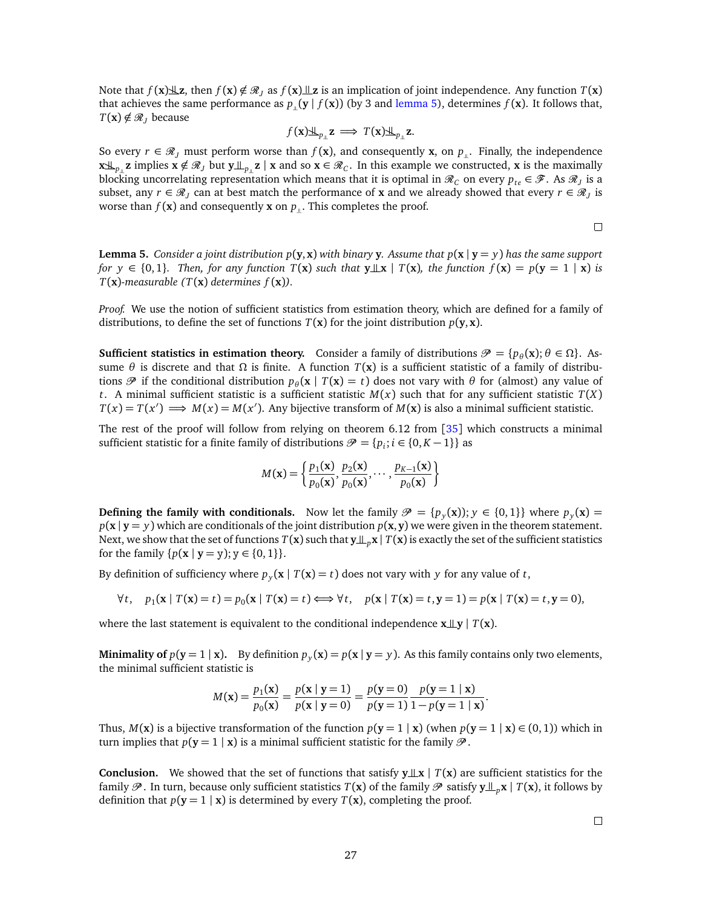Note that $f(\mathbf{x}) \not\perp\!\!\!\perp \mathbf{z}$, then $f(\mathbf{x}) \notin \mathscr{R}_J$ as $f(\mathbf{x}) \perp\!\!\!\perp \mathbf{z}$ is an implication of joint independence. Any function $T(\mathbf{x})$ that achieves the same performance as $p_{\perp}(\mathbf{y} \mid f(\mathbf{x}))$ (by 3 and lemma 5), determines $f(\mathbf{x})$. It follows that, $T(\mathbf{x}) \notin \mathscr{R}_J$ because

$$f(\mathbf{x}) \not\perp\!\!\!\perp_{p_{\perp}} \mathbf{z} \implies T(\mathbf{x}) \not\perp\!\!\!\perp_{p_{\perp}} \mathbf{z}.$$

So every $r \in \mathscr{R}_J$ must perform worse than $f(\mathbf{x})$, and consequently $\mathbf{x}$, on $p_{\perp}$. Finally, the independence $\mathbf{x} \not\perp\!\!\!\perp_{p_{\perp}} \mathbf{z}$ implies $\mathbf{x} \notin \mathscr{R}_J$ but $\mathbf{y} \perp\!\!\!\perp_{p_{\perp}} \mathbf{z} \mid \mathbf{x}$ and so $\mathbf{x} \in \mathscr{R}_C$. In this example we constructed, $\mathbf{x}$ is the maximally blocking uncorrelating representation which means that it is optimal in $\mathscr{R}_C$ on every $p_{te} \in \mathscr{F}$. As $\mathscr{R}_J$ is a subset, any $r \in \mathscr{R}_J$ can at best match the performance of $\mathbf{x}$ and we already showed that every $r \in \mathscr{R}_J$ is worse than $f(\mathbf{x})$ and consequently $\mathbf{x}$ on $p_{\perp}$. This completes the proof.

□

**Lemma 5.** *Consider a joint distribution $p(\mathbf{y}, \mathbf{x})$ with binary $\mathbf{y}$. Assume that $p(\mathbf{x} \mid \mathbf{y} = y)$ has the same support for $y \in \{0, 1\}$. Then, for any function $T(\mathbf{x})$ such that $\mathbf{y} \perp\!\!\!\perp \mathbf{x} \mid T(\mathbf{x})$, the function $f(\mathbf{x}) = p(\mathbf{y} = 1 \mid \mathbf{x})$ is $T(\mathbf{x})$-measurable ($T(\mathbf{x})$ determines $f(\mathbf{x})$).*

*Proof.* We use the notion of sufficient statistics from estimation theory, which are defined for a family of distributions, to define the set of functions $T(\mathbf{x})$ for the joint distribution $p(\mathbf{y}, \mathbf{x})$.

**Sufficient statistics in estimation theory.** Consider a family of distributions $\mathscr{P} = \{p_\theta(\mathbf{x}); \theta \in \Omega\}$. Assume $\theta$ is discrete and that $\Omega$ is finite. A function $T(\mathbf{x})$ is a sufficient statistic of a family of distributions $\mathscr{P}$ if the conditional distribution $p_\theta(\mathbf{x} \mid T(\mathbf{x}) = t)$ does not vary with $\theta$ for (almost) any value of $t$. A minimal sufficient statistic is a sufficient statistic $M(x)$ such that for any sufficient statistic $T(X)$ $T(x) = T(x') \implies M(x) = M(x')$. Any bijective transform of $M(\mathbf{x})$ is also a minimal sufficient statistic.

The rest of the proof will follow from relying on theorem 6.12 from [35] which constructs a minimal sufficient statistic for a finite family of distributions $\mathscr{P} = \{p_i; i \in \{0, K-1\}\}$ as

$$M(\mathbf{x}) = \left\{ \frac{p_1(\mathbf{x})}{p_0(\mathbf{x})}, \frac{p_2(\mathbf{x})}{p_0(\mathbf{x})}, \cdots, \frac{p_{K-1}(\mathbf{x})}{p_0(\mathbf{x})} \right\}$$

**Defining the family with conditionals.** Now let the family $\mathscr{P} = \{p_y(\mathbf{x})); y \in \{0, 1\}\}$ where $p_y(\mathbf{x}) = p(\mathbf{x} \mid \mathbf{y} = y)$ which are conditionals of the joint distribution $p(\mathbf{x}, \mathbf{y})$ we were given in the theorem statement. Next, we show that the set of functions $T(\mathbf{x})$ such that $\mathbf{y} \perp\!\!\!\perp_p \mathbf{x} \mid T(\mathbf{x})$ is exactly the set of the sufficient statistics for the family $\{p(\mathbf{x} \mid \mathbf{y} = \mathrm{y}); \mathrm{y} \in \{0, 1\}\}$.

By definition of sufficiency where $p_y(\mathbf{x} \mid T(\mathbf{x}) = t)$ does not vary with $y$ for any value of $t$,

$$\forall t, \quad p_1(\mathbf{x} \mid T(\mathbf{x}) = t) = p_0(\mathbf{x} \mid T(\mathbf{x}) = t) \iff \forall t, \quad p(\mathbf{x} \mid T(\mathbf{x}) = t, \mathbf{y} = 1) = p(\mathbf{x} \mid T(\mathbf{x}) = t, \mathbf{y} = 0),$$

where the last statement is equivalent to the conditional independence $\mathbf{x} \perp\!\!\!\perp \mathbf{y} \mid T(\mathbf{x})$.

**Minimality of $p(\mathbf{y} = 1 \mid \mathbf{x})$.** By definition $p_y(\mathbf{x}) = p(\mathbf{x} \mid \mathbf{y} = y)$. As this family contains only two elements, the minimal sufficient statistic is

$$M(\mathbf{x}) = \frac{p_1(\mathbf{x})}{p_0(\mathbf{x})} = \frac{p(\mathbf{x} \mid \mathbf{y} = 1)}{p(\mathbf{x} \mid \mathbf{y} = 0)} = \frac{p(\mathbf{y} = 0)}{p(\mathbf{y} = 1)} \frac{p(\mathbf{y} = 1 \mid \mathbf{x})}{1 - p(\mathbf{y} = 1 \mid \mathbf{x})}.$$

Thus, $M(\mathbf{x})$ is a bijective transformation of the function $p(\mathbf{y} = 1 \mid \mathbf{x})$ (when $p(\mathbf{y} = 1 \mid \mathbf{x}) \in (0, 1)$) which in turn implies that $p(\mathbf{y} = 1 \mid \mathbf{x})$ is a minimal sufficient statistic for the family $\mathscr{P}$.

**Conclusion.** We showed that the set of functions that satisfy $\mathbf{y} \perp\!\!\!\perp \mathbf{x} \mid T(\mathbf{x})$ are sufficient statistics for the family $\mathscr{P}$. In turn, because only sufficient statistics $T(\mathbf{x})$ of the family $\mathscr{P}$ satisfy $\mathbf{y} \perp\!\!\!\perp_p \mathbf{x} \mid T(\mathbf{x})$, it follows by definition that $p(\mathbf{y} = 1 \mid \mathbf{x})$ is determined by every $T(\mathbf{x})$, completing the proof.

□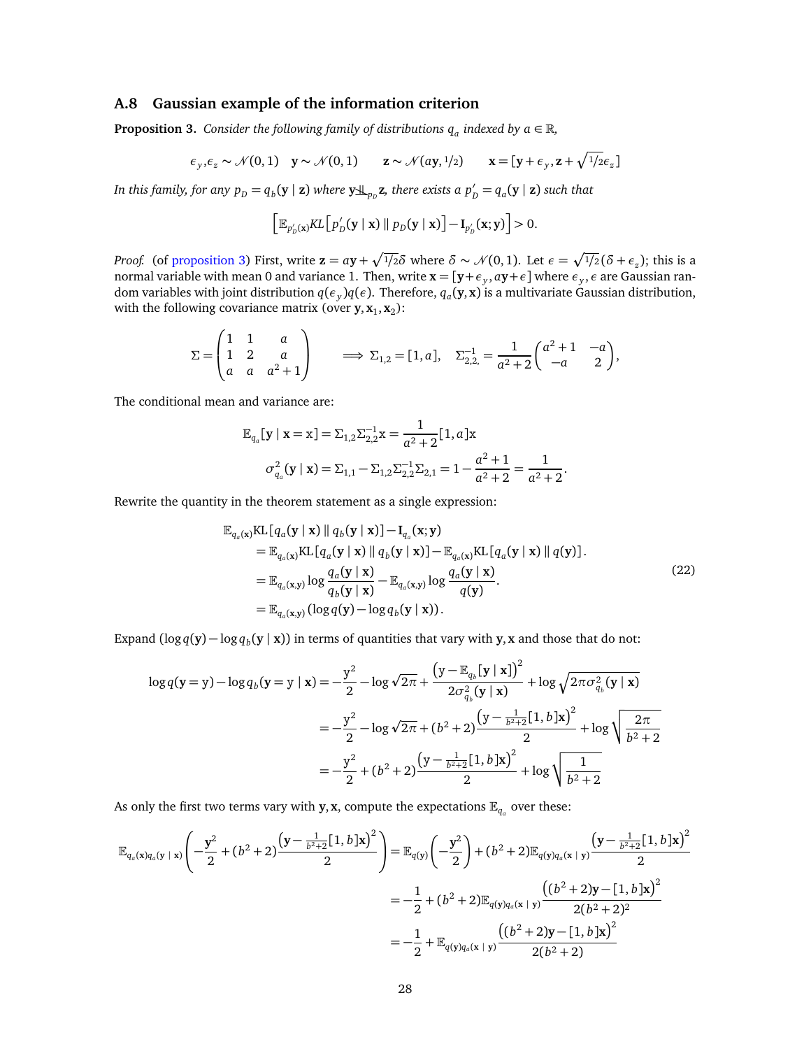### A.8 Gaussian example of the information criterion

**Proposition 3.** *Consider the following family of distributions $q_a$ indexed by $a \in \mathbb{R}$,*

$$\epsilon_y, \epsilon_z \sim \mathcal{N}(0,1) \quad \mathbf{y} \sim \mathcal{N}(0,1) \qquad \mathbf{z} \sim \mathcal{N}(a\mathbf{y}, 1/2) \qquad \mathbf{x} = [\mathbf{y} + \epsilon_y, \mathbf{z} + \sqrt{1/2}\epsilon_z]$$

*In this family, for any $p_D = q_b(\mathbf{y} \mid \mathbf{z})$ where $\mathbf{y} \not\perp\!\!\!\perp_{p_D} \mathbf{z}$, there exists a $p'_D = q_a(\mathbf{y} \mid \mathbf{z})$ such that*

$$\left[\mathbb{E}_{p'_D(\mathbf{x})} KL\left[p'_D(\mathbf{y} \mid \mathbf{x}) \parallel p_D(\mathbf{y} \mid \mathbf{x})\right] - \mathbf{I}_{p'_D}(\mathbf{x}; \mathbf{y})\right] > 0.$$

*Proof.* (of proposition 3) First, write $\mathbf{z} = a\mathbf{y} + \sqrt{1/2}\delta$ where $\delta \sim \mathcal{N}(0,1)$. Let $\epsilon = \sqrt{1/2}(\delta + \epsilon_z)$; this is a normal variable with mean 0 and variance 1. Then, write $\mathbf{x} = [\mathbf{y} + \epsilon_y, a\mathbf{y} + \epsilon]$ where $\epsilon_y, \epsilon$ are Gaussian random variables with joint distribution $q(\epsilon_y)q(\epsilon)$. Therefore, $q_a(\mathbf{y}, \mathbf{x})$ is a multivariate Gaussian distribution, with the following covariance matrix (over $\mathbf{y}, \mathbf{x}_1, \mathbf{x}_2$):

$$\Sigma = \begin{pmatrix} 1 & 1 & a \\ 1 & 2 & a \\ a & a & a^2+1 \end{pmatrix} \qquad \implies \Sigma_{1,2} = [1, a], \quad \Sigma^{-1}_{2,2,} = \frac{1}{a^2+2}\begin{pmatrix} a^2+1 & -a \\ -a & 2 \end{pmatrix},$$

The conditional mean and variance are:

$$\mathbb{E}_{q_a}[\mathbf{y} \mid \mathbf{x} = \mathrm{x}] = \Sigma_{1,2}\Sigma^{-1}_{2,2}\mathrm{x} = \frac{1}{a^2+2}[1, a]\mathrm{x}$$

$$\sigma^2_{q_a}(\mathbf{y} \mid \mathbf{x}) = \Sigma_{1,1} - \Sigma_{1,2}\Sigma^{-1}_{2,2}\Sigma_{2,1} = 1 - \frac{a^2+1}{a^2+2} = \frac{1}{a^2+2}.$$

Rewrite the quantity in the theorem statement as a single expression:

$$\begin{aligned}
&\mathbb{E}_{q_a(\mathbf{x})}\mathrm{KL}\left[q_a(\mathbf{y} \mid \mathbf{x}) \parallel q_b(\mathbf{y} \mid \mathbf{x})\right] - \mathbf{I}_{q_a}(\mathbf{x}; \mathbf{y}) \\
&\quad = \mathbb{E}_{q_a(\mathbf{x})}\mathrm{KL}\left[q_a(\mathbf{y} \mid \mathbf{x}) \parallel q_b(\mathbf{y} \mid \mathbf{x})\right] - \mathbb{E}_{q_a(\mathbf{x})}\mathrm{KL}\left[q_a(\mathbf{y} \mid \mathbf{x}) \parallel q(\mathbf{y})\right]. \\
&\quad = \mathbb{E}_{q_a(\mathbf{x},\mathbf{y})}\log\frac{q_a(\mathbf{y} \mid \mathbf{x})}{q_b(\mathbf{y} \mid \mathbf{x})} - \mathbb{E}_{q_a(\mathbf{x},\mathbf{y})}\log\frac{q_a(\mathbf{y} \mid \mathbf{x})}{q(\mathbf{y})}. \\
&\quad = \mathbb{E}_{q_a(\mathbf{x},\mathbf{y})}\left(\log q(\mathbf{y}) - \log q_b(\mathbf{y} \mid \mathbf{x})\right).
\end{aligned} \tag{22}$$

Expand $(\log q(\mathbf{y}) - \log q_b(\mathbf{y} \mid \mathbf{x}))$ in terms of quantities that vary with $\mathbf{y}, \mathbf{x}$ and those that do not:

$$\begin{aligned}
\log q(\mathbf{y} = \mathrm{y}) - \log q_b(\mathbf{y} = \mathrm{y} \mid \mathbf{x}) &= -\frac{\mathrm{y}^2}{2} - \log\sqrt{2\pi} + \frac{\left(\mathrm{y} - \mathbb{E}_{q_b}[\mathbf{y} \mid \mathbf{x}]\right)^2}{2\sigma^2_{q_b}(\mathbf{y} \mid \mathbf{x})} + \log\sqrt{2\pi\sigma^2_{q_b}(\mathbf{y} \mid \mathbf{x})} \\
&= -\frac{\mathrm{y}^2}{2} - \log\sqrt{2\pi} + (b^2+2)\frac{\left(\mathrm{y} - \frac{1}{b^2+2}[1, b]\mathbf{x}\right)^2}{2} + \log\sqrt{\frac{2\pi}{b^2+2}} \\
&= -\frac{\mathrm{y}^2}{2} + (b^2+2)\frac{\left(\mathrm{y} - \frac{1}{b^2+2}[1, b]\mathbf{x}\right)^2}{2} + \log\sqrt{\frac{1}{b^2+2}}
\end{aligned}$$

As only the first two terms vary with $\mathbf{y}, \mathbf{x}$, compute the expectations $\mathbb{E}_{q_a}$ over these:

$$\begin{aligned}
\mathbb{E}_{q_a(\mathbf{x})q_a(\mathbf{y} \mid \mathbf{x})}\left(-\frac{\mathbf{y}^2}{2} + (b^2+2)\frac{\left(\mathbf{y} - \frac{1}{b^2+2}[1, b]\mathbf{x}\right)^2}{2}\right) &= \mathbb{E}_{q(\mathbf{y})}\left(-\frac{\mathbf{y}^2}{2}\right) + (b^2+2)\mathbb{E}_{q(\mathbf{y})q_a(\mathbf{x} \mid \mathbf{y})}\frac{\left(\mathbf{y} - \frac{1}{b^2+2}[1, b]\mathbf{x}\right)^2}{2} \\
&= -\frac{1}{2} + (b^2+2)\mathbb{E}_{q(\mathbf{y})q_a(\mathbf{x} \mid \mathbf{y})}\frac{\left((b^2+2)\mathbf{y} - [1, b]\mathbf{x}\right)^2}{2(b^2+2)^2} \\
&= -\frac{1}{2} + \mathbb{E}_{q(\mathbf{y})q_a(\mathbf{x} \mid \mathbf{y})}\frac{\left((b^2+2)\mathbf{y} - [1, b]\mathbf{x}\right)^2}{2(b^2+2)}
\end{aligned}$$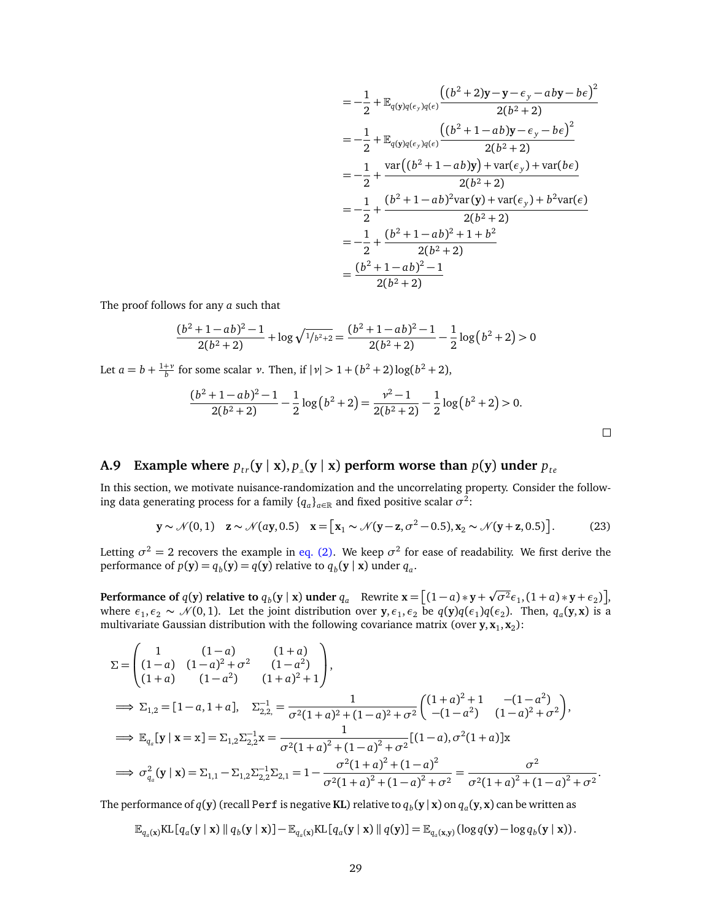$$
\begin{aligned}
&= -\frac{1}{2} + \mathbb{E}_{q(\mathbf{y})q(\epsilon_y)q(\epsilon)} \frac{\left((b^2+2)\mathbf{y} - \mathbf{y} - \epsilon_y - ab\mathbf{y} - b\epsilon\right)^2}{2(b^2+2)} \\
&= -\frac{1}{2} + \mathbb{E}_{q(\mathbf{y})q(\epsilon_y)q(\epsilon)} \frac{\left((b^2+1-ab)\mathbf{y} - \epsilon_y - b\epsilon\right)^2}{2(b^2+2)} \\
&= -\frac{1}{2} + \frac{\mathrm{var}\left((b^2+1-ab)\mathbf{y}\right) + \mathrm{var}(\epsilon_y) + \mathrm{var}(b\epsilon)}{2(b^2+2)} \\
&= -\frac{1}{2} + \frac{(b^2+1-ab)^2 \mathrm{var}(\mathbf{y}) + \mathrm{var}(\epsilon_y) + b^2 \mathrm{var}(\epsilon)}{2(b^2+2)} \\
&= -\frac{1}{2} + \frac{(b^2+1-ab)^2 + 1 + b^2}{2(b^2+2)} \\
&= \frac{(b^2+1-ab)^2 - 1}{2(b^2+2)}
\end{aligned}
$$

The proof follows for any $a$ such that

$$
\frac{(b^2+1-ab)^2-1}{2(b^2+2)} + \log\sqrt{1/b^2+2} = \frac{(b^2+1-ab)^2-1}{2(b^2+2)} - \frac{1}{2}\log\left(b^2+2\right) > 0
$$

Let $a = b + \frac{1+\nu}{b}$ for some scalar $\nu$. Then, if $|\nu| > 1 + (b^2+2)\log(b^2+2)$,

$$
\frac{(b^2+1-ab)^2-1}{2(b^2+2)} - \frac{1}{2}\log\left(b^2+2\right) = \frac{\nu^2-1}{2(b^2+2)} - \frac{1}{2}\log\left(b^2+2\right) > 0.
$$

□

### A.9 Example where $p_{tr}(\mathbf{y} \mid \mathbf{x}), p_{\perp\!\!\!\perp}(\mathbf{y} \mid \mathbf{x})$ perform worse than $p(\mathbf{y})$ under $p_{te}$

In this section, we motivate nuisance-randomization and the uncorrelating property. Consider the following data generating process for a family $\{q_a\}_{a\in\mathbb{R}}$ and fixed positive scalar $\sigma^2$:

$$
\mathbf{y} \sim \mathcal{N}(0,1) \quad \mathbf{z} \sim \mathcal{N}(a\mathbf{y}, 0.5) \quad \mathbf{x} = \left[\mathbf{x}_1 \sim \mathcal{N}(\mathbf{y}-\mathbf{z}, \sigma^2 - 0.5), \mathbf{x}_2 \sim \mathcal{N}(\mathbf{y}+\mathbf{z}, 0.5)\right]. \tag{23}
$$

Letting $\sigma^2 = 2$ recovers the example in eq. (2). We keep $\sigma^2$ for ease of readability. We first derive the performance of $p(\mathbf{y}) = q_b(\mathbf{y}) = q(\mathbf{y})$ relative to $q_b(\mathbf{y} \mid \mathbf{x})$ under $q_a$.

**Performance of $q(\mathbf{y})$ relative to $q_b(\mathbf{y} \mid \mathbf{x})$ under $q_a$** Rewrite $\mathbf{x} = \left[(1-a) * \mathbf{y} + \sqrt{\sigma^2}\epsilon_1, (1+a) * \mathbf{y} + \epsilon_2)\right]$, where $\epsilon_1, \epsilon_2 \sim \mathcal{N}(0,1)$. Let the joint distribution over $\mathbf{y}, \epsilon_1, \epsilon_2$ be $q(\mathbf{y})q(\epsilon_1)q(\epsilon_2)$. Then, $q_a(\mathbf{y}, \mathbf{x})$ is a multivariate Gaussian distribution with the following covariance matrix (over $\mathbf{y}, \mathbf{x}_1, \mathbf{x}_2$):

$$
\begin{aligned}
&\Sigma = \begin{pmatrix} 1 & (1-a) & (1+a) \\ (1-a) & (1-a)^2 + \sigma^2 & (1-a^2) \\ (1+a) & (1-a^2) & (1+a)^2 + 1 \end{pmatrix}, \\
&\implies \Sigma_{1,2} = [1-a, 1+a], \quad \Sigma_{2,2,}^{-1} = \frac{1}{\sigma^2(1+a)^2 + (1-a)^2 + \sigma^2} \begin{pmatrix} (1+a)^2 + 1 & -(1-a^2) \\ -(1-a^2) & (1-a)^2 + \sigma^2 \end{pmatrix}, \\
&\implies \mathbb{E}_{q_a}[\mathbf{y} \mid \mathbf{x} = \mathbf{x}] = \Sigma_{1,2}\Sigma_{2,2}^{-1}\mathbf{x} = \frac{1}{\sigma^2(1+a)^2 + (1-a)^2 + \sigma^2}[(1-a), \sigma^2(1+a)]\mathbf{x} \\
&\implies \sigma^2_{q_a}(\mathbf{y} \mid \mathbf{x}) = \Sigma_{1,1} - \Sigma_{1,2}\Sigma_{2,2}^{-1}\Sigma_{2,1} = 1 - \frac{\sigma^2(1+a)^2 + (1-a)^2}{\sigma^2(1+a)^2 + (1-a)^2 + \sigma^2} = \frac{\sigma^2}{\sigma^2(1+a)^2 + (1-a)^2 + \sigma^2}.
\end{aligned}
$$

The performance of $q(\mathbf{y})$ (recall `Perf` is negative **KL**) relative to $q_b(\mathbf{y} \mid \mathbf{x})$ on $q_a(\mathbf{y}, \mathbf{x})$ can be written as

$$
\mathbb{E}_{q_a(\mathbf{x})}\mathrm{KL}\left[q_a(\mathbf{y} \mid \mathbf{x}) \parallel q_b(\mathbf{y} \mid \mathbf{x})\right] - \mathbb{E}_{q_a(\mathbf{x})}\mathrm{KL}\left[q_a(\mathbf{y} \mid \mathbf{x}) \parallel q(\mathbf{y})\right] = \mathbb{E}_{q_a(\mathbf{x},\mathbf{y})}\left(\log q(\mathbf{y}) - \log q_b(\mathbf{y} \mid \mathbf{x})\right).
$$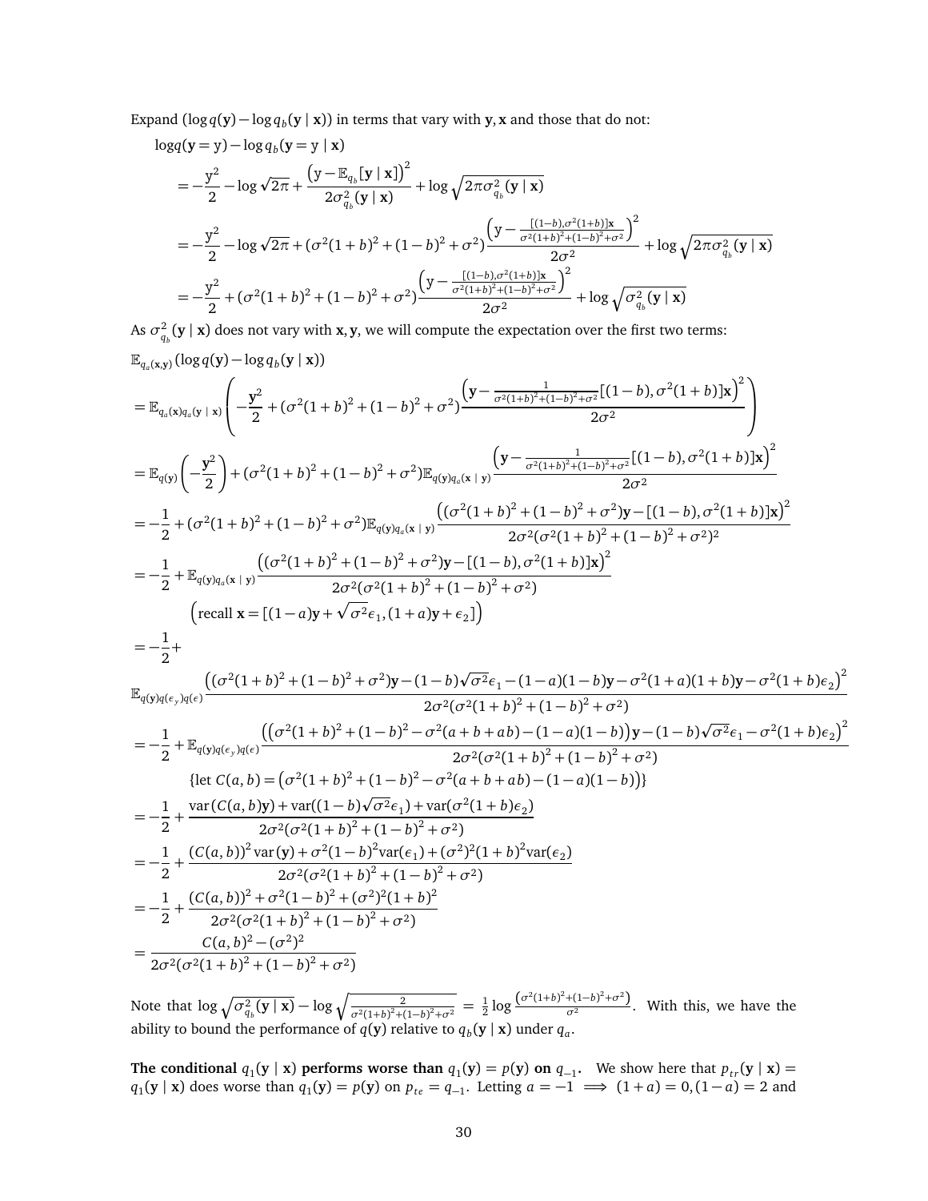Expand $(\log q(\mathbf{y}) - \log q_b(\mathbf{y} \mid \mathbf{x}))$ in terms that vary with $\mathbf{y}, \mathbf{x}$ and those that do not:

$$
\begin{aligned}
&\log q(\mathbf{y} = \mathrm{y}) - \log q_b(\mathbf{y} = \mathrm{y} \mid \mathbf{x}) \\
&= -\frac{\mathrm{y}^2}{2} - \log\sqrt{2\pi} + \frac{\left(\mathrm{y} - \mathbb{E}_{q_b}[\mathbf{y} \mid \mathbf{x}]\right)^2}{2\sigma^2_{q_b}(\mathbf{y} \mid \mathbf{x})} + \log\sqrt{2\pi\sigma^2_{q_b}(\mathbf{y} \mid \mathbf{x})} \\
&= -\frac{\mathrm{y}^2}{2} - \log\sqrt{2\pi} + (\sigma^2(1+b)^2 + (1-b)^2 + \sigma^2)\frac{\left(\mathrm{y} - \frac{[(1-b), \sigma^2(1+b)]\mathbf{x}}{\sigma^2(1+b)^2 + (1-b)^2 + \sigma^2}\right)^2}{2\sigma^2} + \log\sqrt{2\pi\sigma^2_{q_b}(\mathbf{y} \mid \mathbf{x})} \\
&= -\frac{\mathrm{y}^2}{2} + (\sigma^2(1+b)^2 + (1-b)^2 + \sigma^2)\frac{\left(\mathrm{y} - \frac{[(1-b), \sigma^2(1+b)]\mathbf{x}}{\sigma^2(1+b)^2 + (1-b)^2 + \sigma^2}\right)^2}{2\sigma^2} + \log\sqrt{\sigma^2_{q_b}(\mathbf{y} \mid \mathbf{x})}
\end{aligned}
$$

As $\sigma^2_{q_b}(\mathbf{y} \mid \mathbf{x})$ does not vary with $\mathbf{x}, \mathbf{y}$, we will compute the expectation over the first two terms:

$$
\begin{aligned}
&\mathbb{E}_{q_a(\mathbf{x}, \mathbf{y})}(\log q(\mathbf{y}) - \log q_b(\mathbf{y} \mid \mathbf{x})) \\
&= \mathbb{E}_{q_a(\mathbf{x})q_a(\mathbf{y} \mid \mathbf{x})}\left(-\frac{\mathbf{y}^2}{2} + (\sigma^2(1+b)^2 + (1-b)^2 + \sigma^2)\frac{\left(\mathbf{y} - \frac{1}{\sigma^2(1+b)^2 + (1-b)^2 + \sigma^2}[(1-b), \sigma^2(1+b)]\mathbf{x}\right)^2}{2\sigma^2}\right) \\
&= \mathbb{E}_{q(\mathbf{y})}\left(-\frac{\mathbf{y}^2}{2}\right) + (\sigma^2(1+b)^2 + (1-b)^2 + \sigma^2)\mathbb{E}_{q(\mathbf{y})q_a(\mathbf{x} \mid \mathbf{y})}\frac{\left(\mathbf{y} - \frac{1}{\sigma^2(1+b)^2 + (1-b)^2 + \sigma^2}[(1-b), \sigma^2(1+b)]\mathbf{x}\right)^2}{2\sigma^2} \\
&= -\frac{1}{2} + (\sigma^2(1+b)^2 + (1-b)^2 + \sigma^2)\mathbb{E}_{q(\mathbf{y})q_a(\mathbf{x} \mid \mathbf{y})}\frac{\left((\sigma^2(1+b)^2 + (1-b)^2 + \sigma^2)\mathbf{y} - [(1-b), \sigma^2(1+b)]\mathbf{x}\right)^2}{2\sigma^2(\sigma^2(1+b)^2 + (1-b)^2 + \sigma^2)^2} \\
&= -\frac{1}{2} + \mathbb{E}_{q(\mathbf{y})q_a(\mathbf{x} \mid \mathbf{y})}\frac{\left((\sigma^2(1+b)^2 + (1-b)^2 + \sigma^2)\mathbf{y} - [(1-b), \sigma^2(1+b)]\mathbf{x}\right)^2}{2\sigma^2(\sigma^2(1+b)^2 + (1-b)^2 + \sigma^2)} \\
&\qquad \left(\text{recall } \mathbf{x} = [(1-a)\mathbf{y} + \sqrt{\sigma^2}\epsilon_1, (1+a)\mathbf{y} + \epsilon_2]\right) \\
&= -\frac{1}{2} + \\
&\mathbb{E}_{q(\mathbf{y})q(\epsilon_y)q(\epsilon)}\frac{\left((\sigma^2(1+b)^2 + (1-b)^2 + \sigma^2)\mathbf{y} - (1-b)\sqrt{\sigma^2}\epsilon_1 - (1-a)(1-b)\mathbf{y} - \sigma^2(1+a)(1+b)\mathbf{y} - \sigma^2(1+b)\epsilon_2\right)^2}{2\sigma^2(\sigma^2(1+b)^2 + (1-b)^2 + \sigma^2)} \\
&= -\frac{1}{2} + \mathbb{E}_{q(\mathbf{y})q(\epsilon_y)q(\epsilon)}\frac{\left(\left(\sigma^2(1+b)^2 + (1-b)^2 - \sigma^2(a+b+ab) - (1-a)(1-b)\right)\mathbf{y} - (1-b)\sqrt{\sigma^2}\epsilon_1 - \sigma^2(1+b)\epsilon_2\right)^2}{2\sigma^2(\sigma^2(1+b)^2 + (1-b)^2 + \sigma^2)} \\
&\qquad \{\text{let } C(a,b) = \left(\sigma^2(1+b)^2 + (1-b)^2 - \sigma^2(a+b+ab) - (1-a)(1-b)\right)\} \\
&= -\frac{1}{2} + \frac{\operatorname{var}(C(a,b)\mathbf{y}) + \operatorname{var}((1-b)\sqrt{\sigma^2}\epsilon_1) + \operatorname{var}(\sigma^2(1+b)\epsilon_2)}{2\sigma^2(\sigma^2(1+b)^2 + (1-b)^2 + \sigma^2)} \\
&= -\frac{1}{2} + \frac{(C(a,b))^2\operatorname{var}(\mathbf{y}) + \sigma^2(1-b)^2\operatorname{var}(\epsilon_1) + (\sigma^2)^2(1+b)^2\operatorname{var}(\epsilon_2)}{2\sigma^2(\sigma^2(1+b)^2 + (1-b)^2 + \sigma^2)} \\
&= -\frac{1}{2} + \frac{(C(a,b))^2 + \sigma^2(1-b)^2 + (\sigma^2)^2(1+b)^2}{2\sigma^2(\sigma^2(1+b)^2 + (1-b)^2 + \sigma^2)} \\
&= \frac{C(a,b)^2 - (\sigma^2)^2}{2\sigma^2(\sigma^2(1+b)^2 + (1-b)^2 + \sigma^2)}
\end{aligned}
$$

Note that $\log\sqrt{\sigma^2_{q_b}(\mathbf{y} \mid \mathbf{x})} - \log\sqrt{\frac{2}{\sigma^2(1+b)^2 + (1-b)^2 + \sigma^2}} = \frac{1}{2}\log\frac{\left(\sigma^2(1+b)^2 + (1-b)^2 + \sigma^2\right)}{\sigma^2}$. With this, we have the ability to bound the performance of $q(\mathbf{y})$ relative to $q_b(\mathbf{y} \mid \mathbf{x})$ under $q_a$.

**The conditional $q_1(\mathbf{y} \mid \mathbf{x})$ performs worse than $q_1(\mathbf{y}) = p(\mathbf{y})$ on $q_{-1}$.** We show here that $p_{tr}(\mathbf{y} \mid \mathbf{x}) = q_1(\mathbf{y} \mid \mathbf{x})$ does worse than $q_1(\mathbf{y}) = p(\mathbf{y})$ on $p_{te} = q_{-1}$. Letting $a = -1 \implies (1+a) = 0, (1-a) = 2$ and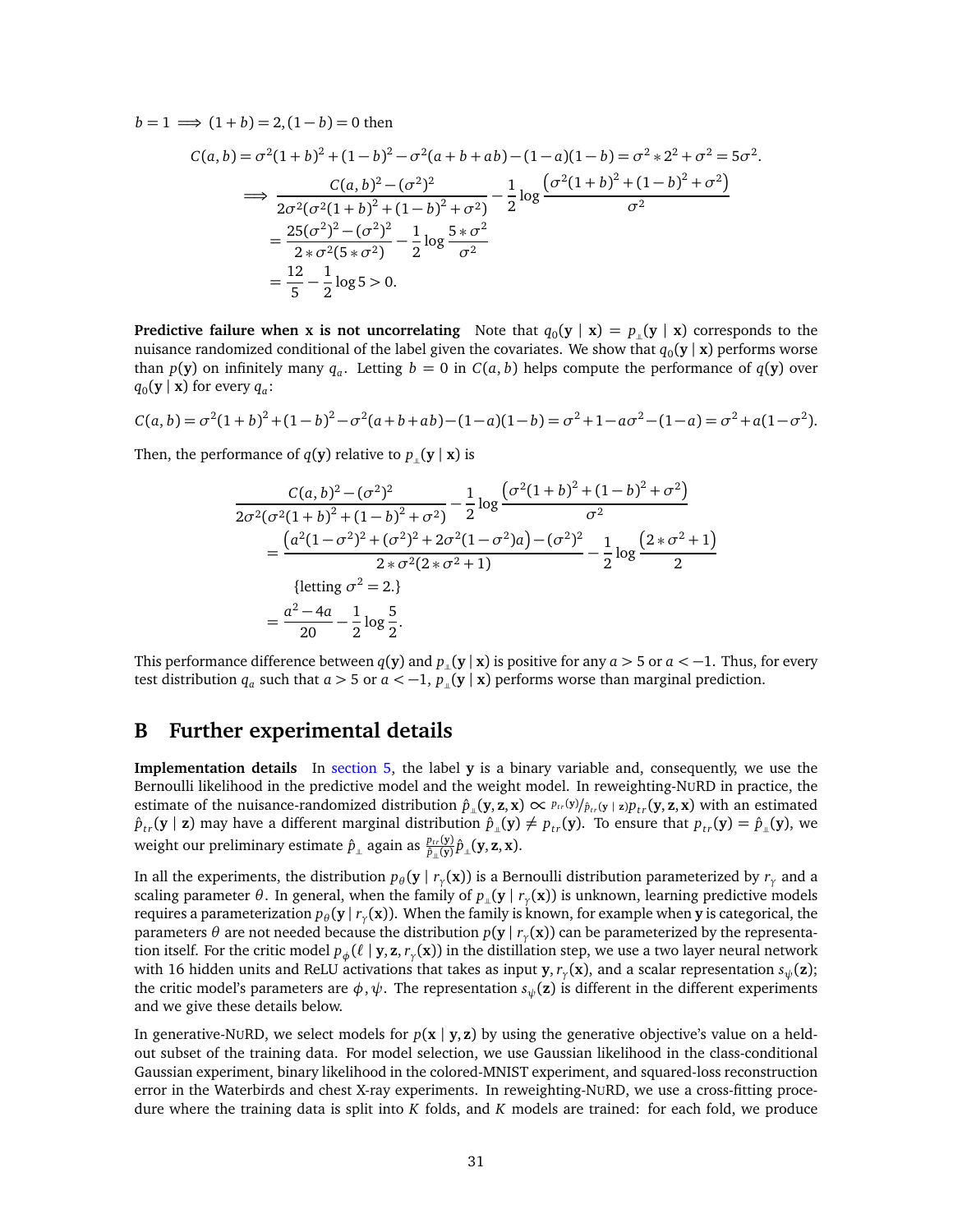$b = 1 \implies (1+b) = 2, (1-b) = 0$ then

$$
\begin{aligned}
C(a,b) = \sigma^2(1+b)^2 + (1-b)^2 - \sigma^2(a+b+ab) - (1-a)(1-b) = \sigma^2 * 2^2 + \sigma^2 = 5\sigma^2. \\
\implies \frac{C(a,b)^2 - (\sigma^2)^2}{2\sigma^2(\sigma^2(1+b)^2 + (1-b)^2 + \sigma^2)} - \frac{1}{2}\log\frac{\left(\sigma^2(1+b)^2 + (1-b)^2 + \sigma^2\right)}{\sigma^2} \\
= \frac{25(\sigma^2)^2 - (\sigma^2)^2}{2 * \sigma^2(5 * \sigma^2)} - \frac{1}{2}\log\frac{5 * \sigma^2}{\sigma^2} \\
= \frac{12}{5} - \frac{1}{2}\log 5 > 0.
\end{aligned}
$$

**Predictive failure when x is not uncorrelating** Note that $q_0(\mathbf{y} \mid \mathbf{x}) = p_{\perp\!\!\!\perp}(\mathbf{y} \mid \mathbf{x})$ corresponds to the nuisance randomized conditional of the label given the covariates. We show that $q_0(\mathbf{y} \mid \mathbf{x})$ performs worse than $p(\mathbf{y})$ on infinitely many $q_a$. Letting $b = 0$ in $C(a,b)$ helps compute the performance of $q(\mathbf{y})$ over $q_0(\mathbf{y} \mid \mathbf{x})$ for every $q_a$:

$$
C(a,b) = \sigma^2(1+b)^2 + (1-b)^2 - \sigma^2(a+b+ab) - (1-a)(1-b) = \sigma^2 + 1 - a\sigma^2 - (1-a) = \sigma^2 + a(1-\sigma^2).
$$

Then, the performance of $q(\mathbf{y})$ relative to $p_{\perp\!\!\!\perp}(\mathbf{y} \mid \mathbf{x})$ is

$$
\begin{aligned}
&\frac{C(a,b)^2 - (\sigma^2)^2}{2\sigma^2(\sigma^2(1+b)^2 + (1-b)^2 + \sigma^2)} - \frac{1}{2}\log\frac{\left(\sigma^2(1+b)^2 + (1-b)^2 + \sigma^2\right)}{\sigma^2} \\
&= \frac{\left(a^2(1-\sigma^2)^2 + (\sigma^2)^2 + 2\sigma^2(1-\sigma^2)a\right) - (\sigma^2)^2}{2 * \sigma^2(2 * \sigma^2 + 1)} - \frac{1}{2}\log\frac{\left(2 * \sigma^2 + 1\right)}{2} \\
&\quad \{\text{letting } \sigma^2 = 2.\} \\
&= \frac{a^2 - 4a}{20} - \frac{1}{2}\log\frac{5}{2}.
\end{aligned}
$$

This performance difference between $q(\mathbf{y})$ and $p_{\perp\!\!\!\perp}(\mathbf{y} \mid \mathbf{x})$ is positive for any $a > 5$ or $a < -1$. Thus, for every test distribution $q_a$ such that $a > 5$ or $a < -1$, $p_{\perp\!\!\!\perp}(\mathbf{y} \mid \mathbf{x})$ performs worse than marginal prediction.

# B Further experimental details

**Implementation details** In section 5, the label $\mathbf{y}$ is a binary variable and, consequently, we use the Bernoulli likelihood in the predictive model and the weight model. In reweighting-NURD in practice, the estimate of the nuisance-randomized distribution $\hat{p}_{\perp\!\!\!\perp}(\mathbf{y}, \mathbf{z}, \mathbf{x}) \propto {}^{p_{tr}(\mathbf{y})}/{}_{\hat{p}_{tr}(\mathbf{y} \mid \mathbf{z})} p_{tr}(\mathbf{y}, \mathbf{z}, \mathbf{x})$ with an estimated $\hat{p}_{tr}(\mathbf{y} \mid \mathbf{z})$ may have a different marginal distribution $\hat{p}_{\perp\!\!\!\perp}(\mathbf{y}) \neq p_{tr}(\mathbf{y})$. To ensure that $p_{tr}(\mathbf{y}) = \hat{p}_{\perp\!\!\!\perp}(\mathbf{y})$, we weight our preliminary estimate $\hat{p}_{\perp\!\!\!\perp}$ again as $\frac{p_{tr}(\mathbf{y})}{\hat{p}_{\perp\!\!\!\perp}(\mathbf{y})}\hat{p}_{\perp\!\!\!\perp}(\mathbf{y}, \mathbf{z}, \mathbf{x})$.

In all the experiments, the distribution $p_\theta(\mathbf{y} \mid r_\gamma(\mathbf{x}))$ is a Bernoulli distribution parameterized by $r_\gamma$ and a scaling parameter $\theta$. In general, when the family of $p_{\perp\!\!\!\perp}(\mathbf{y} \mid r_\gamma(\mathbf{x}))$ is unknown, learning predictive models requires a parameterization $p_\theta(\mathbf{y} \mid r_\gamma(\mathbf{x}))$. When the family is known, for example when $\mathbf{y}$ is categorical, the parameters $\theta$ are not needed because the distribution $p(\mathbf{y} \mid r_\gamma(\mathbf{x}))$ can be parameterized by the representation itself. For the critic model $p_\phi(\ell \mid \mathbf{y}, \mathbf{z}, r_\gamma(\mathbf{x}))$ in the distillation step, we use a two layer neural network with 16 hidden units and ReLU activations that takes as input $\mathbf{y}, r_\gamma(\mathbf{x})$, and a scalar representation $s_\psi(\mathbf{z})$; the critic model's parameters are $\phi, \psi$. The representation $s_\psi(\mathbf{z})$ is different in the different experiments and we give these details below.

In generative-NURD, we select models for $p(\mathbf{x} \mid \mathbf{y}, \mathbf{z})$ by using the generative objective's value on a held-out subset of the training data. For model selection, we use Gaussian likelihood in the class-conditional Gaussian experiment, binary likelihood in the colored-MNIST experiment, and squared-loss reconstruction error in the Waterbirds and chest X-ray experiments. In reweighting-NURD, we use a cross-fitting procedure where the training data is split into $K$ folds, and $K$ models are trained: for each fold, we produce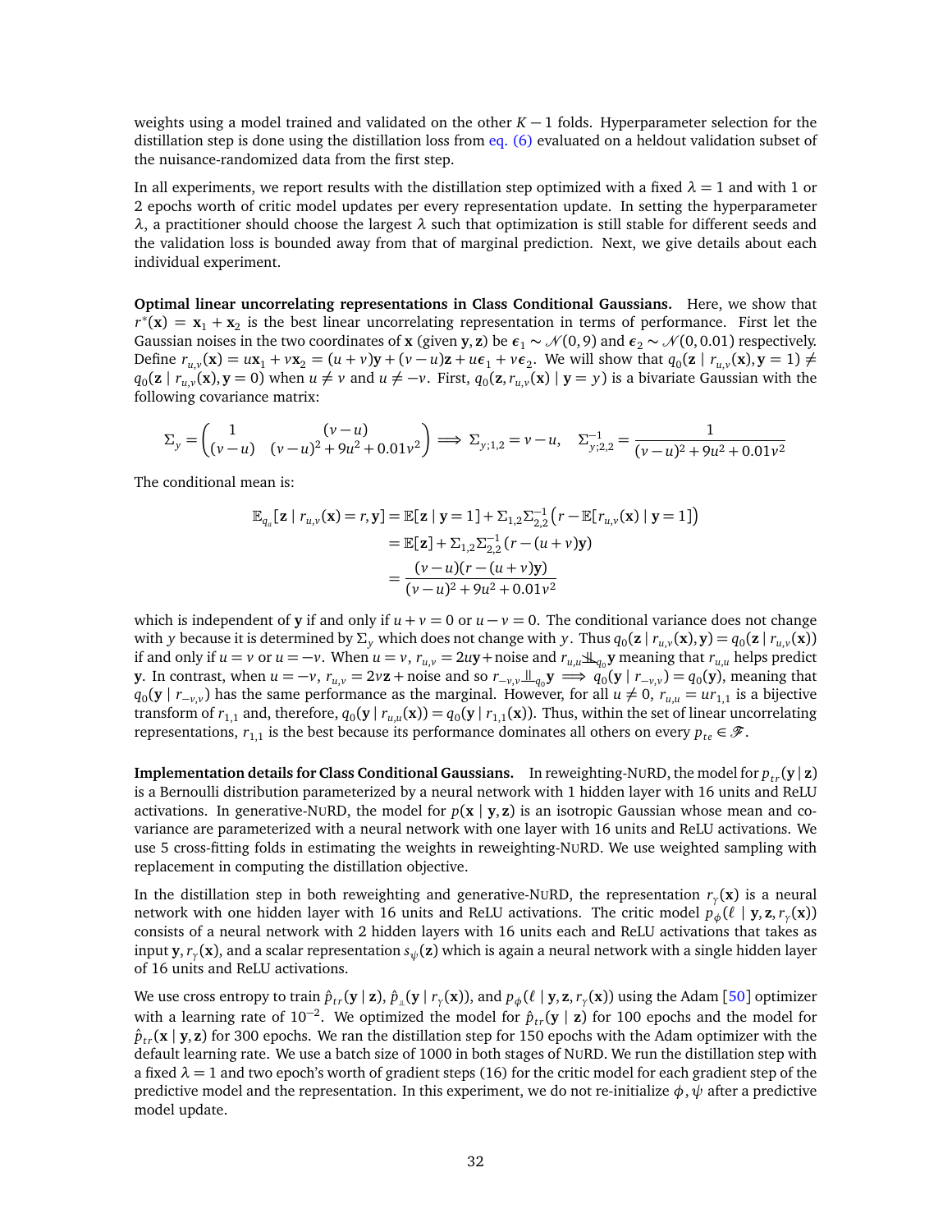weights using a model trained and validated on the other $K-1$ folds. Hyperparameter selection for the distillation step is done using the distillation loss from eq. (6) evaluated on a heldout validation subset of the nuisance-randomized data from the first step.

In all experiments, we report results with the distillation step optimized with a fixed $\lambda = 1$ and with 1 or 2 epochs worth of critic model updates per every representation update. In setting the hyperparameter $\lambda$, a practitioner should choose the largest $\lambda$ such that optimization is still stable for different seeds and the validation loss is bounded away from that of marginal prediction. Next, we give details about each individual experiment.

**Optimal linear uncorrelating representations in Class Conditional Gaussians.** Here, we show that $r^*(\mathbf{x}) = \mathbf{x}_1 + \mathbf{x}_2$ is the best linear uncorrelating representation in terms of performance. First let the Gaussian noises in the two coordinates of $\mathbf{x}$ (given $\mathbf{y}, \mathbf{z}$) be $\boldsymbol{\epsilon}_1 \sim \mathcal{N}(0, 9)$ and $\boldsymbol{\epsilon}_2 \sim \mathcal{N}(0, 0.01)$ respectively. Define $r_{u,v}(\mathbf{x}) = u\mathbf{x}_1 + v\mathbf{x}_2 = (u+v)\mathbf{y} + (v-u)\mathbf{z} + u\boldsymbol{\epsilon}_1 + v\boldsymbol{\epsilon}_2$. We will show that $q_0(\mathbf{z} \mid r_{u,v}(\mathbf{x}), \mathbf{y} = 1) \neq q_0(\mathbf{z} \mid r_{u,v}(\mathbf{x}), \mathbf{y} = 0)$ when $u \neq v$ and $u \neq -v$. First, $q_0(\mathbf{z}, r_{u,v}(\mathbf{x}) \mid \mathbf{y} = y)$ is a bivariate Gaussian with the following covariance matrix:

$$
\Sigma_y = \begin{pmatrix} 1 & (v-u) \\ (v-u) & (v-u)^2 + 9u^2 + 0.01v^2 \end{pmatrix} \implies \Sigma_{y;1,2} = v - u, \quad \Sigma_{y;2,2}^{-1} = \frac{1}{(v-u)^2 + 9u^2 + 0.01v^2}
$$

The conditional mean is:

$$
\begin{aligned}
\mathbb{E}_{q_a}[\mathbf{z} \mid r_{u,v}(\mathbf{x}) = r, \mathbf{y}] &= \mathbb{E}[\mathbf{z} \mid \mathbf{y} = 1] + \Sigma_{1,2}\Sigma_{2,2}^{-1}\left(r - \mathbb{E}[r_{u,v}(\mathbf{x}) \mid \mathbf{y} = 1]\right) \\
&= \mathbb{E}[\mathbf{z}] + \Sigma_{1,2}\Sigma_{2,2}^{-1}(r - (u+v)\mathbf{y}) \\
&= \frac{(v-u)(r - (u+v)\mathbf{y})}{(v-u)^2 + 9u^2 + 0.01v^2}
\end{aligned}
$$

which is independent of $\mathbf{y}$ if and only if $u + v = 0$ or $u - v = 0$. The conditional variance does not change with $y$ because it is determined by $\Sigma_y$ which does not change with $y$. Thus $q_0(\mathbf{z} \mid r_{u,v}(\mathbf{x}), \mathbf{y}) = q_0(\mathbf{z} \mid r_{u,v}(\mathbf{x}))$ if and only if $u = v$ or $u = -v$. When $u = v$, $r_{u,v} = 2u\mathbf{y} + \text{noise}$ and $r_{u,u} \not\!\perp\!\!\!\perp_{q_0} \mathbf{y}$ meaning that $r_{u,u}$ helps predict $\mathbf{y}$. In contrast, when $u = -v$, $r_{u,v} = 2v\mathbf{z} + \text{noise}$ and so $r_{-v,v} \perp\!\!\!\perp_{q_0} \mathbf{y} \implies q_0(\mathbf{y} \mid r_{-v,v}) = q_0(\mathbf{y})$, meaning that $q_0(\mathbf{y} \mid r_{-v,v})$ has the same performance as the marginal. However, for all $u \neq 0$, $r_{u,u} = ur_{1,1}$ is a bijective transform of $r_{1,1}$ and, therefore, $q_0(\mathbf{y} \mid r_{u,u}(\mathbf{x})) = q_0(\mathbf{y} \mid r_{1,1}(\mathbf{x}))$. Thus, within the set of linear uncorrelating representations, $r_{1,1}$ is the best because its performance dominates all others on every $p_{te} \in \mathcal{F}$.

**Implementation details for Class Conditional Gaussians.** In reweighting-NuRD, the model for $p_{tr}(\mathbf{y} \mid \mathbf{z})$ is a Bernoulli distribution parameterized by a neural network with 1 hidden layer with 16 units and ReLU activations. In generative-NuRD, the model for $p(\mathbf{x} \mid \mathbf{y}, \mathbf{z})$ is an isotropic Gaussian whose mean and covariance are parameterized with a neural network with one layer with 16 units and ReLU activations. We use 5 cross-fitting folds in estimating the weights in reweighting-NuRD. We use weighted sampling with replacement in computing the distillation objective.

In the distillation step in both reweighting and generative-NuRD, the representation $r_\gamma(\mathbf{x})$ is a neural network with one hidden layer with 16 units and ReLU activations. The critic model $p_\phi(\ell \mid \mathbf{y}, \mathbf{z}, r_\gamma(\mathbf{x}))$ consists of a neural network with 2 hidden layers with 16 units each and ReLU activations that takes as input $\mathbf{y}, r_\gamma(\mathbf{x})$, and a scalar representation $s_\psi(\mathbf{z})$ which is again a neural network with a single hidden layer of 16 units and ReLU activations.

We use cross entropy to train $\hat{p}_{tr}(\mathbf{y} \mid \mathbf{z})$, $\hat{p}_{\perp\!\!\!\perp}(\mathbf{y} \mid r_\gamma(\mathbf{x}))$, and $p_\phi(\ell \mid \mathbf{y}, \mathbf{z}, r_\gamma(\mathbf{x}))$ using the Adam [50] optimizer with a learning rate of $10^{-2}$. We optimized the model for $\hat{p}_{tr}(\mathbf{y} \mid \mathbf{z})$ for 100 epochs and the model for $\hat{p}_{tr}(\mathbf{x} \mid \mathbf{y}, \mathbf{z})$ for 300 epochs. We ran the distillation step for 150 epochs with the Adam optimizer with the default learning rate. We use a batch size of 1000 in both stages of NuRD. We run the distillation step with a fixed $\lambda = 1$ and two epoch's worth of gradient steps (16) for the critic model for each gradient step of the predictive model and the representation. In this experiment, we do not re-initialize $\phi, \psi$ after a predictive model update.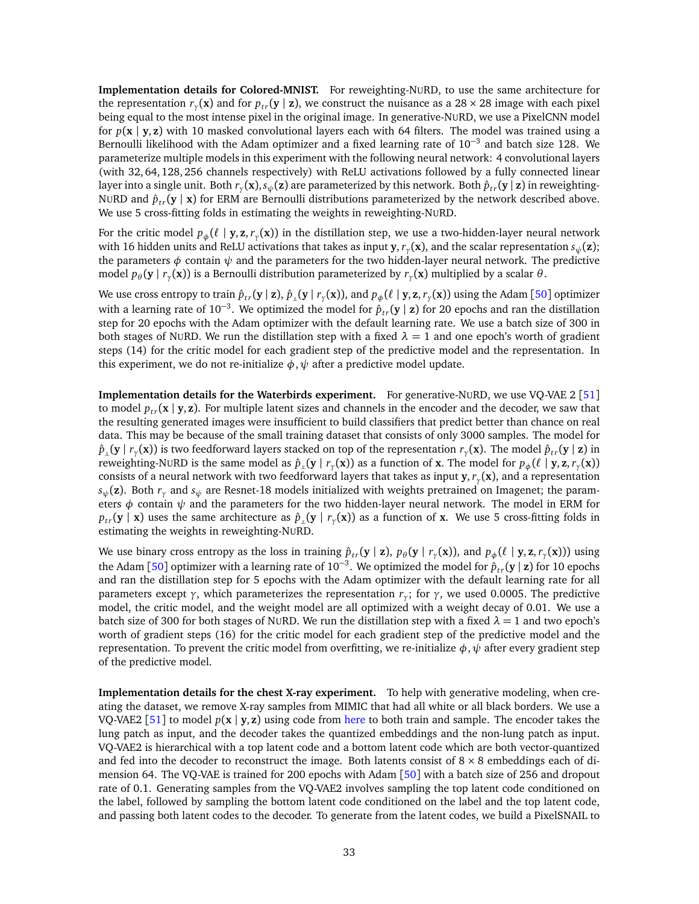**Implementation details for Colored-MNIST.** For reweighting-NuRD, to use the same architecture for the representation $r_\gamma(\mathbf{x})$ and for $p_{tr}(\mathbf{y} \mid \mathbf{z})$, we construct the nuisance as a $28 \times 28$ image with each pixel being equal to the most intense pixel in the original image. In generative-NuRD, we use a PixelCNN model for $p(\mathbf{x} \mid \mathbf{y}, \mathbf{z})$ with 10 masked convolutional layers each with 64 filters. The model was trained using a Bernoulli likelihood with the Adam optimizer and a fixed learning rate of $10^{-3}$ and batch size 128. We parameterize multiple models in this experiment with the following neural network: 4 convolutional layers (with 32, 64, 128, 256 channels respectively) with ReLU activations followed by a fully connected linear layer into a single unit. Both $r_\gamma(\mathbf{x}), s_\psi(\mathbf{z})$ are parameterized by this network. Both $\hat{p}_{tr}(\mathbf{y} \mid \mathbf{z})$ in reweighting-NuRD and $\hat{p}_{tr}(\mathbf{y} \mid \mathbf{x})$ for ERM are Bernoulli distributions parameterized by the network described above. We use 5 cross-fitting folds in estimating the weights in reweighting-NuRD.

For the critic model $p_\phi(\ell \mid \mathbf{y}, \mathbf{z}, r_\gamma(\mathbf{x}))$ in the distillation step, we use a two-hidden-layer neural network with 16 hidden units and ReLU activations that takes as input $\mathbf{y}, r_\gamma(\mathbf{x})$, and the scalar representation $s_\psi(\mathbf{z})$; the parameters $\phi$ contain $\psi$ and the parameters for the two hidden-layer neural network. The predictive model $p_\theta(\mathbf{y} \mid r_\gamma(\mathbf{x}))$ is a Bernoulli distribution parameterized by $r_\gamma(\mathbf{x})$ multiplied by a scalar $\theta$.

We use cross entropy to train $\hat{p}_{tr}(\mathbf{y} \mid \mathbf{z})$, $\hat{p}_{\perp\!\!\!\perp}(\mathbf{y} \mid r_\gamma(\mathbf{x}))$, and $p_\phi(\ell \mid \mathbf{y}, \mathbf{z}, r_\gamma(\mathbf{x}))$ using the Adam [50] optimizer with a learning rate of $10^{-3}$. We optimized the model for $\hat{p}_{tr}(\mathbf{y} \mid \mathbf{z})$ for 20 epochs and ran the distillation step for 20 epochs with the Adam optimizer with the default learning rate. We use a batch size of 300 in both stages of NuRD. We run the distillation step with a fixed $\lambda = 1$ and one epoch's worth of gradient steps (14) for the critic model for each gradient step of the predictive model and the representation. In this experiment, we do not re-initialize $\phi, \psi$ after a predictive model update.

**Implementation details for the Waterbirds experiment.** For generative-NuRD, we use VQ-VAE 2 [51] to model $p_{tr}(\mathbf{x} \mid \mathbf{y}, \mathbf{z})$. For multiple latent sizes and channels in the encoder and the decoder, we saw that the resulting generated images were insufficient to build classifiers that predict better than chance on real data. This may be because of the small training dataset that consists of only 3000 samples. The model for $\hat{p}_{\perp\!\!\!\perp}(\mathbf{y} \mid r_\gamma(\mathbf{x}))$ is two feedforward layers stacked on top of the representation $r_\gamma(\mathbf{x})$. The model $\hat{p}_{tr}(\mathbf{y} \mid \mathbf{z})$ in reweighting-NuRD is the same model as $\hat{p}_{\perp\!\!\!\perp}(\mathbf{y} \mid r_\gamma(\mathbf{x}))$ as a function of $\mathbf{x}$. The model for $p_\phi(\ell \mid \mathbf{y}, \mathbf{z}, r_\gamma(\mathbf{x}))$ consists of a neural network with two feedforward layers that takes as input $\mathbf{y}, r_\gamma(\mathbf{x})$, and a representation $s_\psi(\mathbf{z})$. Both $r_\gamma$ and $s_\psi$ are Resnet-18 models initialized with weights pretrained on Imagenet; the parameters $\phi$ contain $\psi$ and the parameters for the two hidden-layer neural network. The model in ERM for $p_{tr}(\mathbf{y} \mid \mathbf{x})$ uses the same architecture as $\hat{p}_{\perp\!\!\!\perp}(\mathbf{y} \mid r_\gamma(\mathbf{x}))$ as a function of $\mathbf{x}$. We use 5 cross-fitting folds in estimating the weights in reweighting-NuRD.

We use binary cross entropy as the loss in training $\hat{p}_{tr}(\mathbf{y} \mid \mathbf{z})$, $p_\theta(\mathbf{y} \mid r_\gamma(\mathbf{x}))$, and $p_\phi(\ell \mid \mathbf{y}, \mathbf{z}, r_\gamma(\mathbf{x})))$ using the Adam [50] optimizer with a learning rate of $10^{-3}$. We optimized the model for $\hat{p}_{tr}(\mathbf{y} \mid \mathbf{z})$ for 10 epochs and ran the distillation step for 5 epochs with the Adam optimizer with the default learning rate for all parameters except $\gamma$, which parameterizes the representation $r_\gamma$; for $\gamma$, we used 0.0005. The predictive model, the critic model, and the weight model are all optimized with a weight decay of 0.01. We use a batch size of 300 for both stages of NuRD. We run the distillation step with a fixed $\lambda = 1$ and two epoch's worth of gradient steps (16) for the critic model for each gradient step of the predictive model and the representation. To prevent the critic model from overfitting, we re-initialize $\phi, \psi$ after every gradient step of the predictive model.

**Implementation details for the chest X-ray experiment.** To help with generative modeling, when creating the dataset, we remove X-ray samples from MIMIC that had all white or all black borders. We use a VQ-VAE2 [51] to model $p(\mathbf{x} \mid \mathbf{y}, \mathbf{z})$ using code from here to both train and sample. The encoder takes the lung patch as input, and the decoder takes the quantized embeddings and the non-lung patch as input. VQ-VAE2 is hierarchical with a top latent code and a bottom latent code which are both vector-quantized and fed into the decoder to reconstruct the image. Both latents consist of $8 \times 8$ embeddings each of dimension 64. The VQ-VAE is trained for 200 epochs with Adam [50] with a batch size of 256 and dropout rate of 0.1. Generating samples from the VQ-VAE2 involves sampling the top latent code conditioned on the label, followed by sampling the bottom latent code conditioned on the label and the top latent code, and passing both latent codes to the decoder. To generate from the latent codes, we build a PixelSNAIL to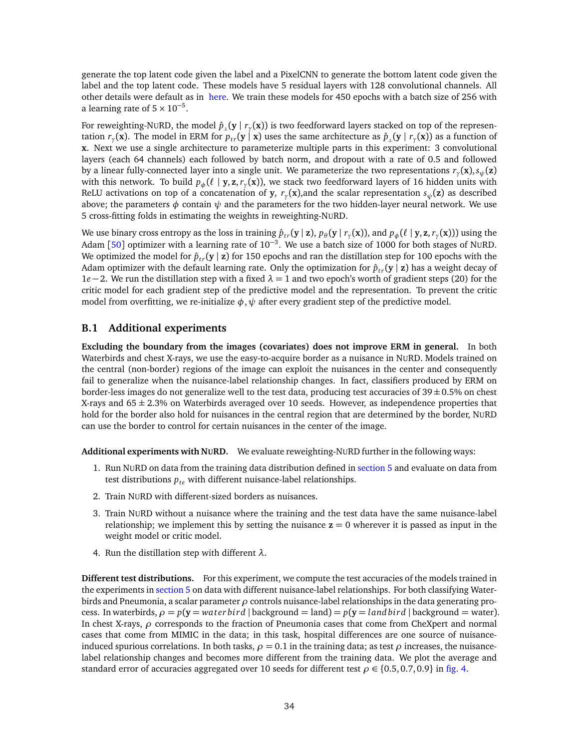generate the top latent code given the label and a PixelCNN to generate the bottom latent code given the label and the top latent code. These models have 5 residual layers with 128 convolutional channels. All other details were default as in here. We train these models for 450 epochs with a batch size of 256 with a learning rate of $5 \times 10^{-5}$.

For reweighting-NuRD, the model $\hat{p}_{\perp\!\!\!\perp}(\mathbf{y} \mid r_\gamma(\mathbf{x}))$ is two feedforward layers stacked on top of the representation $r_\gamma(\mathbf{x})$. The model in ERM for $p_{tr}(\mathbf{y} \mid \mathbf{x})$ uses the same architecture as $\hat{p}_{\perp\!\!\!\perp}(\mathbf{y} \mid r_\gamma(\mathbf{x}))$ as a function of $\mathbf{x}$. Next we use a single architecture to parameterize multiple parts in this experiment: 3 convolutional layers (each 64 channels) each followed by batch norm, and dropout with a rate of 0.5 and followed by a linear fully-connected layer into a single unit. We parameterize the two representations $r_\gamma(\mathbf{x}), s_\psi(\mathbf{z})$ with this network. To build $p_\phi(\ell \mid \mathbf{y}, \mathbf{z}, r_\gamma(\mathbf{x}))$, we stack two feedforward layers of 16 hidden units with ReLU activations on top of a concatenation of $\mathbf{y}$, $r_\gamma(\mathbf{x})$,and the scalar representation $s_\psi(\mathbf{z})$ as described above; the parameters $\phi$ contain $\psi$ and the parameters for the two hidden-layer neural network. We use 5 cross-fitting folds in estimating the weights in reweighting-NuRD.

We use binary cross entropy as the loss in training $\hat{p}_{tr}(\mathbf{y} \mid \mathbf{z})$, $p_\theta(\mathbf{y} \mid r_\gamma(\mathbf{x}))$, and $p_\phi(\ell \mid \mathbf{y}, \mathbf{z}, r_\gamma(\mathbf{x}))$ using the Adam [50] optimizer with a learning rate of $10^{-3}$. We use a batch size of 1000 for both stages of NuRD. We optimized the model for $\hat{p}_{tr}(\mathbf{y} \mid \mathbf{z})$ for 150 epochs and ran the distillation step for 100 epochs with the Adam optimizer with the default learning rate. Only the optimization for $\hat{p}_{tr}(\mathbf{y} \mid \mathbf{z})$ has a weight decay of $1e-2$. We run the distillation step with a fixed $\lambda = 1$ and two epoch's worth of gradient steps (20) for the critic model for each gradient step of the predictive model and the representation. To prevent the critic model from overfitting, we re-initialize $\phi, \psi$ after every gradient step of the predictive model.

## B.1 Additional experiments

**Excluding the boundary from the images (covariates) does not improve ERM in general.** In both Waterbirds and chest X-rays, we use the easy-to-acquire border as a nuisance in NuRD. Models trained on the central (non-border) regions of the image can exploit the nuisances in the center and consequently fail to generalize when the nuisance-label relationship changes. In fact, classifiers produced by ERM on border-less images do not generalize well to the test data, producing test accuracies of $39 \pm 0.5\%$ on chest X-rays and $65 \pm 2.3\%$ on Waterbirds averaged over 10 seeds. However, as independence properties that hold for the border also hold for nuisances in the central region that are determined by the border, NuRD can use the border to control for certain nuisances in the center of the image.

**Additional experiments with NuRD.** We evaluate reweighting-NuRD further in the following ways:

1. Run NuRD on data from the training data distribution defined in section 5 and evaluate on data from test distributions $p_{te}$ with different nuisance-label relationships.
2. Train NuRD with different-sized borders as nuisances.
3. Train NuRD without a nuisance where the training and the test data have the same nuisance-label relationship; we implement this by setting the nuisance $\mathbf{z} = 0$ wherever it is passed as input in the weight model or critic model.
4. Run the distillation step with different $\lambda$.

**Different test distributions.** For this experiment, we compute the test accuracies of the models trained in the experiments in section 5 on data with different nuisance-label relationships. For both classifying Waterbirds and Pneumonia, a scalar parameter $\rho$ controls nuisance-label relationships in the data generating process. In waterbirds, $\rho = p(\mathbf{y} = waterbird \mid \text{background} = \text{land}) = p(\mathbf{y} = landbird \mid \text{background} = \text{water})$. In chest X-rays, $\rho$ corresponds to the fraction of Pneumonia cases that come from CheXpert and normal cases that come from MIMIC in the data; in this task, hospital differences are one source of nuisance-induced spurious correlations. In both tasks, $\rho = 0.1$ in the training data; as test $\rho$ increases, the nuisance-label relationship changes and becomes more different from the training data. We plot the average and standard error of accuracies aggregated over 10 seeds for different test $\rho \in \{0.5, 0.7, 0.9\}$ in fig. 4.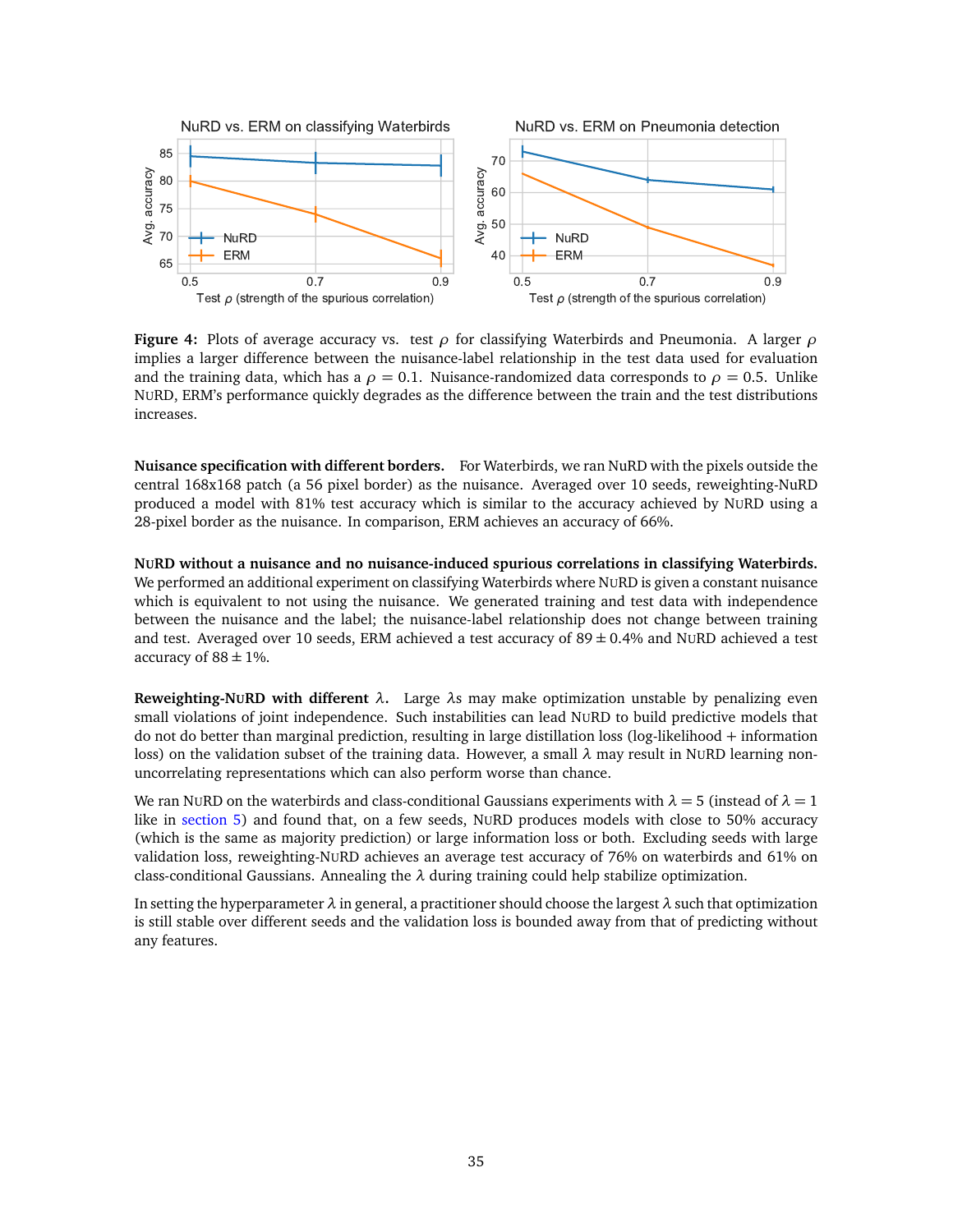NuRD vs. ERM on classifying Waterbirds

Avg. accuracy

85
80
75
70
65

0.5
0.7
0.9

Test $\rho$ (strength of the spurious correlation)

NuRD
ERM

NuRD vs. ERM on Pneumonia detection

Avg. accuracy

70
60
50
40

0.5
0.7
0.9

Test $\rho$ (strength of the spurious correlation)

NuRD
ERM

**Figure 4:** Plots of average accuracy vs. test $\rho$ for classifying Waterbirds and Pneumonia. A larger $\rho$ implies a larger difference between the nuisance-label relationship in the test data used for evaluation and the training data, which has a $\rho = 0.1$. Nuisance-randomized data corresponds to $\rho = 0.5$. Unlike NuRD, ERM's performance quickly degrades as the difference between the train and the test distributions increases.

**Nuisance specification with different borders.** For Waterbirds, we ran NuRD with the pixels outside the central 168x168 patch (a 56 pixel border) as the nuisance. Averaged over 10 seeds, reweighting-NuRD produced a model with 81% test accuracy which is similar to the accuracy achieved by NuRD using a 28-pixel border as the nuisance. In comparison, ERM achieves an accuracy of 66%.

**NuRD without a nuisance and no nuisance-induced spurious correlations in classifying Waterbirds.** We performed an additional experiment on classifying Waterbirds where NuRD is given a constant nuisance which is equivalent to not using the nuisance. We generated training and test data with independence between the nuisance and the label; the nuisance-label relationship does not change between training and test. Averaged over 10 seeds, ERM achieved a test accuracy of $89 \pm 0.4\%$ and NuRD achieved a test accuracy of $88 \pm 1\%$.

**Reweighting-NuRD with different $\lambda$.** Large $\lambda$s may make optimization unstable by penalizing even small violations of joint independence. Such instabilities can lead NuRD to build predictive models that do not do better than marginal prediction, resulting in large distillation loss (log-likelihood + information loss) on the validation subset of the training data. However, a small $\lambda$ may result in NuRD learning non-uncorrelating representations which can also perform worse than chance.

We ran NuRD on the waterbirds and class-conditional Gaussians experiments with $\lambda = 5$ (instead of $\lambda = 1$ like in section 5) and found that, on a few seeds, NuRD produces models with close to 50% accuracy (which is the same as majority prediction) or large information loss or both. Excluding seeds with large validation loss, reweighting-NuRD achieves an average test accuracy of 76% on waterbirds and 61% on class-conditional Gaussians. Annealing the $\lambda$ during training could help stabilize optimization.

In setting the hyperparameter $\lambda$ in general, a practitioner should choose the largest $\lambda$ such that optimization is still stable over different seeds and the validation loss is bounded away from that of predicting without any features.